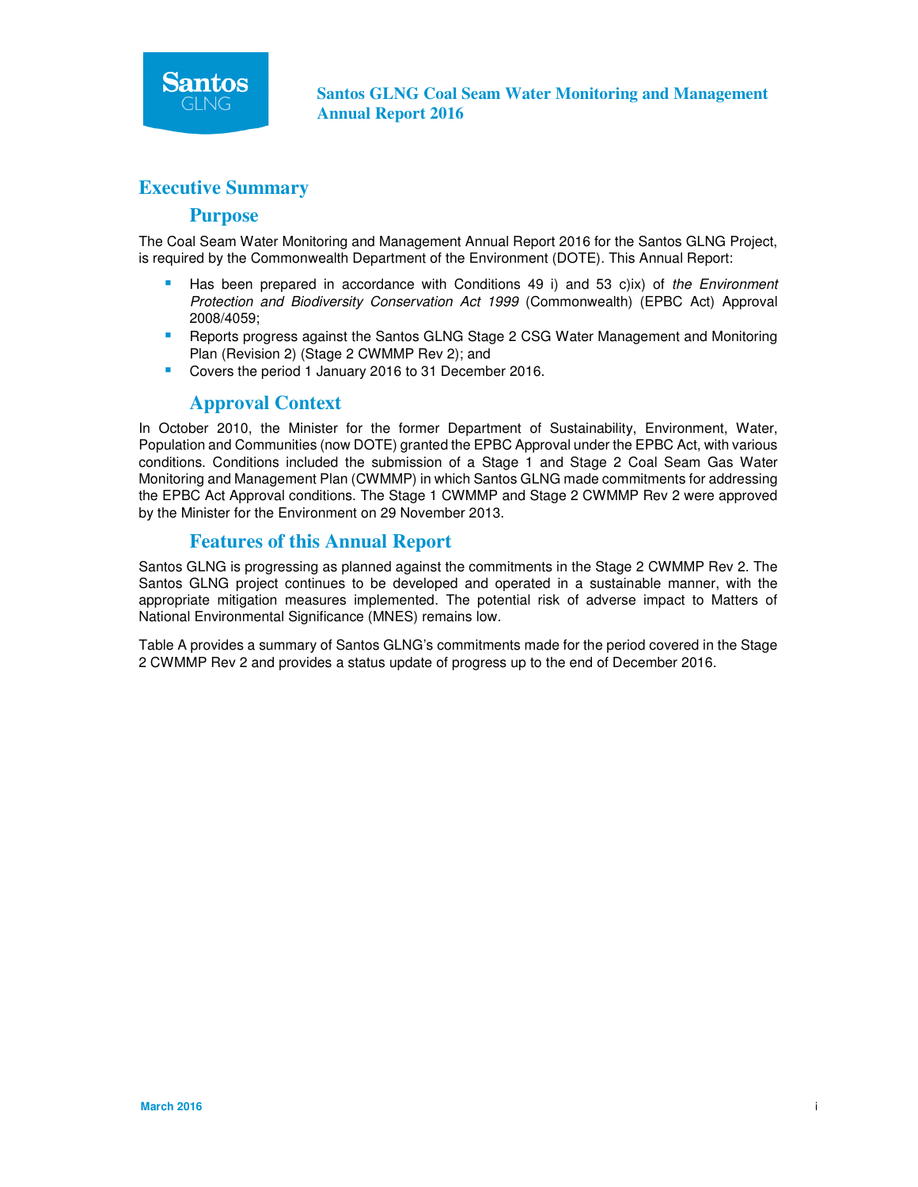# Santos GLNG Coal Seam Water Monitoring and Management Annual Report 2016

## Executive Summary

### Purpose

The Coal Seam Water Monitoring and Management Annual Report 2016 for the Santos GLNG Project, is required by the Commonwealth Department of the Environment (DOTE). This Annual Report:

- Has been prepared in accordance with Conditions 49 i) and 53 c)ix) of *the Environment Protection and Biodiversity Conservation Act 1999* (Commonwealth) (EPBC Act) Approval 2008/4059;
- Reports progress against the Santos GLNG Stage 2 CSG Water Management and Monitoring Plan (Revision 2) (Stage 2 CWMMP Rev 2); and
- Covers the period 1 January 2016 to 31 December 2016.

### Approval Context

In October 2010, the Minister for the former Department of Sustainability, Environment, Water, Population and Communities (now DOTE) granted the EPBC Approval under the EPBC Act, with various conditions. Conditions included the submission of a Stage 1 and Stage 2 Coal Seam Gas Water Monitoring and Management Plan (CWMMP) in which Santos GLNG made commitments for addressing the EPBC Act Approval conditions. The Stage 1 CWMMP and Stage 2 CWMMP Rev 2 were approved by the Minister for the Environment on 29 November 2013.

### Features of this Annual Report

Santos GLNG is progressing as planned against the commitments in the Stage 2 CWMMP Rev 2. The Santos GLNG project continues to be developed and operated in a sustainable manner, with the appropriate mitigation measures implemented. The potential risk of adverse impact to Matters of National Environmental Significance (MNES) remains low.

Table A provides a summary of Santos GLNG's commitments made for the period covered in the Stage 2 CWMMP Rev 2 and provides a status update of progress up to the end of December 2016.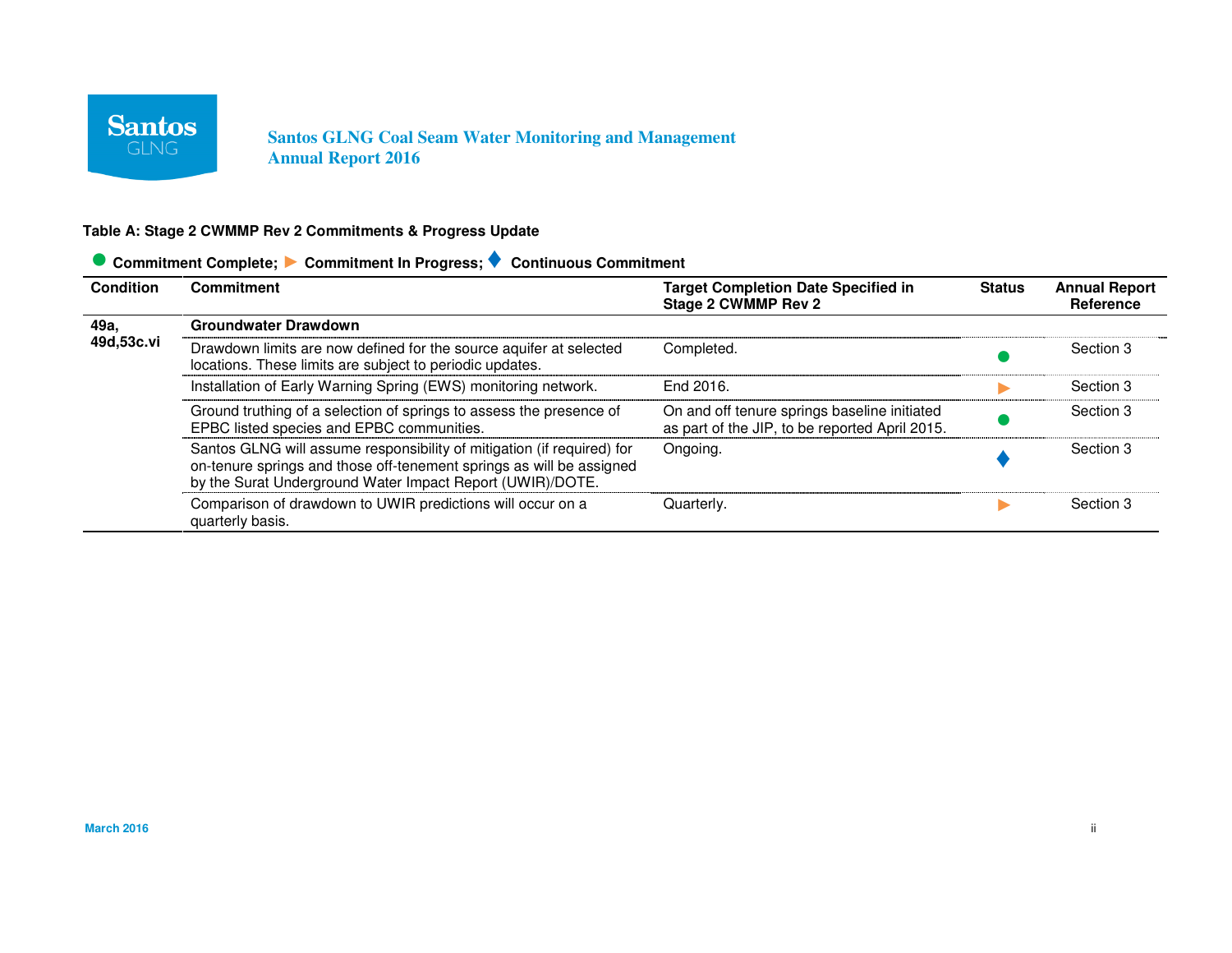**Table A: Stage 2 CWMMP Rev 2 Commitments & Progress Update**

● Commitment Complete; ► Commitment In Progress; ♦ Continuous Commitment

| Condition | Commitment | Target Completion Date Specified in Stage 2 CWMMP Rev 2 | Status | Annual Report Reference |
|---|---|---|---|---|
| 49a, 49d,53c.vi | **Groundwater Drawdown** | | | |
| | Drawdown limits are now defined for the source aquifer at selected locations. These limits are subject to periodic updates. | Completed. | ● | Section 3 |
| | Installation of Early Warning Spring (EWS) monitoring network. | End 2016. | ► | Section 3 |
| | Ground truthing of a selection of springs to assess the presence of EPBC listed species and EPBC communities. | On and off tenure springs baseline initiated as part of the JIP, to be reported April 2015. | ● | Section 3 |
| | Santos GLNG will assume responsibility of mitigation (if required) for on-tenure springs and those off-tenement springs as will be assigned by the Surat Underground Water Impact Report (UWIR)/DOTE. | Ongoing. | ♦ | Section 3 |
| | Comparison of drawdown to UWIR predictions will occur on a quarterly basis. | Quarterly. | ► | Section 3 |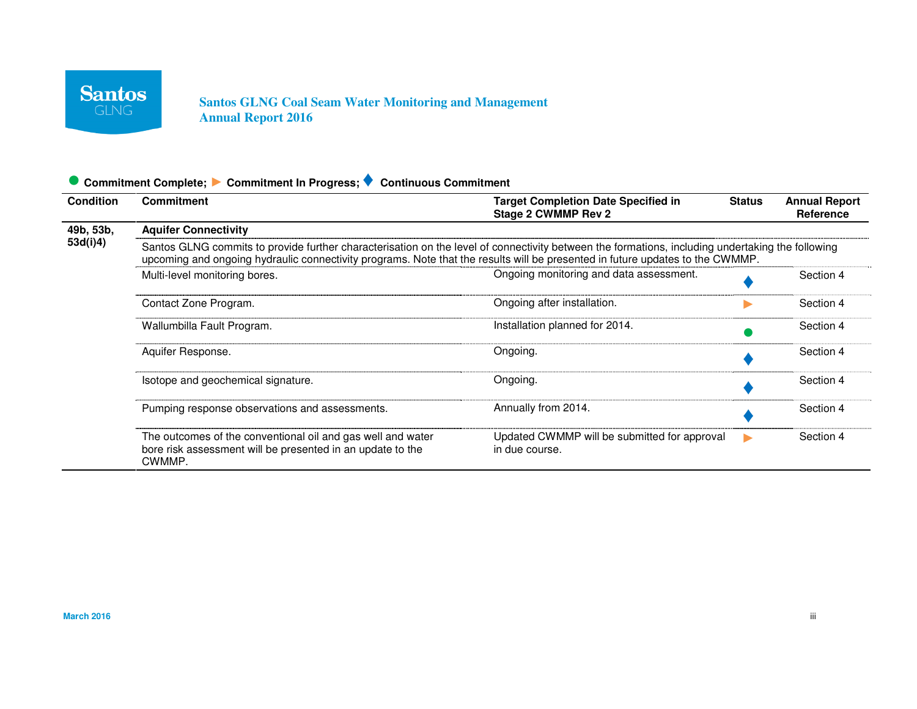● Commitment Complete; ► Commitment In Progress; ♦ Continuous Commitment

| Condition | Commitment | Target Completion Date Specified in Stage 2 CWMMP Rev 2 | Status | Annual Report Reference |
|---|---|---|---|---|
| 49b, 53b, 53d(i)4) | **Aquifer Connectivity** | | | |
| | Santos GLNG commits to provide further characterisation on the level of connectivity between the formations, including undertaking the following upcoming and ongoing hydraulic connectivity programs. Note that the results will be presented in future updates to the CWMMP. | | | |
| | Multi-level monitoring bores. | Ongoing monitoring and data assessment. | ♦ | Section 4 |
| | Contact Zone Program. | Ongoing after installation. | ► | Section 4 |
| | Wallumbilla Fault Program. | Installation planned for 2014. | ● | Section 4 |
| | Aquifer Response. | Ongoing. | ♦ | Section 4 |
| | Isotope and geochemical signature. | Ongoing. | ♦ | Section 4 |
| | Pumping response observations and assessments. | Annually from 2014. | ♦ | Section 4 |
| | The outcomes of the conventional oil and gas well and water bore risk assessment will be presented in an update to the CWMMP. | Updated CWMMP will be submitted for approval in due course. | ► | Section 4 |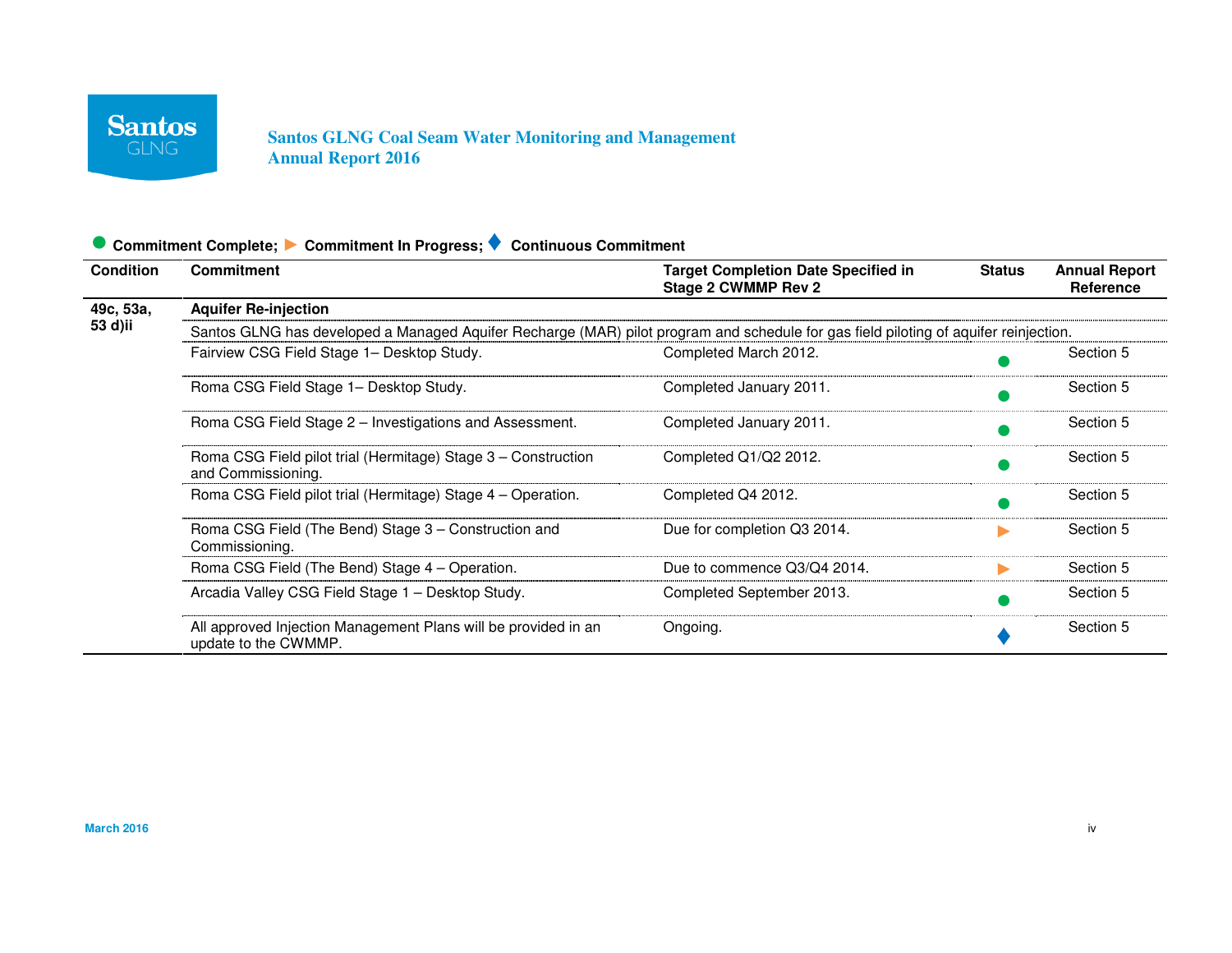● Commitment Complete; ► Commitment In Progress; ♦ Continuous Commitment

| Condition | Commitment | Target Completion Date Specified in Stage 2 CWMMP Rev 2 | Status | Annual Report Reference |
|---|---|---|---|---|
| 49c, 53a, 53 d)ii | **Aquifer Re-injection** | | | |
| | Santos GLNG has developed a Managed Aquifer Recharge (MAR) pilot program and schedule for gas field piloting of aquifer reinjection. | | | |
| | Fairview CSG Field Stage 1– Desktop Study. | Completed March 2012. | ● | Section 5 |
| | Roma CSG Field Stage 1– Desktop Study. | Completed January 2011. | ● | Section 5 |
| | Roma CSG Field Stage 2 – Investigations and Assessment. | Completed January 2011. | ● | Section 5 |
| | Roma CSG Field pilot trial (Hermitage) Stage 3 – Construction and Commissioning. | Completed Q1/Q2 2012. | ● | Section 5 |
| | Roma CSG Field pilot trial (Hermitage) Stage 4 – Operation. | Completed Q4 2012. | ● | Section 5 |
| | Roma CSG Field (The Bend) Stage 3 – Construction and Commissioning. | Due for completion Q3 2014. | ► | Section 5 |
| | Roma CSG Field (The Bend) Stage 4 – Operation. | Due to commence Q3/Q4 2014. | ► | Section 5 |
| | Arcadia Valley CSG Field Stage 1 – Desktop Study. | Completed September 2013. | ● | Section 5 |
| | All approved Injection Management Plans will be provided in an update to the CWMMP. | Ongoing. | ♦ | Section 5 |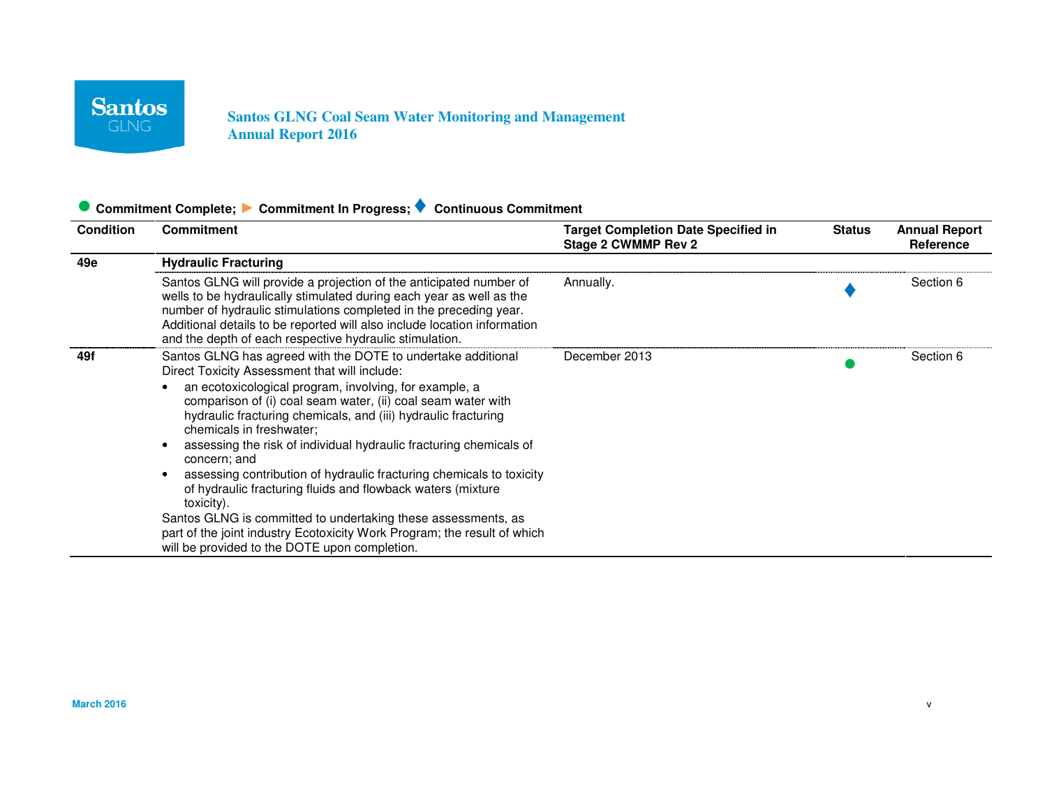● Commitment Complete; ► Commitment In Progress; ♦ Continuous Commitment

| Condition | Commitment | Target Completion Date Specified in Stage 2 CWMMP Rev 2 | Status | Annual Report Reference |
|---|---|---|---|---|
| 49e | **Hydraulic Fracturing** | | | |
| | Santos GLNG will provide a projection of the anticipated number of wells to be hydraulically stimulated during each year as well as the number of hydraulic stimulations completed in the preceding year. Additional details to be reported will also include location information and the depth of each respective hydraulic stimulation. | Annually. | ♦ | Section 6 |
| 49f | Santos GLNG has agreed with the DOTE to undertake additional Direct Toxicity Assessment that will include:<br>• an ecotoxicological program, involving, for example, a comparison of (i) coal seam water, (ii) coal seam water with hydraulic fracturing chemicals, and (iii) hydraulic fracturing chemicals in freshwater;<br>• assessing the risk of individual hydraulic fracturing chemicals of concern; and<br>• assessing contribution of hydraulic fracturing chemicals to toxicity of hydraulic fracturing fluids and flowback waters (mixture toxicity).<br>Santos GLNG is committed to undertaking these assessments, as part of the joint industry Ecotoxicity Work Program; the result of which will be provided to the DOTE upon completion. | December 2013 | ● | Section 6 |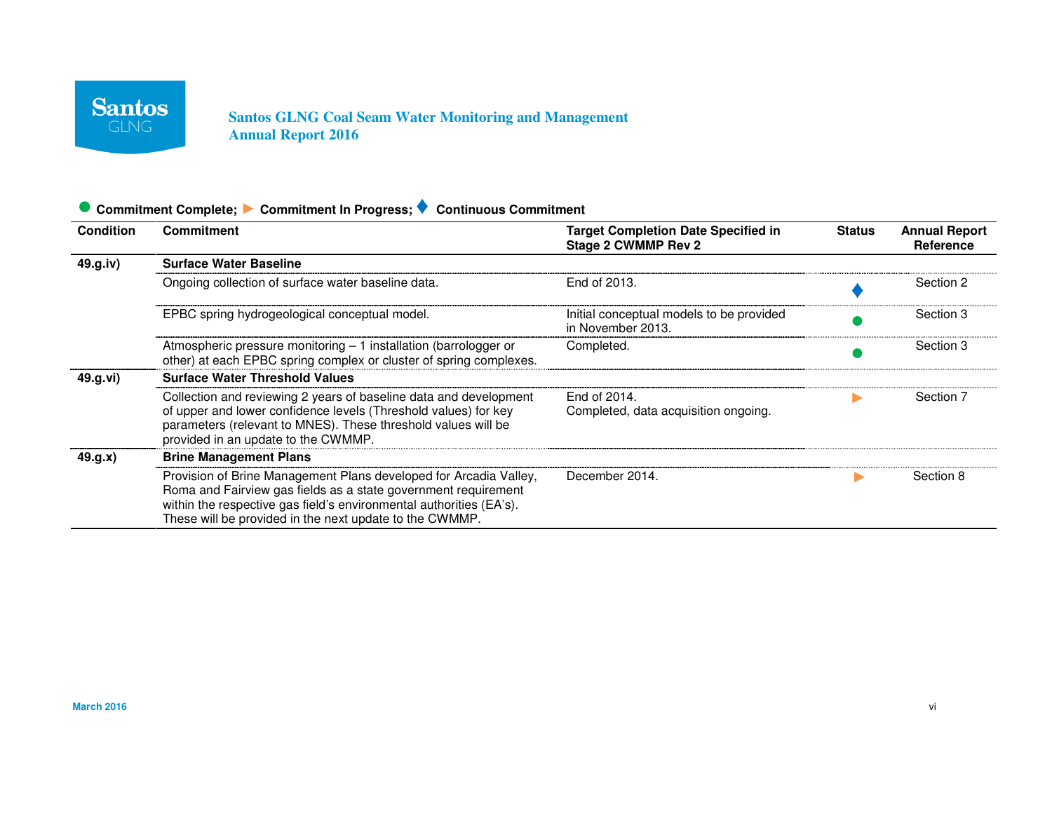● Commitment Complete; ► Commitment In Progress; ♦ Continuous Commitment

| Condition | Commitment | Target Completion Date Specified in Stage 2 CWMMP Rev 2 | Status | Annual Report Reference |
|---|---|---|---|---|
| 49.g.iv) | **Surface Water Baseline** | | | |
| | Ongoing collection of surface water baseline data. | End of 2013. | ♦ | Section 2 |
| | EPBC spring hydrogeological conceptual model. | Initial conceptual models to be provided in November 2013. | ● | Section 3 |
| | Atmospheric pressure monitoring – 1 installation (barrologger or other) at each EPBC spring complex or cluster of spring complexes. | Completed. | ● | Section 3 |
| 49.g.vi) | **Surface Water Threshold Values** | | | |
| | Collection and reviewing 2 years of baseline data and development of upper and lower confidence levels (Threshold values) for key parameters (relevant to MNES). These threshold values will be provided in an update to the CWMMP. | End of 2014. Completed, data acquisition ongoing. | ► | Section 7 |
| 49.g.x) | **Brine Management Plans** | | | |
| | Provision of Brine Management Plans developed for Arcadia Valley, Roma and Fairview gas fields as a state government requirement within the respective gas field's environmental authorities (EA's). These will be provided in the next update to the CWMMP. | December 2014. | ► | Section 8 |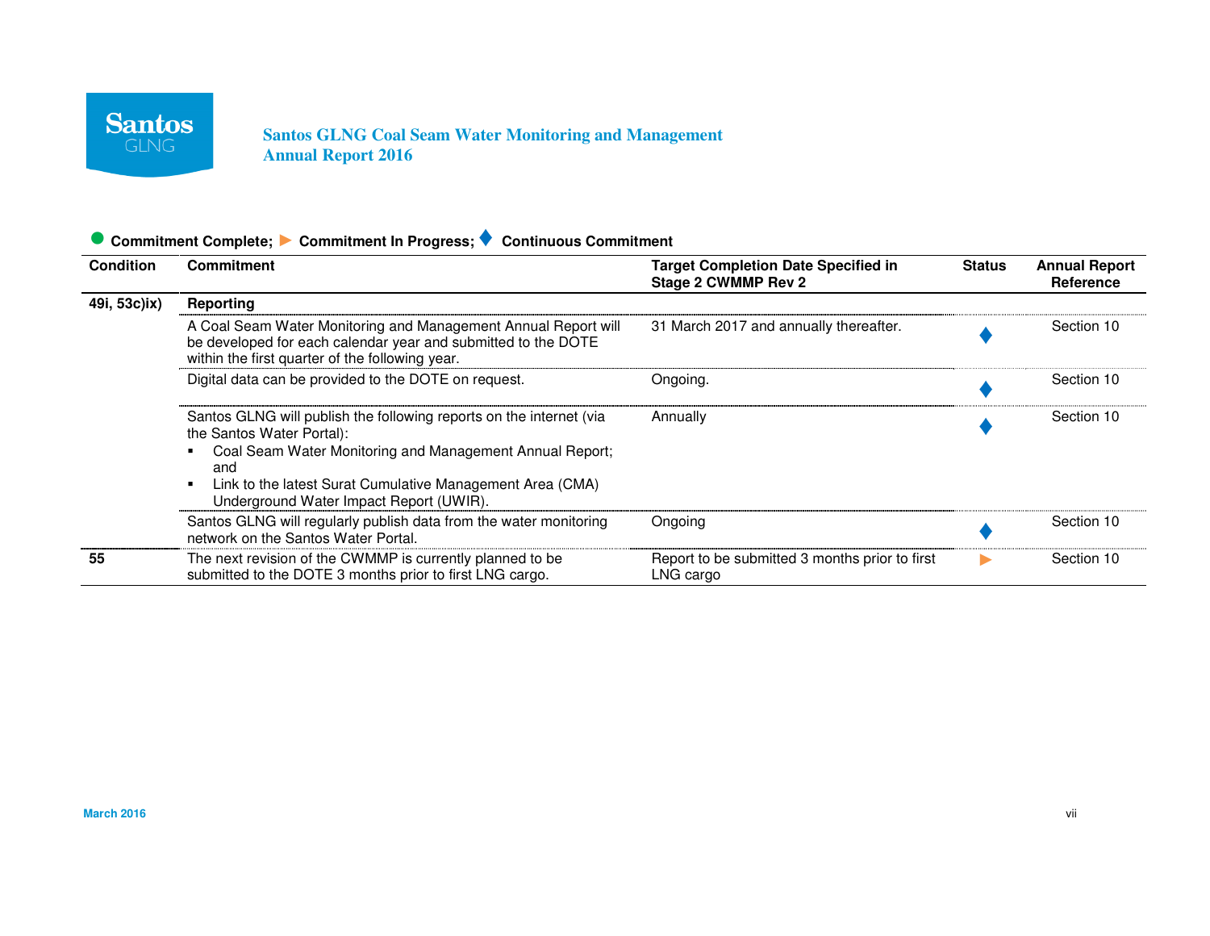● Commitment Complete; ▶ Commitment In Progress; ♦ Continuous Commitment

| Condition | Commitment | Target Completion Date Specified in Stage 2 CWMMP Rev 2 | Status | Annual Report Reference |
|---|---|---|---|---|
| 49i, 53c)ix) | **Reporting** | | | |
| | A Coal Seam Water Monitoring and Management Annual Report will be developed for each calendar year and submitted to the DOTE within the first quarter of the following year. | 31 March 2017 and annually thereafter. | ♦ | Section 10 |
| | Digital data can be provided to the DOTE on request. | Ongoing. | ♦ | Section 10 |
| | Santos GLNG will publish the following reports on the internet (via the Santos Water Portal):<br>▪ Coal Seam Water Monitoring and Management Annual Report; and<br>▪ Link to the latest Surat Cumulative Management Area (CMA) Underground Water Impact Report (UWIR). | Annually | ♦ | Section 10 |
| | Santos GLNG will regularly publish data from the water monitoring network on the Santos Water Portal. | Ongoing | ♦ | Section 10 |
| 55 | The next revision of the CWMMP is currently planned to be submitted to the DOTE 3 months prior to first LNG cargo. | Report to be submitted 3 months prior to first LNG cargo | ▶ | Section 10 |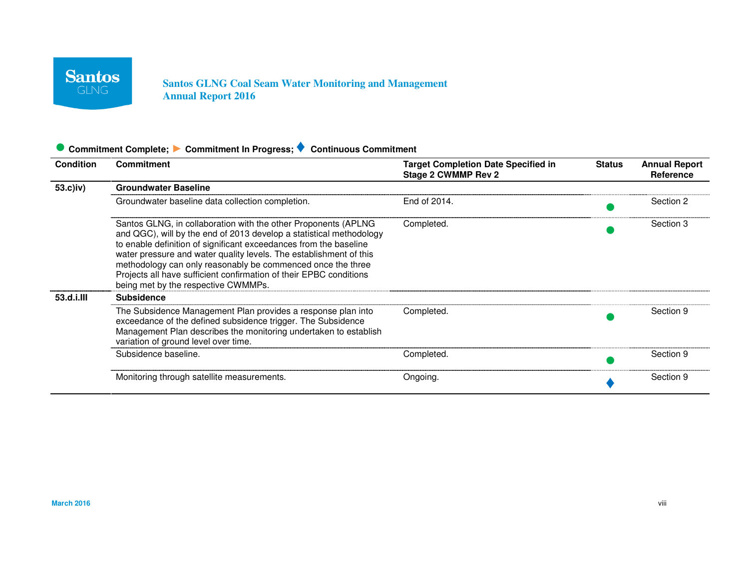● Commitment Complete; ► Commitment In Progress; ♦ Continuous Commitment

| Condition | Commitment | Target Completion Date Specified in Stage 2 CWMMP Rev 2 | Status | Annual Report Reference |
|---|---|---|---|---|
| 53.c)iv) | **Groundwater Baseline** | | | |
| | Groundwater baseline data collection completion. | End of 2014. | ● | Section 2 |
| | Santos GLNG, in collaboration with the other Proponents (APLNG and QGC), will by the end of 2013 develop a statistical methodology to enable definition of significant exceedances from the baseline water pressure and water quality levels. The establishment of this methodology can only reasonably be commenced once the three Projects all have sufficient confirmation of their EPBC conditions being met by the respective CWMMPs. | Completed. | ● | Section 3 |
| 53.d.i.III | **Subsidence** | | | |
| | The Subsidence Management Plan provides a response plan into exceedance of the defined subsidence trigger. The Subsidence Management Plan describes the monitoring undertaken to establish variation of ground level over time. | Completed. | ● | Section 9 |
| | Subsidence baseline. | Completed. | ● | Section 9 |
| | Monitoring through satellite measurements. | Ongoing. | ♦ | Section 9 |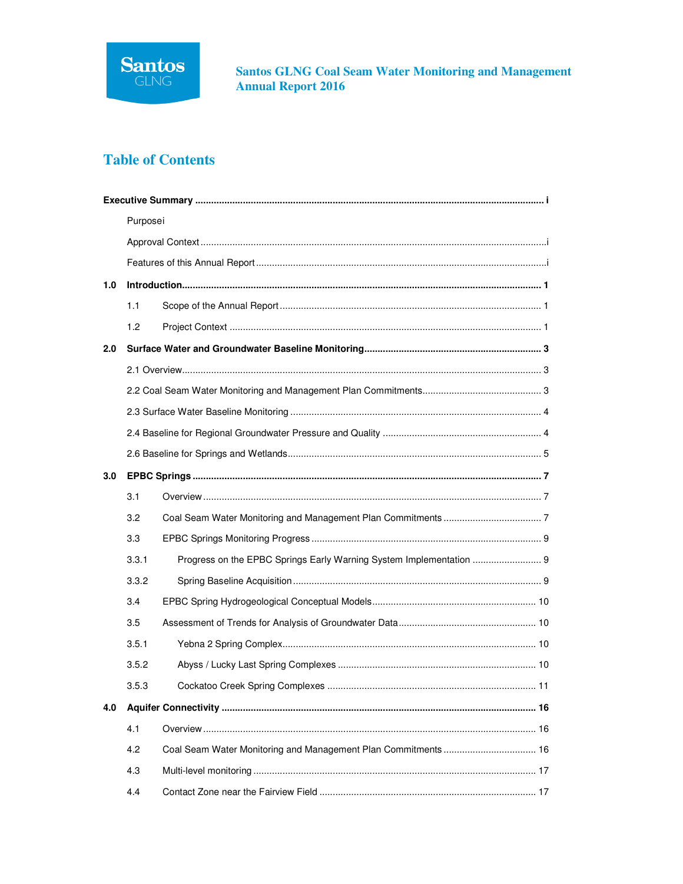# Table of Contents

**Executive Summary** ........................................................................................................................ **i**

Purposei

Approval Context ..................................................................................................................i

Features of this Annual Report ..............................................................................................i

**1.0 Introduction** ........................................................................................................................ **1**

1.1 Scope of the Annual Report ................................................................................................ 1

1.2 Project Context .................................................................................................................. 1

**2.0 Surface Water and Groundwater Baseline Monitoring** ..................................................... **3**

2.1 Overview ............................................................................................................................ 3

2.2 Coal Seam Water Monitoring and Management Plan Commitments .................................... 3

2.3 Surface Water Baseline Monitoring .................................................................................... 4

2.4 Baseline for Regional Groundwater Pressure and Quality .................................................. 4

2.6 Baseline for Springs and Wetlands ..................................................................................... 5

**3.0 EPBC Springs** ...................................................................................................................... **7**

3.1 Overview ............................................................................................................................ 7

3.2 Coal Seam Water Monitoring and Management Plan Commitments .................................... 7

3.3 EPBC Springs Monitoring Progress .................................................................................... 9

3.3.1 Progress on the EPBC Springs Early Warning System Implementation ........................... 9

3.3.2 Spring Baseline Acquisition ............................................................................................. 9

3.4 EPBC Spring Hydrogeological Conceptual Models ............................................................ 10

3.5 Assessment of Trends for Analysis of Groundwater Data ................................................... 10

3.5.1 Yebna 2 Spring Complex ................................................................................................ 10

3.5.2 Abyss / Lucky Last Spring Complexes ............................................................................ 10

3.5.3 Cockatoo Creek Spring Complexes ................................................................................ 11

**4.0 Aquifer Connectivity** ........................................................................................................... **16**

4.1 Overview ............................................................................................................................ 16

4.2 Coal Seam Water Monitoring and Management Plan Commitments ................................... 16

4.3 Multi-level monitoring ......................................................................................................... 17

4.4 Contact Zone near the Fairview Field ................................................................................. 17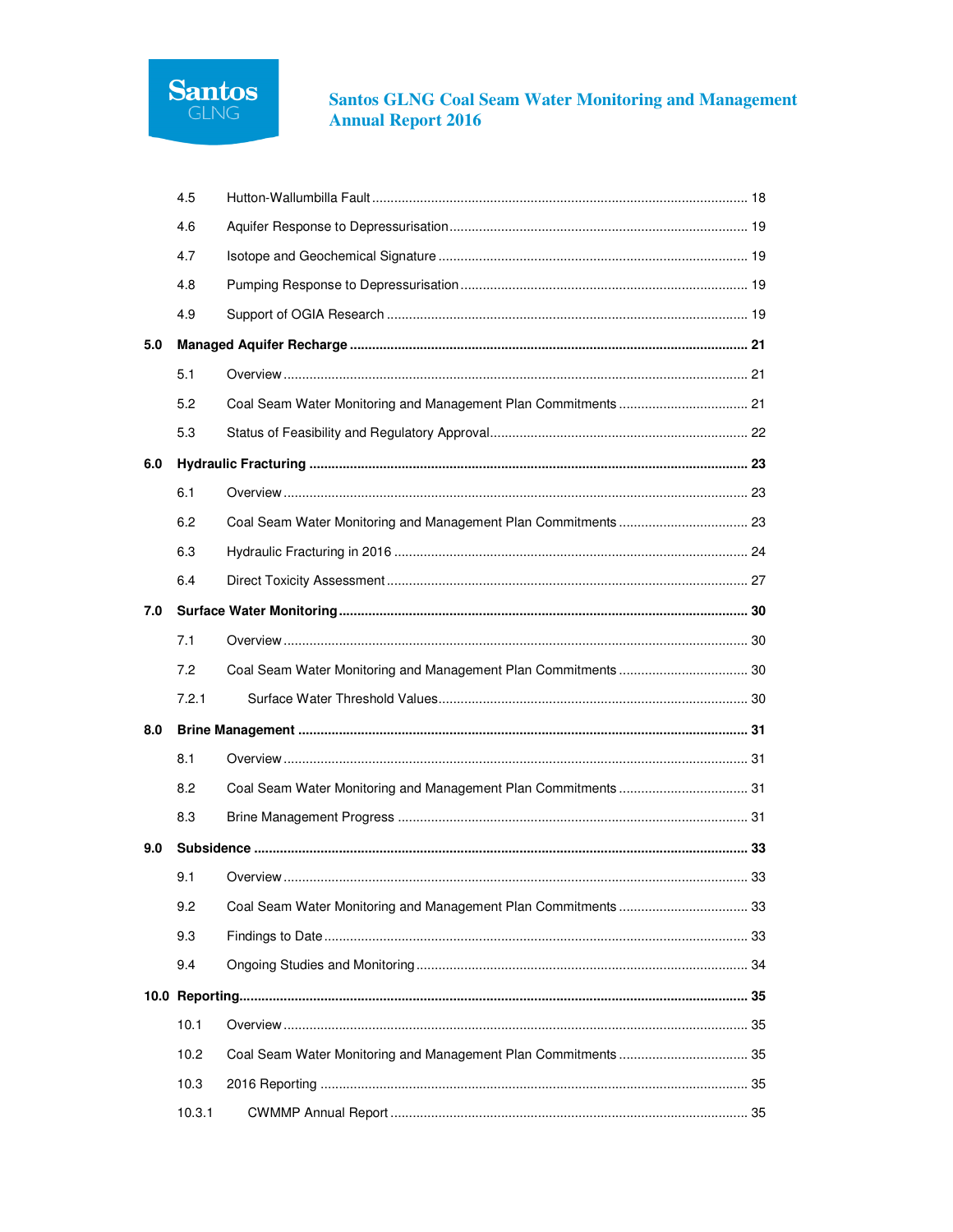| | | |
|---|---|---|
| 4.5 | Hutton-Wallumbilla Fault | 18 |
| 4.6 | Aquifer Response to Depressurisation | 19 |
| 4.7 | Isotope and Geochemical Signature | 19 |
| 4.8 | Pumping Response to Depressurisation | 19 |
| 4.9 | Support of OGIA Research | 19 |
| **5.0** | **Managed Aquifer Recharge** | **21** |
| 5.1 | Overview | 21 |
| 5.2 | Coal Seam Water Monitoring and Management Plan Commitments | 21 |
| 5.3 | Status of Feasibility and Regulatory Approval | 22 |
| **6.0** | **Hydraulic Fracturing** | **23** |
| 6.1 | Overview | 23 |
| 6.2 | Coal Seam Water Monitoring and Management Plan Commitments | 23 |
| 6.3 | Hydraulic Fracturing in 2016 | 24 |
| 6.4 | Direct Toxicity Assessment | 27 |
| **7.0** | **Surface Water Monitoring** | **30** |
| 7.1 | Overview | 30 |
| 7.2 | Coal Seam Water Monitoring and Management Plan Commitments | 30 |
| 7.2.1 | Surface Water Threshold Values | 30 |
| **8.0** | **Brine Management** | **31** |
| 8.1 | Overview | 31 |
| 8.2 | Coal Seam Water Monitoring and Management Plan Commitments | 31 |
| 8.3 | Brine Management Progress | 31 |
| **9.0** | **Subsidence** | **33** |
| 9.1 | Overview | 33 |
| 9.2 | Coal Seam Water Monitoring and Management Plan Commitments | 33 |
| 9.3 | Findings to Date | 33 |
| 9.4 | Ongoing Studies and Monitoring | 34 |
| **10.0** | **Reporting** | **35** |
| 10.1 | Overview | 35 |
| 10.2 | Coal Seam Water Monitoring and Management Plan Commitments | 35 |
| 10.3 | 2016 Reporting | 35 |
| 10.3.1 | CWMMP Annual Report | 35 |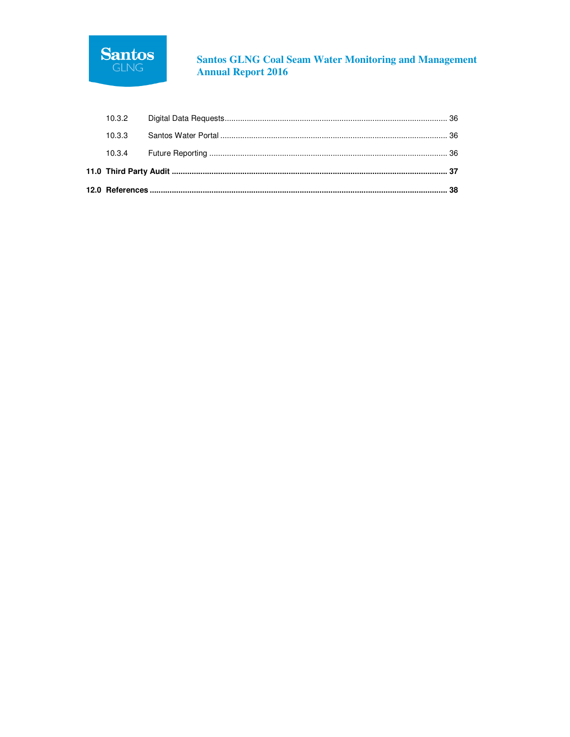10.3.2 Digital Data Requests ........................................................................................................ 36

10.3.3 Santos Water Portal ........................................................................................................ 36

10.3.4 Future Reporting ........................................................................................................ 36

**11.0 Third Party Audit ........................................................................................................ 37**

**12.0 References ........................................................................................................ 38**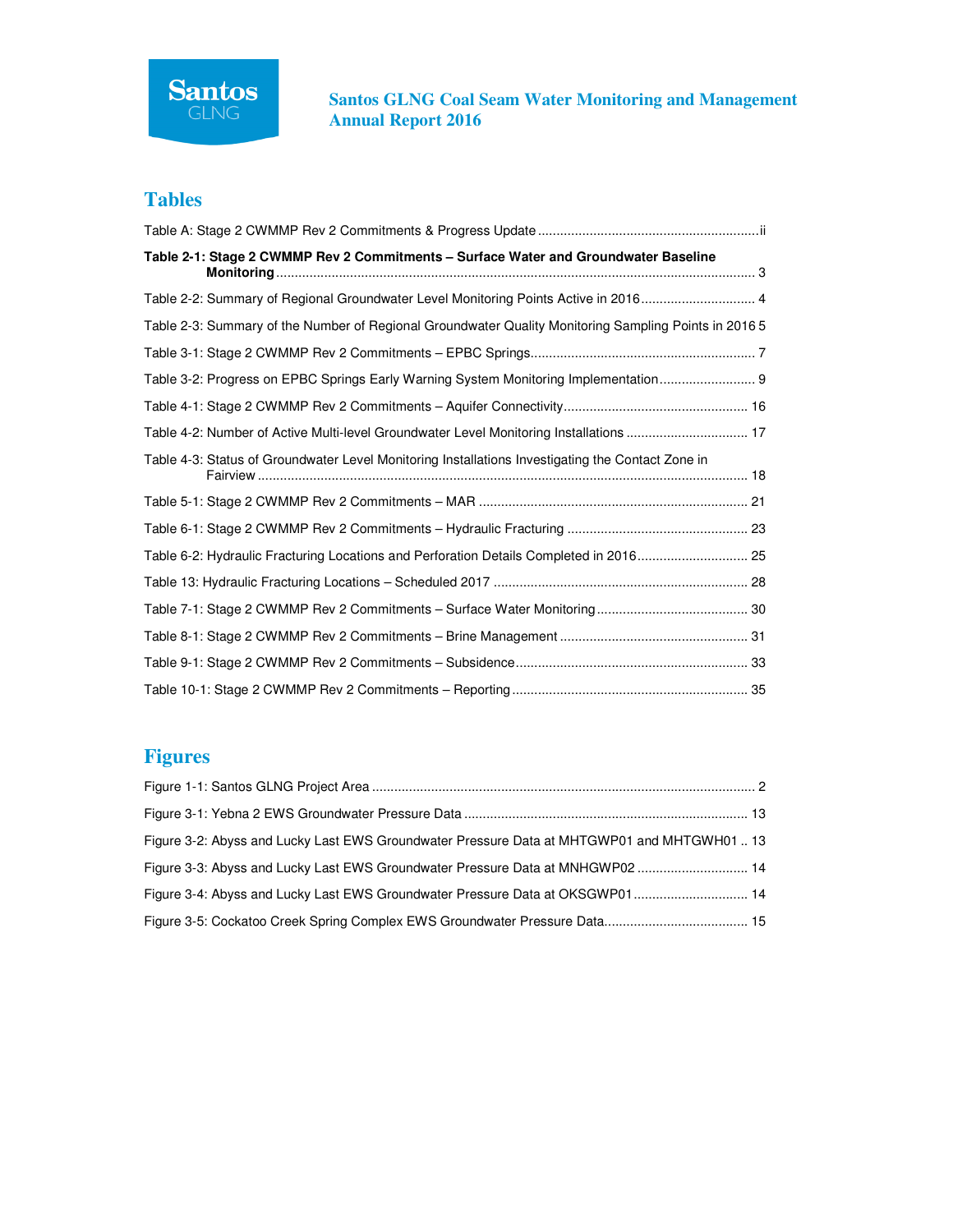## Tables

Table A: Stage 2 CWMMP Rev 2 Commitments & Progress Update ............................................................ii

**Table 2-1: Stage 2 CWMMP Rev 2 Commitments – Surface Water and Groundwater Baseline Monitoring** .................................................................................................................................. 3

Table 2-2: Summary of Regional Groundwater Level Monitoring Points Active in 2016 ............................... 4

Table 2-3: Summary of the Number of Regional Groundwater Quality Monitoring Sampling Points in 2016 5

Table 3-1: Stage 2 CWMMP Rev 2 Commitments – EPBC Springs............................................................ 7

Table 3-2: Progress on EPBC Springs Early Warning System Monitoring Implementation.......................... 9

Table 4-1: Stage 2 CWMMP Rev 2 Commitments – Aquifer Connectivity.................................................. 16

Table 4-2: Number of Active Multi-level Groundwater Level Monitoring Installations ................................. 17

Table 4-3: Status of Groundwater Level Monitoring Installations Investigating the Contact Zone in Fairview ..................................................................................................................................... 18

Table 5-1: Stage 2 CWMMP Rev 2 Commitments – MAR ......................................................................... 21

Table 6-1: Stage 2 CWMMP Rev 2 Commitments – Hydraulic Fracturing ................................................. 23

Table 6-2: Hydraulic Fracturing Locations and Perforation Details Completed in 2016.............................. 25

Table 13: Hydraulic Fracturing Locations – Scheduled 2017 ..................................................................... 28

Table 7-1: Stage 2 CWMMP Rev 2 Commitments – Surface Water Monitoring......................................... 30

Table 8-1: Stage 2 CWMMP Rev 2 Commitments – Brine Management ................................................... 31

Table 9-1: Stage 2 CWMMP Rev 2 Commitments – Subsidence............................................................... 33

Table 10-1: Stage 2 CWMMP Rev 2 Commitments – Reporting ................................................................ 35

## Figures

Figure 1-1: Santos GLNG Project Area ......................................................................................................... 2

Figure 3-1: Yebna 2 EWS Groundwater Pressure Data ............................................................................. 13

Figure 3-2: Abyss and Lucky Last EWS Groundwater Pressure Data at MHTGWP01 and MHTGWH01 .. 13

Figure 3-3: Abyss and Lucky Last EWS Groundwater Pressure Data at MNHGWP02 .............................. 14

Figure 3-4: Abyss and Lucky Last EWS Groundwater Pressure Data at OKSGWP01 ............................... 14

Figure 3-5: Cockatoo Creek Spring Complex EWS Groundwater Pressure Data....................................... 15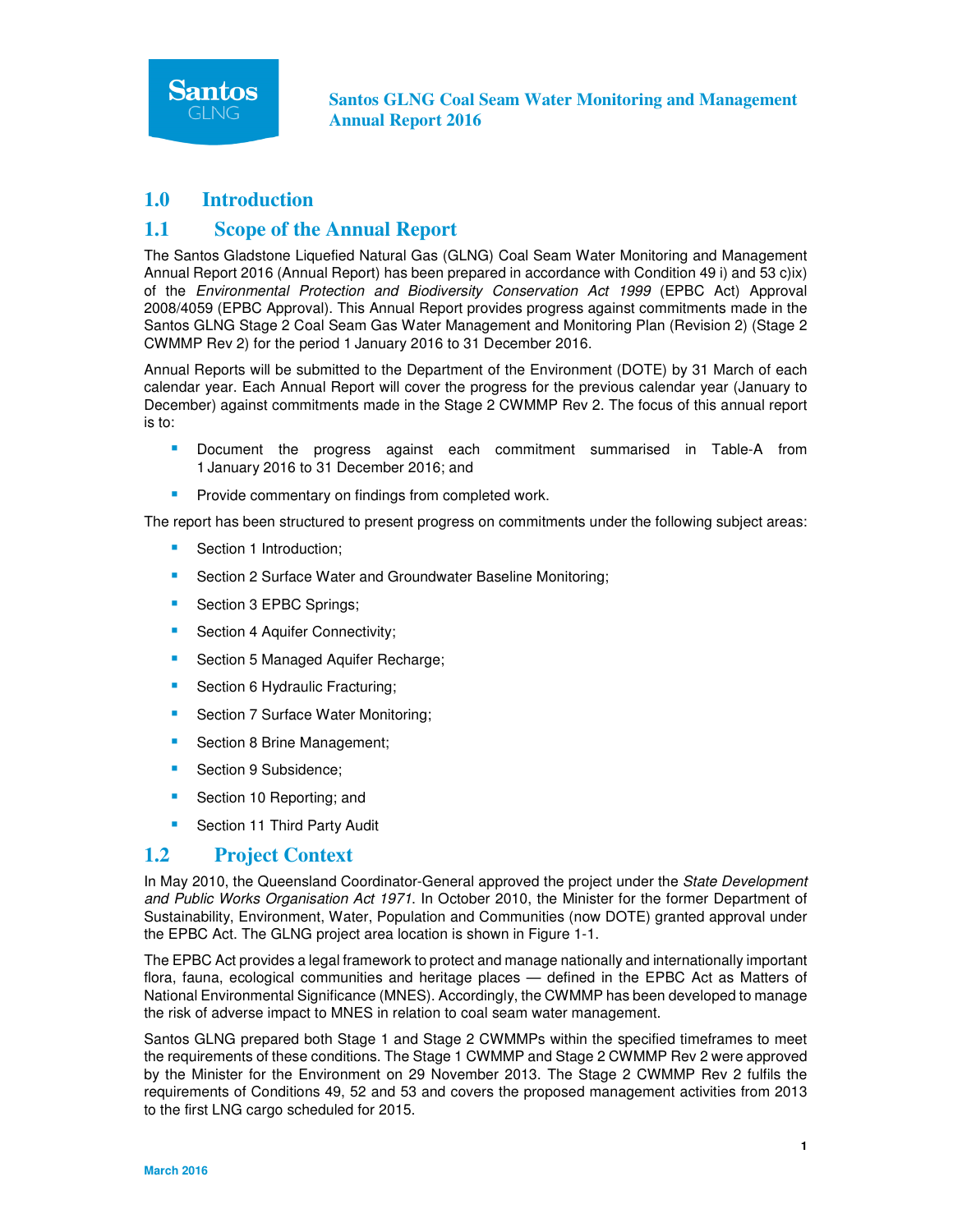# 1.0 Introduction

## 1.1 Scope of the Annual Report

The Santos Gladstone Liquefied Natural Gas (GLNG) Coal Seam Water Monitoring and Management Annual Report 2016 (Annual Report) has been prepared in accordance with Condition 49 i) and 53 c)ix) of the *Environmental Protection and Biodiversity Conservation Act 1999* (EPBC Act) Approval 2008/4059 (EPBC Approval). This Annual Report provides progress against commitments made in the Santos GLNG Stage 2 Coal Seam Gas Water Management and Monitoring Plan (Revision 2) (Stage 2 CWMMP Rev 2) for the period 1 January 2016 to 31 December 2016.

Annual Reports will be submitted to the Department of the Environment (DOTE) by 31 March of each calendar year. Each Annual Report will cover the progress for the previous calendar year (January to December) against commitments made in the Stage 2 CWMMP Rev 2. The focus of this annual report is to:

- Document the progress against each commitment summarised in Table-A from 1 January 2016 to 31 December 2016; and
- Provide commentary on findings from completed work.

The report has been structured to present progress on commitments under the following subject areas:

- Section 1 Introduction;
- Section 2 Surface Water and Groundwater Baseline Monitoring;
- Section 3 EPBC Springs;
- Section 4 Aquifer Connectivity;
- Section 5 Managed Aquifer Recharge;
- Section 6 Hydraulic Fracturing;
- Section 7 Surface Water Monitoring;
- Section 8 Brine Management;
- Section 9 Subsidence;
- Section 10 Reporting; and
- Section 11 Third Party Audit

## 1.2 Project Context

In May 2010, the Queensland Coordinator-General approved the project under the *State Development and Public Works Organisation Act 1971.* In October 2010, the Minister for the former Department of Sustainability, Environment, Water, Population and Communities (now DOTE) granted approval under the EPBC Act. The GLNG project area location is shown in Figure 1-1.

The EPBC Act provides a legal framework to protect and manage nationally and internationally important flora, fauna, ecological communities and heritage places — defined in the EPBC Act as Matters of National Environmental Significance (MNES). Accordingly, the CWMMP has been developed to manage the risk of adverse impact to MNES in relation to coal seam water management.

Santos GLNG prepared both Stage 1 and Stage 2 CWMMPs within the specified timeframes to meet the requirements of these conditions. The Stage 1 CWMMP and Stage 2 CWMMP Rev 2 were approved by the Minister for the Environment on 29 November 2013. The Stage 2 CWMMP Rev 2 fulfils the requirements of Conditions 49, 52 and 53 and covers the proposed management activities from 2013 to the first LNG cargo scheduled for 2015.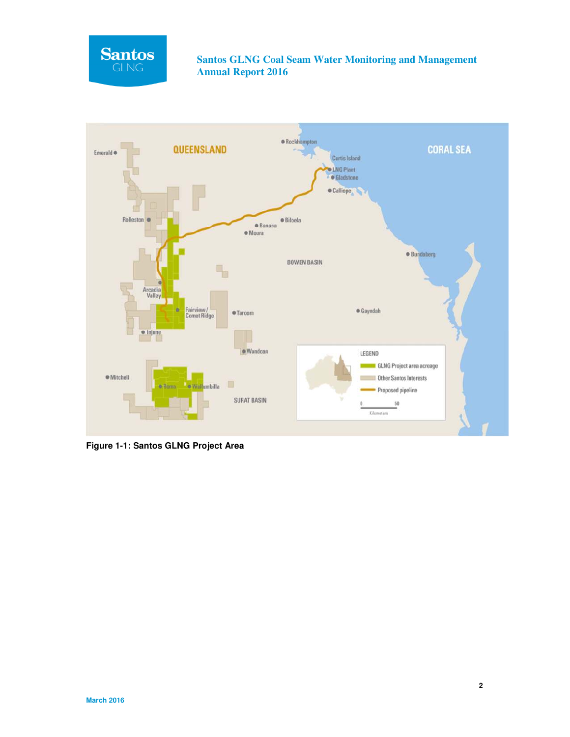**Figure 1-1: Santos GLNG Project Area**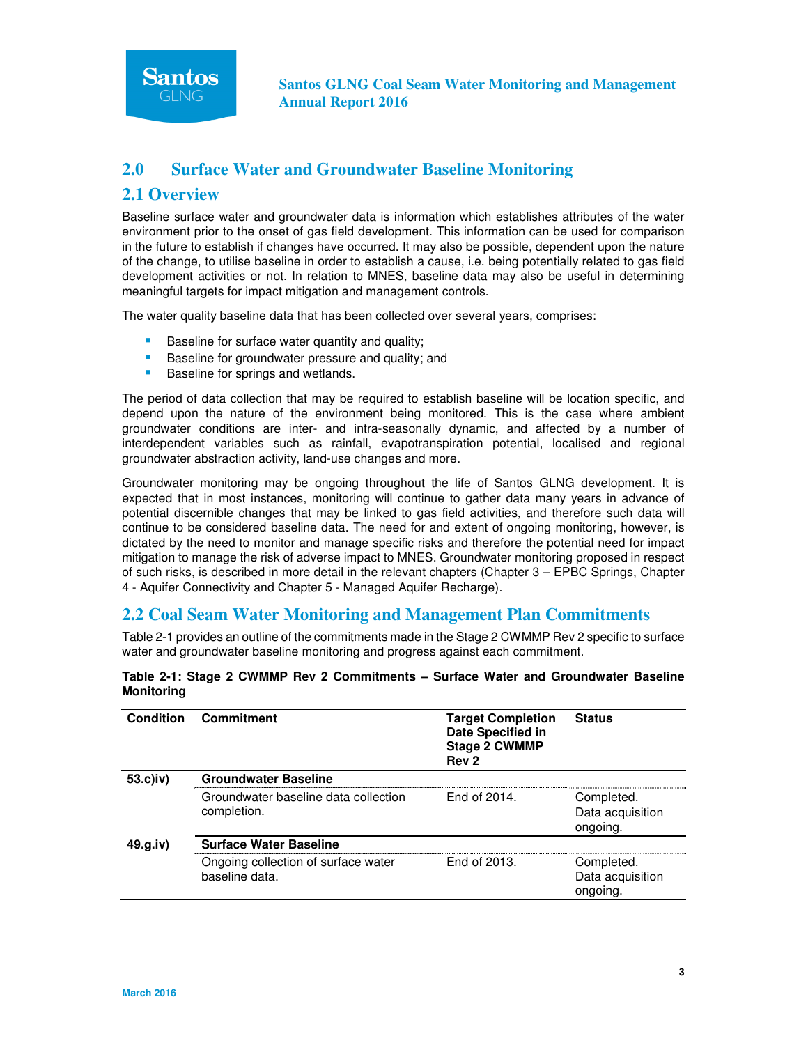## 2.0 Surface Water and Groundwater Baseline Monitoring

### 2.1 Overview

Baseline surface water and groundwater data is information which establishes attributes of the water environment prior to the onset of gas field development. This information can be used for comparison in the future to establish if changes have occurred. It may also be possible, dependent upon the nature of the change, to utilise baseline in order to establish a cause, i.e. being potentially related to gas field development activities or not. In relation to MNES, baseline data may also be useful in determining meaningful targets for impact mitigation and management controls.

The water quality baseline data that has been collected over several years, comprises:

- Baseline for surface water quantity and quality;
- Baseline for groundwater pressure and quality; and
- Baseline for springs and wetlands.

The period of data collection that may be required to establish baseline will be location specific, and depend upon the nature of the environment being monitored. This is the case where ambient groundwater conditions are inter- and intra-seasonally dynamic, and affected by a number of interdependent variables such as rainfall, evapotranspiration potential, localised and regional groundwater abstraction activity, land-use changes and more.

Groundwater monitoring may be ongoing throughout the life of Santos GLNG development. It is expected that in most instances, monitoring will continue to gather data many years in advance of potential discernible changes that may be linked to gas field activities, and therefore such data will continue to be considered baseline data. The need for and extent of ongoing monitoring, however, is dictated by the need to monitor and manage specific risks and therefore the potential need for impact mitigation to manage the risk of adverse impact to MNES. Groundwater monitoring proposed in respect of such risks, is described in more detail in the relevant chapters (Chapter 3 – EPBC Springs, Chapter 4 - Aquifer Connectivity and Chapter 5 - Managed Aquifer Recharge).

### 2.2 Coal Seam Water Monitoring and Management Plan Commitments

Table 2-1 provides an outline of the commitments made in the Stage 2 CWMMP Rev 2 specific to surface water and groundwater baseline monitoring and progress against each commitment.

**Table 2-1: Stage 2 CWMMP Rev 2 Commitments – Surface Water and Groundwater Baseline Monitoring**

| Condition | Commitment | Target Completion Date Specified in Stage 2 CWMMP Rev 2 | Status |
|---|---|---|---|
| 53.c)iv) | **Groundwater Baseline** | | |
| | Groundwater baseline data collection completion. | End of 2014. | Completed. Data acquisition ongoing. |
| 49.g.iv) | **Surface Water Baseline** | | |
| | Ongoing collection of surface water baseline data. | End of 2013. | Completed. Data acquisition ongoing. |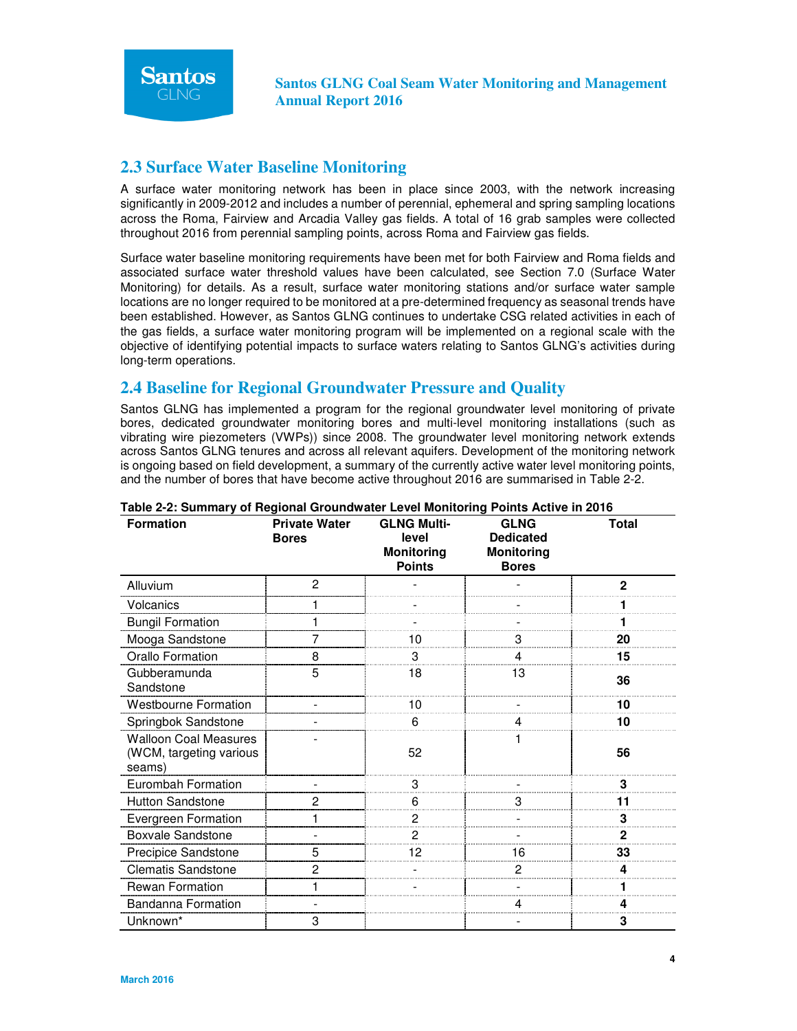## 2.3 Surface Water Baseline Monitoring

A surface water monitoring network has been in place since 2003, with the network increasing significantly in 2009-2012 and includes a number of perennial, ephemeral and spring sampling locations across the Roma, Fairview and Arcadia Valley gas fields. A total of 16 grab samples were collected throughout 2016 from perennial sampling points, across Roma and Fairview gas fields.

Surface water baseline monitoring requirements have been met for both Fairview and Roma fields and associated surface water threshold values have been calculated, see Section 7.0 (Surface Water Monitoring) for details. As a result, surface water monitoring stations and/or surface water sample locations are no longer required to be monitored at a pre-determined frequency as seasonal trends have been established. However, as Santos GLNG continues to undertake CSG related activities in each of the gas fields, a surface water monitoring program will be implemented on a regional scale with the objective of identifying potential impacts to surface waters relating to Santos GLNG's activities during long-term operations.

## 2.4 Baseline for Regional Groundwater Pressure and Quality

Santos GLNG has implemented a program for the regional groundwater level monitoring of private bores, dedicated groundwater monitoring bores and multi-level monitoring installations (such as vibrating wire piezometers (VWPs)) since 2008. The groundwater level monitoring network extends across Santos GLNG tenures and across all relevant aquifers. Development of the monitoring network is ongoing based on field development, a summary of the currently active water level monitoring points, and the number of bores that have become active throughout 2016 are summarised in Table 2-2.

**Table 2-2: Summary of Regional Groundwater Level Monitoring Points Active in 2016**

| Formation | Private Water Bores | GLNG Multi-level Monitoring Points | GLNG Dedicated Monitoring Bores | Total |
|---|---|---|---|---|
| Alluvium | 2 | - | - | **2** |
| Volcanics | 1 | - | - | **1** |
| Bungil Formation | 1 | - | - | **1** |
| Mooga Sandstone | 7 | 10 | 3 | **20** |
| Orallo Formation | 8 | 3 | 4 | **15** |
| Gubberamunda Sandstone | 5 | 18 | 13 | **36** |
| Westbourne Formation | - | 10 | - | **10** |
| Springbok Sandstone | - | 6 | 4 | **10** |
| Walloon Coal Measures (WCM, targeting various seams) | - | 52 | 1 | **56** |
| Eurombah Formation | - | 3 | - | **3** |
| Hutton Sandstone | 2 | 6 | 3 | **11** |
| Evergreen Formation | 1 | 2 | - | **3** |
| Boxvale Sandstone | - | 2 | - | **2** |
| Precipice Sandstone | 5 | 12 | 16 | **33** |
| Clematis Sandstone | 2 | - | 2 | **4** |
| Rewan Formation | 1 | - | - | **1** |
| Bandanna Formation | - | | 4 | **4** |
| Unknown* | 3 | | - | **3** |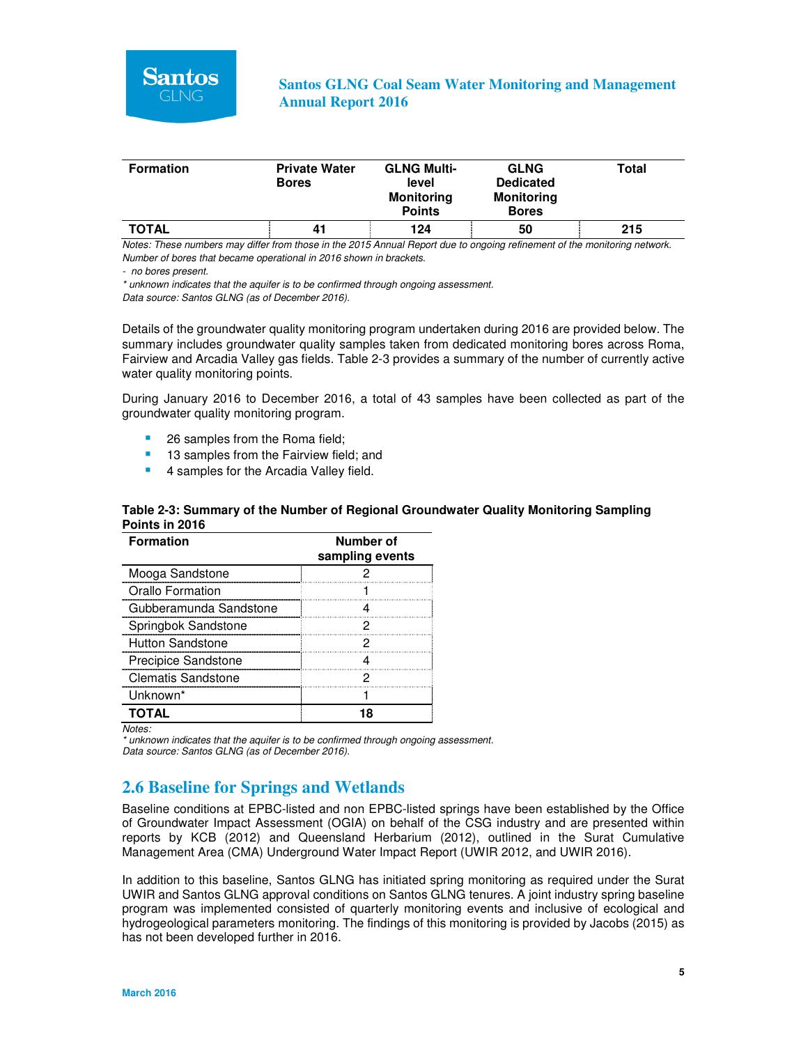| Formation | Private Water Bores | GLNG Multi-level Monitoring Points | GLNG Dedicated Monitoring Bores | Total |
|---|---|---|---|---|
| **TOTAL** | **41** | **124** | **50** | **215** |

*Notes: These numbers may differ from those in the 2015 Annual Report due to ongoing refinement of the monitoring network.*
*Number of bores that became operational in 2016 shown in brackets.*
*- no bores present.*
** unknown indicates that the aquifer is to be confirmed through ongoing assessment.*
*Data source: Santos GLNG (as of December 2016).*

Details of the groundwater quality monitoring program undertaken during 2016 are provided below. The summary includes groundwater quality samples taken from dedicated monitoring bores across Roma, Fairview and Arcadia Valley gas fields. Table 2-3 provides a summary of the number of currently active water quality monitoring points.

During January 2016 to December 2016, a total of 43 samples have been collected as part of the groundwater quality monitoring program.

- 26 samples from the Roma field;
- 13 samples from the Fairview field; and
- 4 samples for the Arcadia Valley field.

**Table 2-3: Summary of the Number of Regional Groundwater Quality Monitoring Sampling Points in 2016**

| Formation | Number of sampling events |
|---|---|
| Mooga Sandstone | 2 |
| Orallo Formation | 1 |
| Gubberamunda Sandstone | 4 |
| Springbok Sandstone | 2 |
| Hutton Sandstone | 2 |
| Precipice Sandstone | 4 |
| Clematis Sandstone | 2 |
| Unknown* | 1 |
| **TOTAL** | **18** |

*Notes:*
** unknown indicates that the aquifer is to be confirmed through ongoing assessment.*
*Data source: Santos GLNG (as of December 2016).*

## 2.6 Baseline for Springs and Wetlands

Baseline conditions at EPBC-listed and non EPBC-listed springs have been established by the Office of Groundwater Impact Assessment (OGIA) on behalf of the CSG industry and are presented within reports by KCB (2012) and Queensland Herbarium (2012), outlined in the Surat Cumulative Management Area (CMA) Underground Water Impact Report (UWIR 2012, and UWIR 2016).

In addition to this baseline, Santos GLNG has initiated spring monitoring as required under the Surat UWIR and Santos GLNG approval conditions on Santos GLNG tenures. A joint industry spring baseline program was implemented consisted of quarterly monitoring events and inclusive of ecological and hydrogeological parameters monitoring. The findings of this monitoring is provided by Jacobs (2015) as has not been developed further in 2016.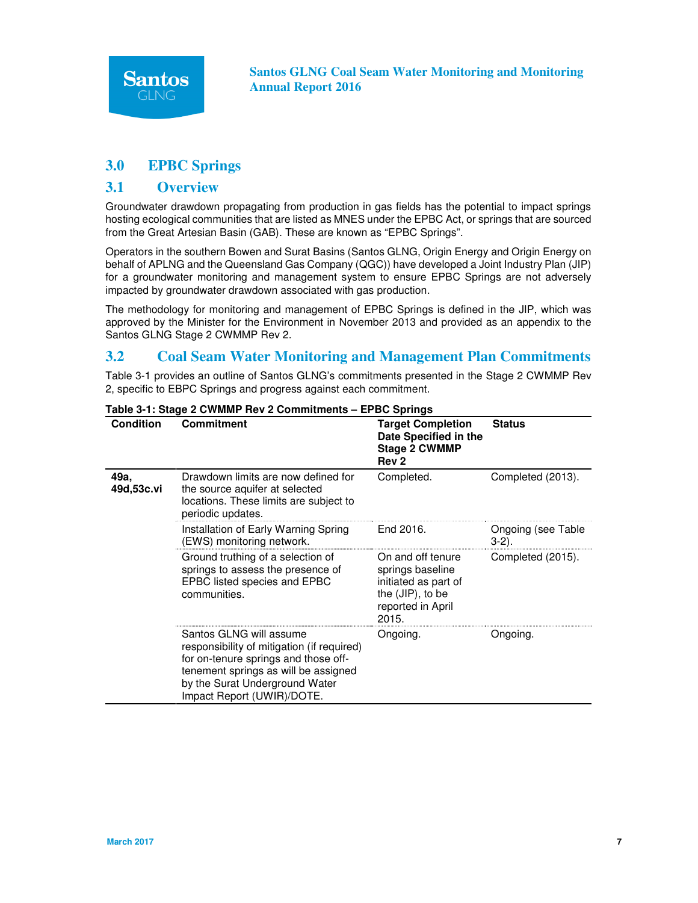## 3.0 EPBC Springs

### 3.1 Overview

Groundwater drawdown propagating from production in gas fields has the potential to impact springs hosting ecological communities that are listed as MNES under the EPBC Act, or springs that are sourced from the Great Artesian Basin (GAB). These are known as "EPBC Springs".

Operators in the southern Bowen and Surat Basins (Santos GLNG, Origin Energy and Origin Energy on behalf of APLNG and the Queensland Gas Company (QGC)) have developed a Joint Industry Plan (JIP) for a groundwater monitoring and management system to ensure EPBC Springs are not adversely impacted by groundwater drawdown associated with gas production.

The methodology for monitoring and management of EPBC Springs is defined in the JIP, which was approved by the Minister for the Environment in November 2013 and provided as an appendix to the Santos GLNG Stage 2 CWMMP Rev 2.

### 3.2 Coal Seam Water Monitoring and Management Plan Commitments

Table 3-1 provides an outline of Santos GLNG's commitments presented in the Stage 2 CWMMP Rev 2, specific to EBPC Springs and progress against each commitment.

**Table 3-1: Stage 2 CWMMP Rev 2 Commitments – EPBC Springs**

| Condition | Commitment | Target Completion Date Specified in the Stage 2 CWMMP Rev 2 | Status |
|---|---|---|---|
| 49a, 49d,53c.vi | Drawdown limits are now defined for the source aquifer at selected locations. These limits are subject to periodic updates. | Completed. | Completed (2013). |
| | Installation of Early Warning Spring (EWS) monitoring network. | End 2016. | Ongoing (see Table 3-2). |
| | Ground truthing of a selection of springs to assess the presence of EPBC listed species and EPBC communities. | On and off tenure springs baseline initiated as part of the (JIP), to be reported in April 2015. | Completed (2015). |
| | Santos GLNG will assume responsibility of mitigation (if required) for on-tenure springs and those off-tenement springs as will be assigned by the Surat Underground Water Impact Report (UWIR)/DOTE. | Ongoing. | Ongoing. |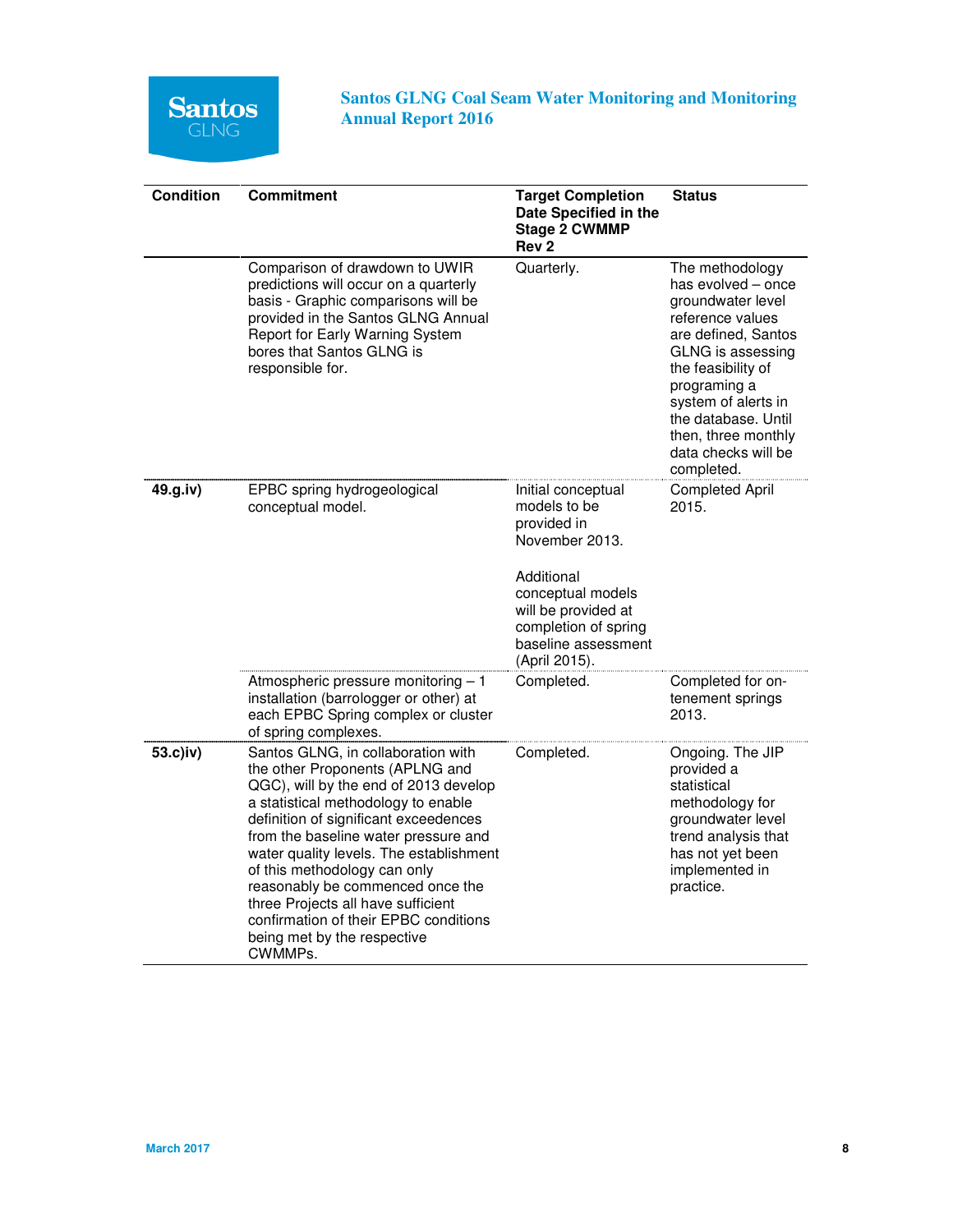| Condition | Commitment | Target Completion Date Specified in the Stage 2 CWMMP Rev 2 | Status |
|---|---|---|---|
| | Comparison of drawdown to UWIR predictions will occur on a quarterly basis - Graphic comparisons will be provided in the Santos GLNG Annual Report for Early Warning System bores that Santos GLNG is responsible for. | Quarterly. | The methodology has evolved – once groundwater level reference values are defined, Santos GLNG is assessing the feasibility of programing a system of alerts in the database. Until then, three monthly data checks will be completed. |
| 49.g.iv) | EPBC spring hydrogeological conceptual model. | Initial conceptual models to be provided in November 2013.<br><br>Additional conceptual models will be provided at completion of spring baseline assessment (April 2015). | Completed April 2015. |
| | Atmospheric pressure monitoring – 1 installation (barrologger or other) at each EPBC Spring complex or cluster of spring complexes. | Completed. | Completed for on-tenement springs 2013. |
| 53.c)iv) | Santos GLNG, in collaboration with the other Proponents (APLNG and QGC), will by the end of 2013 develop a statistical methodology to enable definition of significant exceedences from the baseline water pressure and water quality levels. The establishment of this methodology can only reasonably be commenced once the three Projects all have sufficient confirmation of their EPBC conditions being met by the respective CWMMPs. | Completed. | Ongoing. The JIP provided a statistical methodology for groundwater level trend analysis that has not yet been implemented in practice. |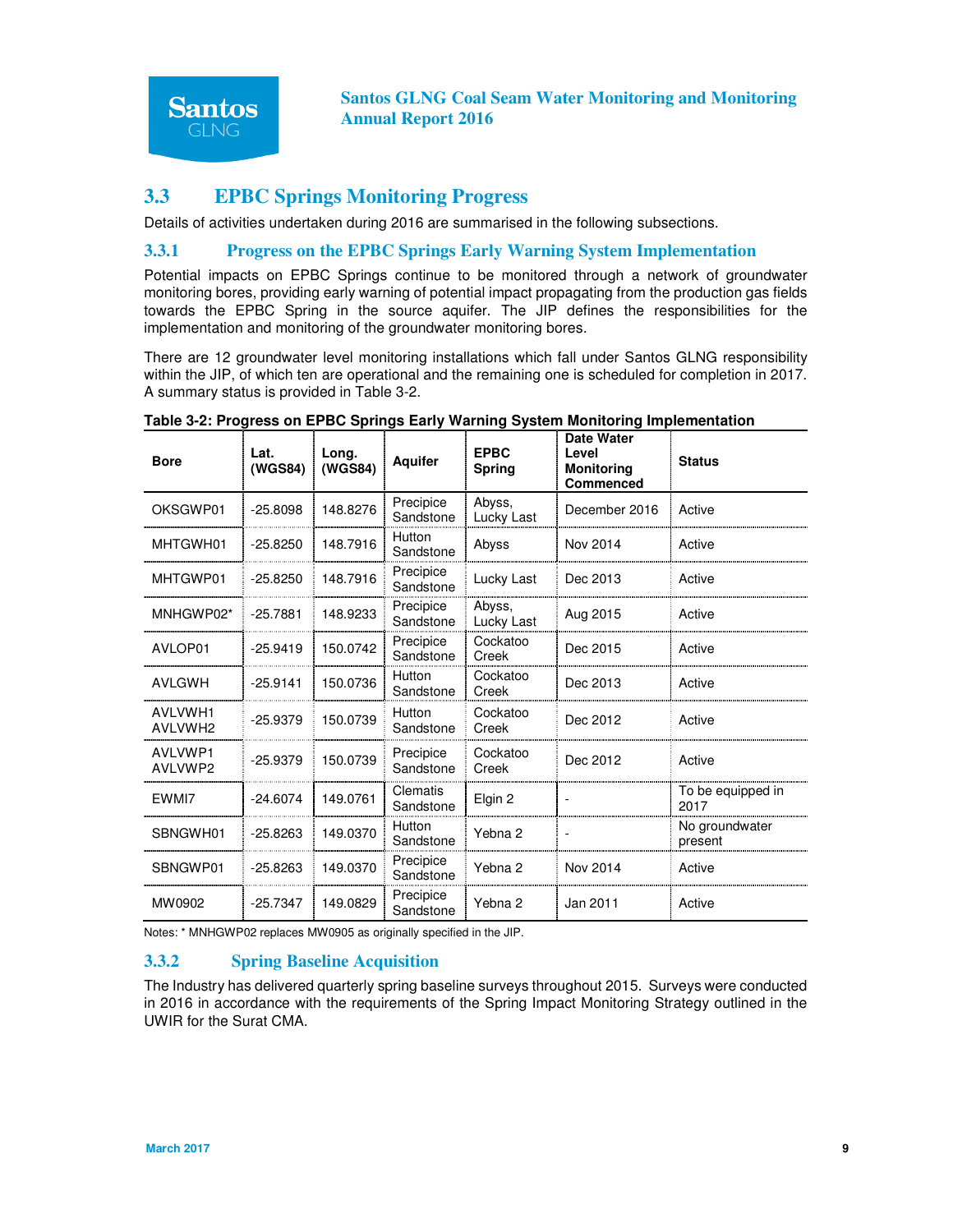## 3.3 EPBC Springs Monitoring Progress

Details of activities undertaken during 2016 are summarised in the following subsections.

### 3.3.1 Progress on the EPBC Springs Early Warning System Implementation

Potential impacts on EPBC Springs continue to be monitored through a network of groundwater monitoring bores, providing early warning of potential impact propagating from the production gas fields towards the EPBC Spring in the source aquifer. The JIP defines the responsibilities for the implementation and monitoring of the groundwater monitoring bores.

There are 12 groundwater level monitoring installations which fall under Santos GLNG responsibility within the JIP, of which ten are operational and the remaining one is scheduled for completion in 2017. A summary status is provided in Table 3-2.

**Table 3-2: Progress on EPBC Springs Early Warning System Monitoring Implementation**

| Bore | Lat. (WGS84) | Long. (WGS84) | Aquifer | EPBC Spring | Date Water Level Monitoring Commenced | Status |
|---|---|---|---|---|---|---|
| OKSGWP01 | -25.8098 | 148.8276 | Precipice Sandstone | Abyss, Lucky Last | December 2016 | Active |
| MHTGWH01 | -25.8250 | 148.7916 | Hutton Sandstone | Abyss | Nov 2014 | Active |
| MHTGWP01 | -25.8250 | 148.7916 | Precipice Sandstone | Lucky Last | Dec 2013 | Active |
| MNHGWP02* | -25.7881 | 148.9233 | Precipice Sandstone | Abyss, Lucky Last | Aug 2015 | Active |
| AVLOP01 | -25.9419 | 150.0742 | Precipice Sandstone | Cockatoo Creek | Dec 2015 | Active |
| AVLGWH | -25.9141 | 150.0736 | Hutton Sandstone | Cockatoo Creek | Dec 2013 | Active |
| AVLVWH1 AVLVWH2 | -25.9379 | 150.0739 | Hutton Sandstone | Cockatoo Creek | Dec 2012 | Active |
| AVLVWP1 AVLVWP2 | -25.9379 | 150.0739 | Precipice Sandstone | Cockatoo Creek | Dec 2012 | Active |
| EWMI7 | -24.6074 | 149.0761 | Clematis Sandstone | Elgin 2 | - | To be equipped in 2017 |
| SBNGWH01 | -25.8263 | 149.0370 | Hutton Sandstone | Yebna 2 | - | No groundwater present |
| SBNGWP01 | -25.8263 | 149.0370 | Precipice Sandstone | Yebna 2 | Nov 2014 | Active |
| MW0902 | -25.7347 | 149.0829 | Precipice Sandstone | Yebna 2 | Jan 2011 | Active |

Notes: * MNHGWP02 replaces MW0905 as originally specified in the JIP.

### 3.3.2 Spring Baseline Acquisition

The Industry has delivered quarterly spring baseline surveys throughout 2015. Surveys were conducted in 2016 in accordance with the requirements of the Spring Impact Monitoring Strategy outlined in the UWIR for the Surat CMA.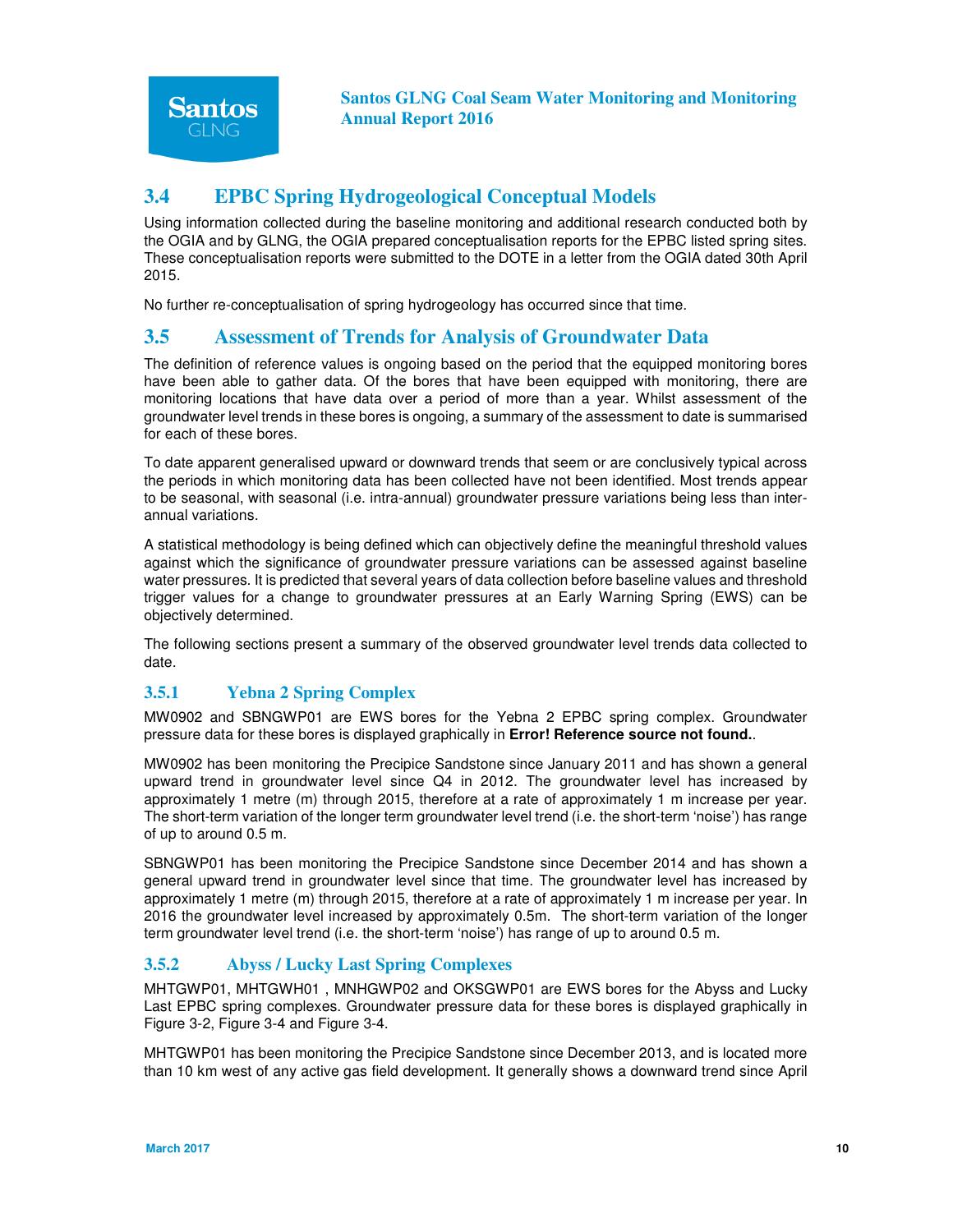## 3.4 EPBC Spring Hydrogeological Conceptual Models

Using information collected during the baseline monitoring and additional research conducted both by the OGIA and by GLNG, the OGIA prepared conceptualisation reports for the EPBC listed spring sites. These conceptualisation reports were submitted to the DOTE in a letter from the OGIA dated 30th April 2015.

No further re-conceptualisation of spring hydrogeology has occurred since that time.

## 3.5 Assessment of Trends for Analysis of Groundwater Data

The definition of reference values is ongoing based on the period that the equipped monitoring bores have been able to gather data. Of the bores that have been equipped with monitoring, there are monitoring locations that have data over a period of more than a year. Whilst assessment of the groundwater level trends in these bores is ongoing, a summary of the assessment to date is summarised for each of these bores.

To date apparent generalised upward or downward trends that seem or are conclusively typical across the periods in which monitoring data has been collected have not been identified. Most trends appear to be seasonal, with seasonal (i.e. intra-annual) groundwater pressure variations being less than inter-annual variations.

A statistical methodology is being defined which can objectively define the meaningful threshold values against which the significance of groundwater pressure variations can be assessed against baseline water pressures. It is predicted that several years of data collection before baseline values and threshold trigger values for a change to groundwater pressures at an Early Warning Spring (EWS) can be objectively determined.

The following sections present a summary of the observed groundwater level trends data collected to date.

### 3.5.1 Yebna 2 Spring Complex

MW0902 and SBNGWP01 are EWS bores for the Yebna 2 EPBC spring complex. Groundwater pressure data for these bores is displayed graphically in **Error! Reference source not found.**.

MW0902 has been monitoring the Precipice Sandstone since January 2011 and has shown a general upward trend in groundwater level since Q4 in 2012. The groundwater level has increased by approximately 1 metre (m) through 2015, therefore at a rate of approximately 1 m increase per year. The short-term variation of the longer term groundwater level trend (i.e. the short-term 'noise') has range of up to around 0.5 m.

SBNGWP01 has been monitoring the Precipice Sandstone since December 2014 and has shown a general upward trend in groundwater level since that time. The groundwater level has increased by approximately 1 metre (m) through 2015, therefore at a rate of approximately 1 m increase per year. In 2016 the groundwater level increased by approximately 0.5m. The short-term variation of the longer term groundwater level trend (i.e. the short-term 'noise') has range of up to around 0.5 m.

### 3.5.2 Abyss / Lucky Last Spring Complexes

MHTGWP01, MHTGWH01 , MNHGWP02 and OKSGWP01 are EWS bores for the Abyss and Lucky Last EPBC spring complexes. Groundwater pressure data for these bores is displayed graphically in Figure 3-2, Figure 3-4 and Figure 3-4.

MHTGWP01 has been monitoring the Precipice Sandstone since December 2013, and is located more than 10 km west of any active gas field development. It generally shows a downward trend since April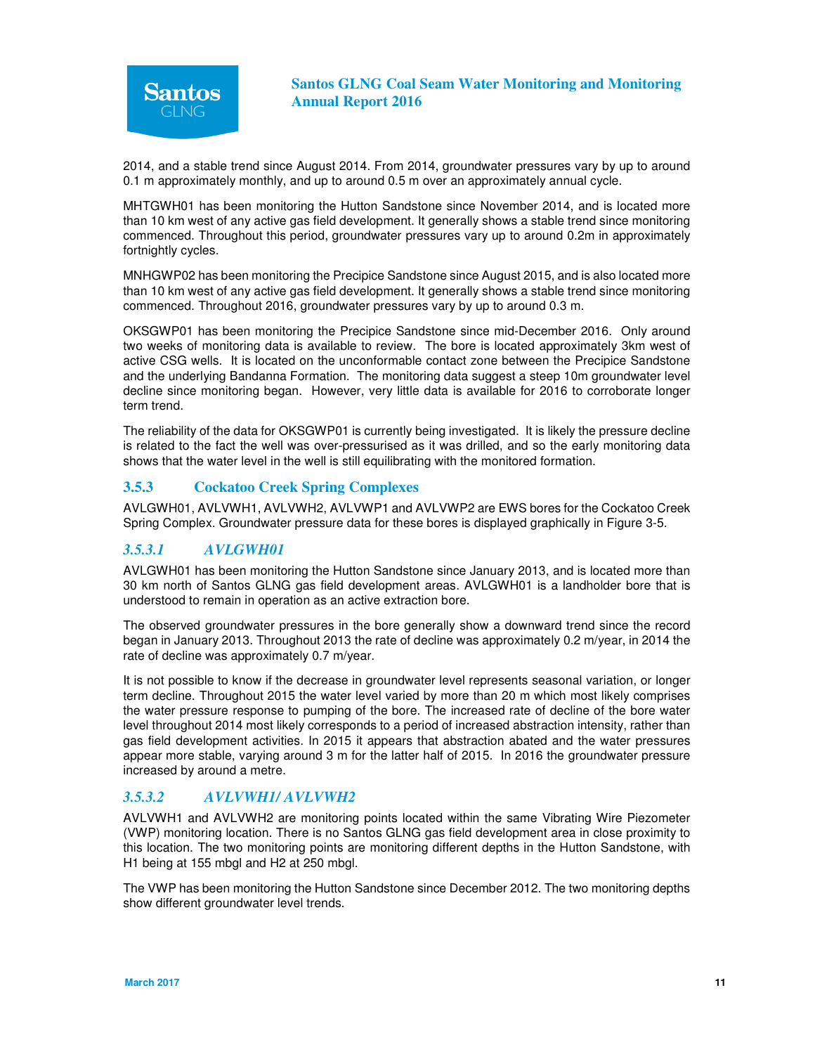2014, and a stable trend since August 2014. From 2014, groundwater pressures vary by up to around 0.1 m approximately monthly, and up to around 0.5 m over an approximately annual cycle.

MHTGWH01 has been monitoring the Hutton Sandstone since November 2014, and is located more than 10 km west of any active gas field development. It generally shows a stable trend since monitoring commenced. Throughout this period, groundwater pressures vary up to around 0.2m in approximately fortnightly cycles.

MNHGWP02 has been monitoring the Precipice Sandstone since August 2015, and is also located more than 10 km west of any active gas field development. It generally shows a stable trend since monitoring commenced. Throughout 2016, groundwater pressures vary by up to around 0.3 m.

OKSGWP01 has been monitoring the Precipice Sandstone since mid-December 2016. Only around two weeks of monitoring data is available to review. The bore is located approximately 3km west of active CSG wells. It is located on the unconformable contact zone between the Precipice Sandstone and the underlying Bandanna Formation. The monitoring data suggest a steep 10m groundwater level decline since monitoring began. However, very little data is available for 2016 to corroborate longer term trend.

The reliability of the data for OKSGWP01 is currently being investigated. It is likely the pressure decline is related to the fact the well was over-pressurised as it was drilled, and so the early monitoring data shows that the water level in the well is still equilibrating with the monitored formation.

### 3.5.3 Cockatoo Creek Spring Complexes

AVLGWH01, AVLVWH1, AVLVWH2, AVLVWP1 and AVLVWP2 are EWS bores for the Cockatoo Creek Spring Complex. Groundwater pressure data for these bores is displayed graphically in Figure 3-5.

#### *3.5.3.1 AVLGWH01*

AVLGWH01 has been monitoring the Hutton Sandstone since January 2013, and is located more than 30 km north of Santos GLNG gas field development areas. AVLGWH01 is a landholder bore that is understood to remain in operation as an active extraction bore.

The observed groundwater pressures in the bore generally show a downward trend since the record began in January 2013. Throughout 2013 the rate of decline was approximately 0.2 m/year, in 2014 the rate of decline was approximately 0.7 m/year.

It is not possible to know if the decrease in groundwater level represents seasonal variation, or longer term decline. Throughout 2015 the water level varied by more than 20 m which most likely comprises the water pressure response to pumping of the bore. The increased rate of decline of the bore water level throughout 2014 most likely corresponds to a period of increased abstraction intensity, rather than gas field development activities. In 2015 it appears that abstraction abated and the water pressures appear more stable, varying around 3 m for the latter half of 2015. In 2016 the groundwater pressure increased by around a metre.

#### *3.5.3.2 AVLVWH1/ AVLVWH2*

AVLVWH1 and AVLVWH2 are monitoring points located within the same Vibrating Wire Piezometer (VWP) monitoring location. There is no Santos GLNG gas field development area in close proximity to this location. The two monitoring points are monitoring different depths in the Hutton Sandstone, with H1 being at 155 mbgl and H2 at 250 mbgl.

The VWP has been monitoring the Hutton Sandstone since December 2012. The two monitoring depths show different groundwater level trends.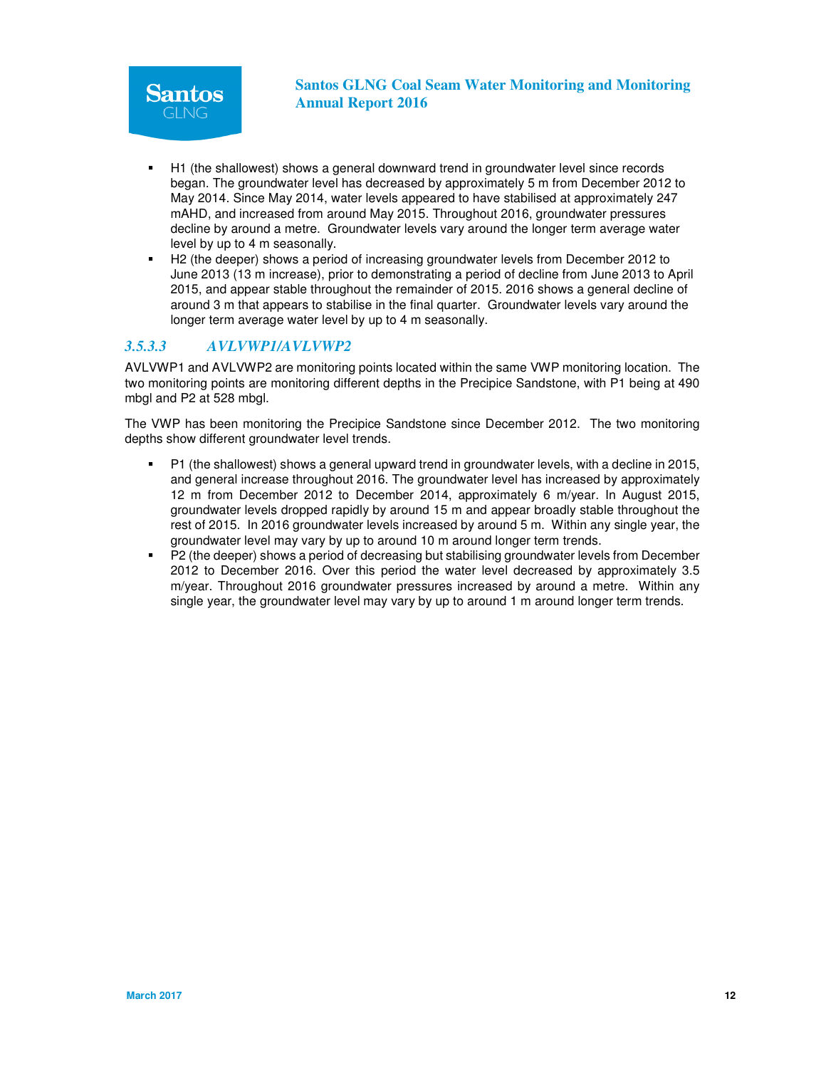- H1 (the shallowest) shows a general downward trend in groundwater level since records began. The groundwater level has decreased by approximately 5 m from December 2012 to May 2014. Since May 2014, water levels appeared to have stabilised at approximately 247 mAHD, and increased from around May 2015. Throughout 2016, groundwater pressures decline by around a metre. Groundwater levels vary around the longer term average water level by up to 4 m seasonally.
- H2 (the deeper) shows a period of increasing groundwater levels from December 2012 to June 2013 (13 m increase), prior to demonstrating a period of decline from June 2013 to April 2015, and appear stable throughout the remainder of 2015. 2016 shows a general decline of around 3 m that appears to stabilise in the final quarter. Groundwater levels vary around the longer term average water level by up to 4 m seasonally.

#### *3.5.3.3 AVLVWP1/AVLVWP2*

AVLVWP1 and AVLVWP2 are monitoring points located within the same VWP monitoring location. The two monitoring points are monitoring different depths in the Precipice Sandstone, with P1 being at 490 mbgl and P2 at 528 mbgl.

The VWP has been monitoring the Precipice Sandstone since December 2012. The two monitoring depths show different groundwater level trends.

- P1 (the shallowest) shows a general upward trend in groundwater levels, with a decline in 2015, and general increase throughout 2016. The groundwater level has increased by approximately 12 m from December 2012 to December 2014, approximately 6 m/year. In August 2015, groundwater levels dropped rapidly by around 15 m and appear broadly stable throughout the rest of 2015. In 2016 groundwater levels increased by around 5 m. Within any single year, the groundwater level may vary by up to around 10 m around longer term trends.
- P2 (the deeper) shows a period of decreasing but stabilising groundwater levels from December 2012 to December 2016. Over this period the water level decreased by approximately 3.5 m/year. Throughout 2016 groundwater pressures increased by around a metre. Within any single year, the groundwater level may vary by up to around 1 m around longer term trends.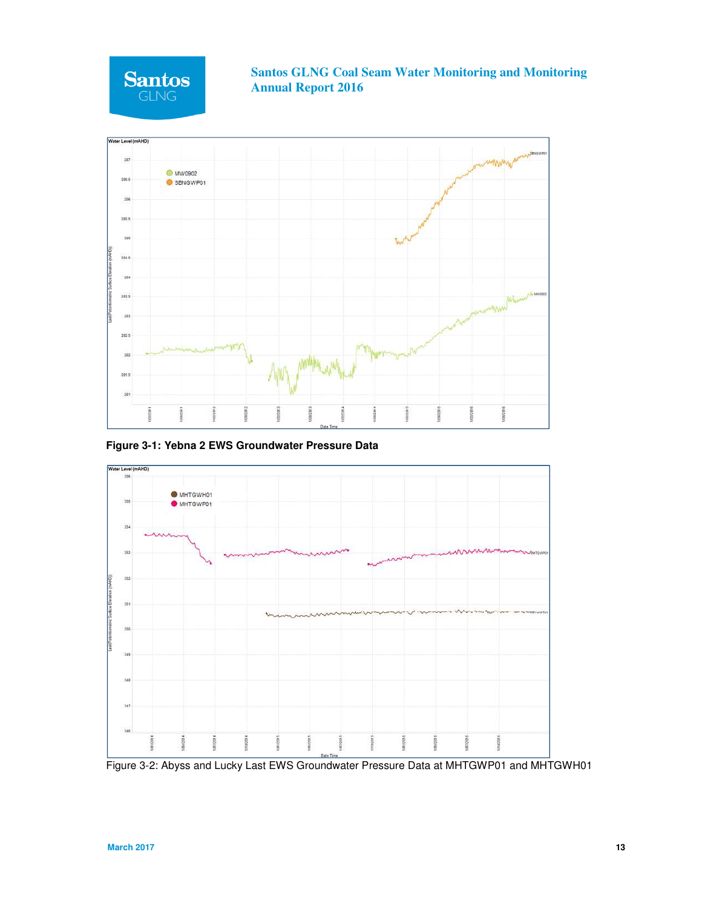Figure 3-1: Yebna 2 EWS Groundwater Pressure Data

Figure 3-2: Abyss and Lucky Last EWS Groundwater Pressure Data at MHTGWP01 and MHTGWH01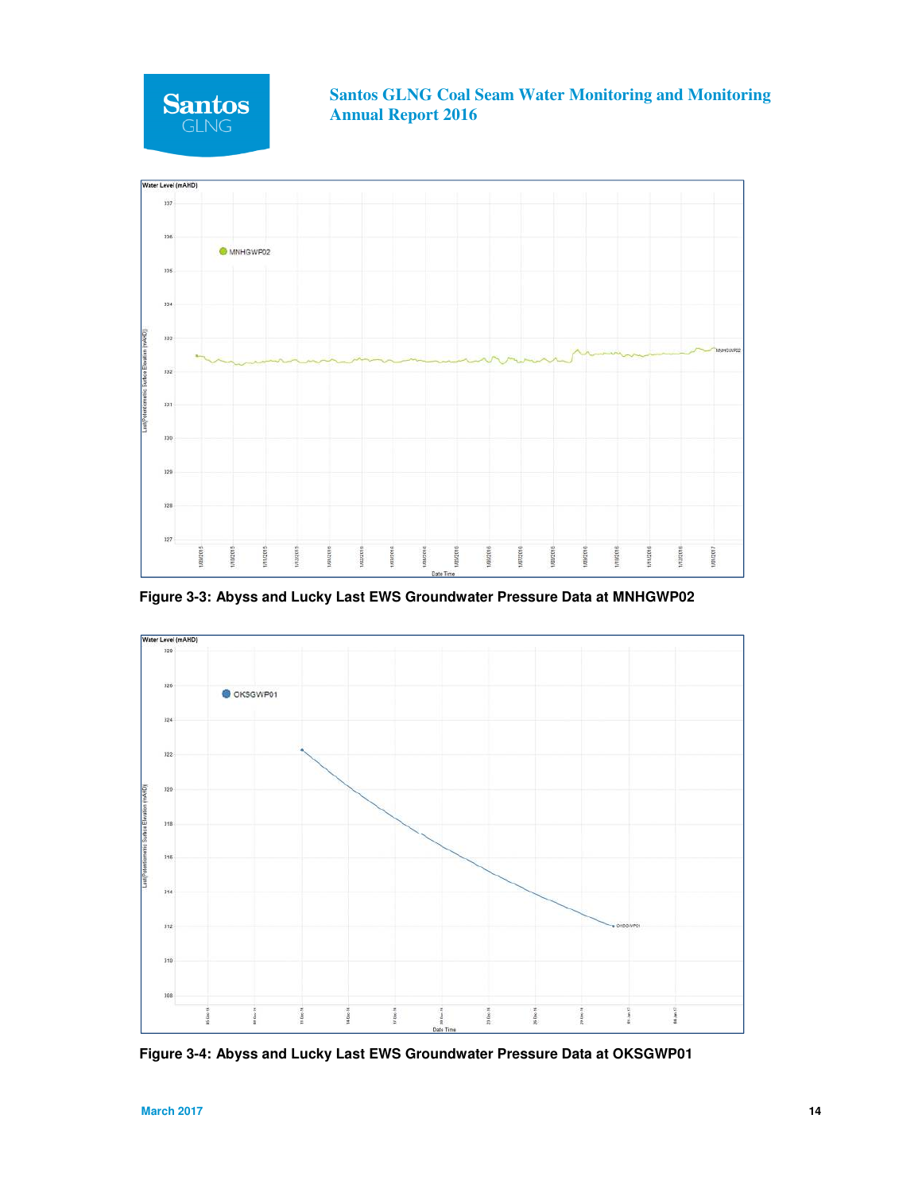Figure 3-3: Abyss and Lucky Last EWS Groundwater Pressure Data at MNHGWP02

Figure 3-4: Abyss and Lucky Last EWS Groundwater Pressure Data at OKSGWP01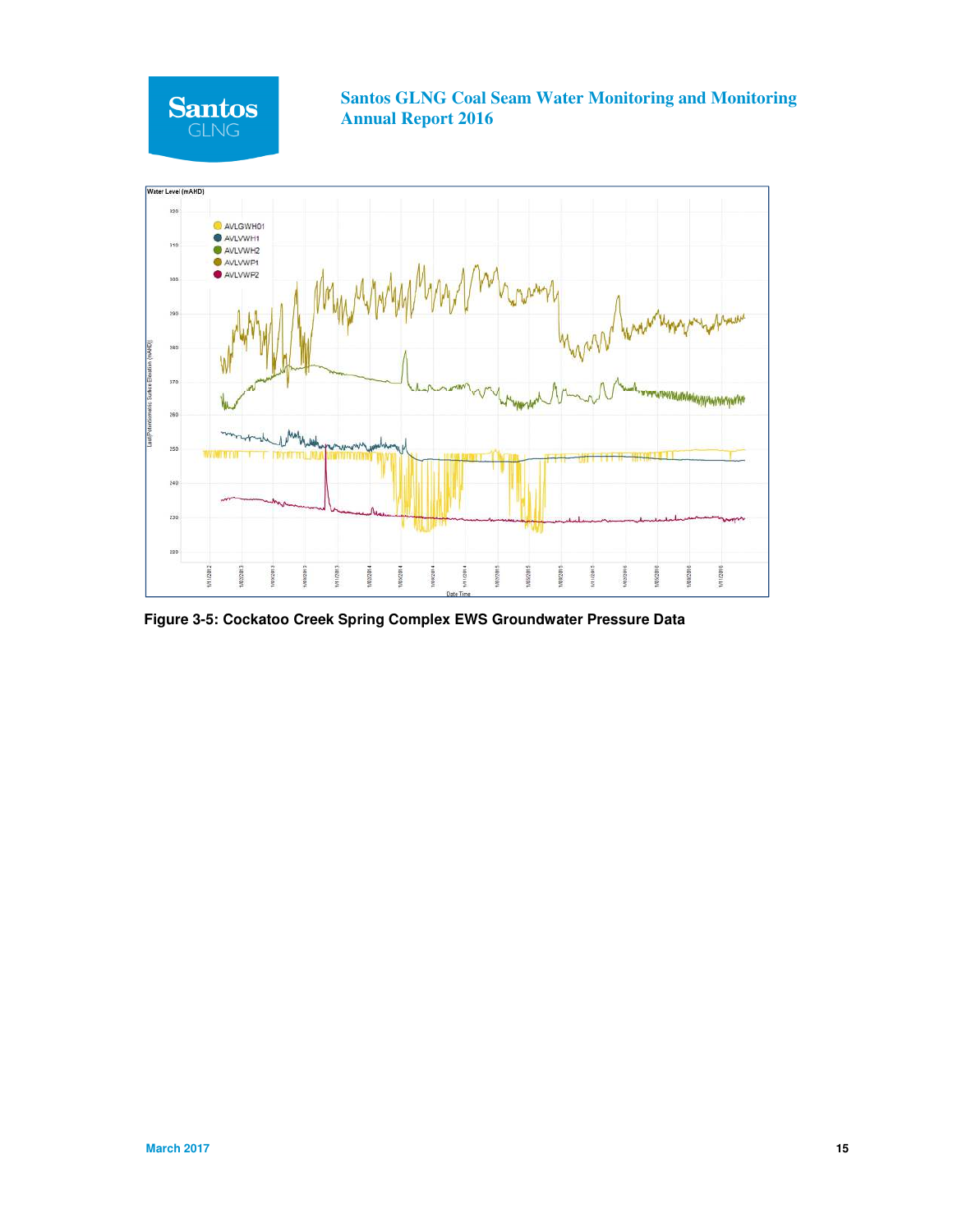Figure 3-5: Cockatoo Creek Spring Complex EWS Groundwater Pressure Data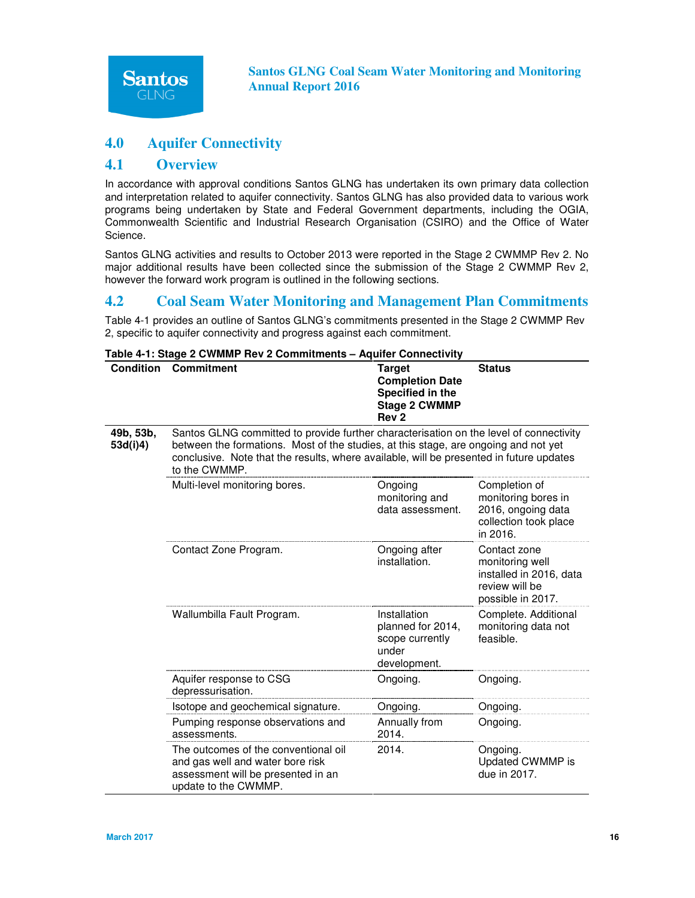## 4.0 Aquifer Connectivity

### 4.1 Overview

In accordance with approval conditions Santos GLNG has undertaken its own primary data collection and interpretation related to aquifer connectivity. Santos GLNG has also provided data to various work programs being undertaken by State and Federal Government departments, including the OGIA, Commonwealth Scientific and Industrial Research Organisation (CSIRO) and the Office of Water Science.

Santos GLNG activities and results to October 2013 were reported in the Stage 2 CWMMP Rev 2. No major additional results have been collected since the submission of the Stage 2 CWMMP Rev 2, however the forward work program is outlined in the following sections.

### 4.2 Coal Seam Water Monitoring and Management Plan Commitments

Table 4-1 provides an outline of Santos GLNG's commitments presented in the Stage 2 CWMMP Rev 2, specific to aquifer connectivity and progress against each commitment.

**Table 4-1: Stage 2 CWMMP Rev 2 Commitments – Aquifer Connectivity**

| Condition | Commitment | Target Completion Date Specified in the Stage 2 CWMMP Rev 2 | Status |
|---|---|---|---|
| **49b, 53b, 53d(i)4)** | Santos GLNG committed to provide further characterisation on the level of connectivity between the formations. Most of the studies, at this stage, are ongoing and not yet conclusive. Note that the results, where available, will be presented in future updates to the CWMMP. | | |
| | Multi-level monitoring bores. | Ongoing monitoring and data assessment. | Completion of monitoring bores in 2016, ongoing data collection took place in 2016. |
| | Contact Zone Program. | Ongoing after installation. | Contact zone monitoring well installed in 2016, data review will be possible in 2017. |
| | Wallumbilla Fault Program. | Installation planned for 2014, scope currently under development. | Complete. Additional monitoring data not feasible. |
| | Aquifer response to CSG depressurisation. | Ongoing. | Ongoing. |
| | Isotope and geochemical signature. | Ongoing. | Ongoing. |
| | Pumping response observations and assessments. | Annually from 2014. | Ongoing. |
| | The outcomes of the conventional oil and gas well and water bore risk assessment will be presented in an update to the CWMMP. | 2014. | Ongoing. Updated CWMMP is due in 2017. |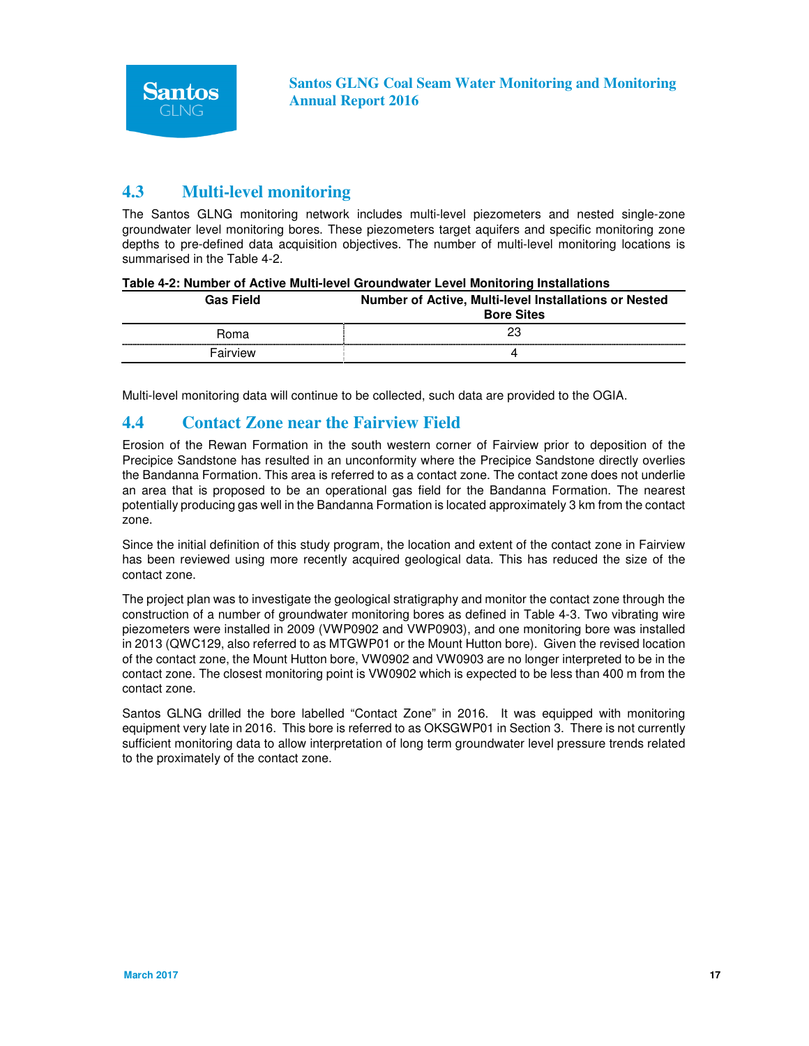## 4.3 Multi-level monitoring

The Santos GLNG monitoring network includes multi-level piezometers and nested single-zone groundwater level monitoring bores. These piezometers target aquifers and specific monitoring zone depths to pre-defined data acquisition objectives. The number of multi-level monitoring locations is summarised in the Table 4-2.

**Table 4-2: Number of Active Multi-level Groundwater Level Monitoring Installations**

| Gas Field | Number of Active, Multi-level Installations or Nested Bore Sites |
|---|---|
| Roma | 23 |
| Fairview | 4 |

Multi-level monitoring data will continue to be collected, such data are provided to the OGIA.

## 4.4 Contact Zone near the Fairview Field

Erosion of the Rewan Formation in the south western corner of Fairview prior to deposition of the Precipice Sandstone has resulted in an unconformity where the Precipice Sandstone directly overlies the Bandanna Formation. This area is referred to as a contact zone. The contact zone does not underlie an area that is proposed to be an operational gas field for the Bandanna Formation. The nearest potentially producing gas well in the Bandanna Formation is located approximately 3 km from the contact zone.

Since the initial definition of this study program, the location and extent of the contact zone in Fairview has been reviewed using more recently acquired geological data. This has reduced the size of the contact zone.

The project plan was to investigate the geological stratigraphy and monitor the contact zone through the construction of a number of groundwater monitoring bores as defined in Table 4-3. Two vibrating wire piezometers were installed in 2009 (VWP0902 and VWP0903), and one monitoring bore was installed in 2013 (QWC129, also referred to as MTGWP01 or the Mount Hutton bore). Given the revised location of the contact zone, the Mount Hutton bore, VW0902 and VW0903 are no longer interpreted to be in the contact zone. The closest monitoring point is VW0902 which is expected to be less than 400 m from the contact zone.

Santos GLNG drilled the bore labelled "Contact Zone" in 2016. It was equipped with monitoring equipment very late in 2016. This bore is referred to as OKSGWP01 in Section 3. There is not currently sufficient monitoring data to allow interpretation of long term groundwater level pressure trends related to the proximately of the contact zone.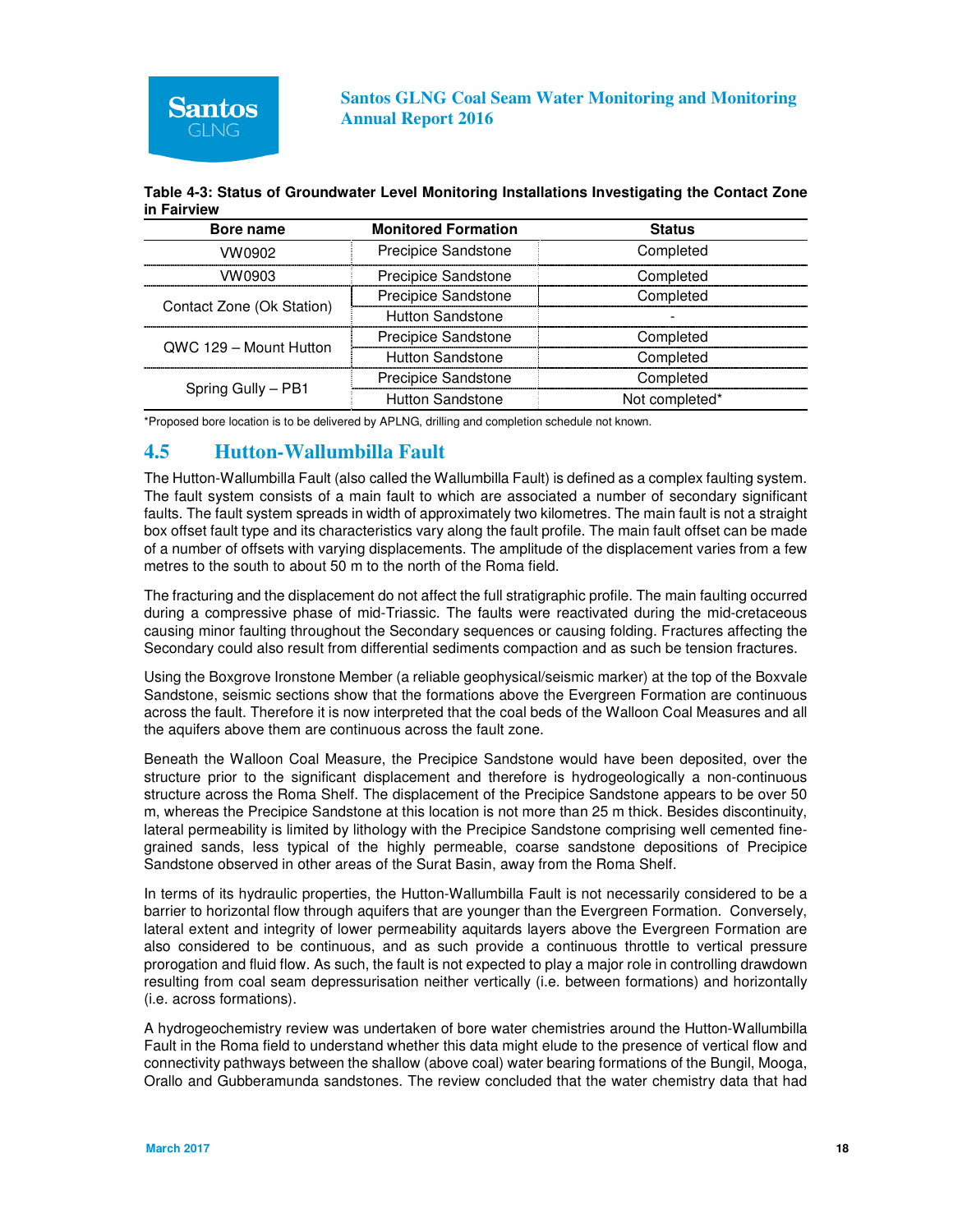**Table 4-3: Status of Groundwater Level Monitoring Installations Investigating the Contact Zone in Fairview**

| Bore name | Monitored Formation | Status |
|---|---|---|
| VW0902 | Precipice Sandstone | Completed |
| VW0903 | Precipice Sandstone | Completed |
| Contact Zone (Ok Station) | Precipice Sandstone | Completed |
| | Hutton Sandstone | - |
| QWC 129 – Mount Hutton | Precipice Sandstone | Completed |
| | Hutton Sandstone | Completed |
| Spring Gully – PB1 | Precipice Sandstone | Completed |
| | Hutton Sandstone | Not completed* |

*Proposed bore location is to be delivered by APLNG, drilling and completion schedule not known.

## 4.5 Hutton-Wallumbilla Fault

The Hutton-Wallumbilla Fault (also called the Wallumbilla Fault) is defined as a complex faulting system. The fault system consists of a main fault to which are associated a number of secondary significant faults. The fault system spreads in width of approximately two kilometres. The main fault is not a straight box offset fault type and its characteristics vary along the fault profile. The main fault offset can be made of a number of offsets with varying displacements. The amplitude of the displacement varies from a few metres to the south to about 50 m to the north of the Roma field.

The fracturing and the displacement do not affect the full stratigraphic profile. The main faulting occurred during a compressive phase of mid-Triassic. The faults were reactivated during the mid-cretaceous causing minor faulting throughout the Secondary sequences or causing folding. Fractures affecting the Secondary could also result from differential sediments compaction and as such be tension fractures.

Using the Boxgrove Ironstone Member (a reliable geophysical/seismic marker) at the top of the Boxvale Sandstone, seismic sections show that the formations above the Evergreen Formation are continuous across the fault. Therefore it is now interpreted that the coal beds of the Walloon Coal Measures and all the aquifers above them are continuous across the fault zone.

Beneath the Walloon Coal Measure, the Precipice Sandstone would have been deposited, over the structure prior to the significant displacement and therefore is hydrogeologically a non-continuous structure across the Roma Shelf. The displacement of the Precipice Sandstone appears to be over 50 m, whereas the Precipice Sandstone at this location is not more than 25 m thick. Besides discontinuity, lateral permeability is limited by lithology with the Precipice Sandstone comprising well cemented fine-grained sands, less typical of the highly permeable, coarse sandstone depositions of Precipice Sandstone observed in other areas of the Surat Basin, away from the Roma Shelf.

In terms of its hydraulic properties, the Hutton-Wallumbilla Fault is not necessarily considered to be a barrier to horizontal flow through aquifers that are younger than the Evergreen Formation. Conversely, lateral extent and integrity of lower permeability aquitards layers above the Evergreen Formation are also considered to be continuous, and as such provide a continuous throttle to vertical pressure prorogation and fluid flow. As such, the fault is not expected to play a major role in controlling drawdown resulting from coal seam depressurisation neither vertically (i.e. between formations) and horizontally (i.e. across formations).

A hydrogeochemistry review was undertaken of bore water chemistries around the Hutton-Wallumbilla Fault in the Roma field to understand whether this data might elude to the presence of vertical flow and connectivity pathways between the shallow (above coal) water bearing formations of the Bungil, Mooga, Orallo and Gubberamunda sandstones. The review concluded that the water chemistry data that had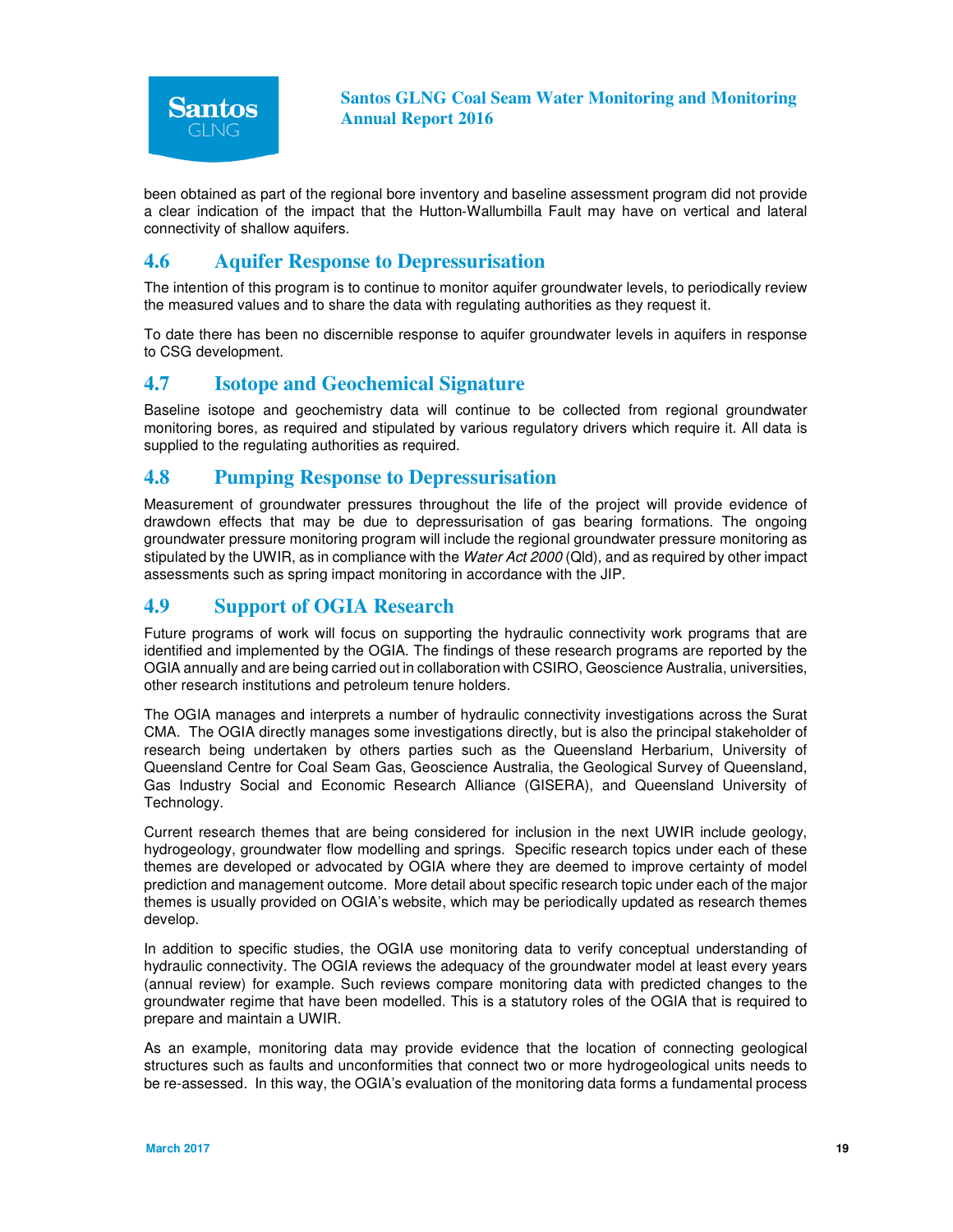been obtained as part of the regional bore inventory and baseline assessment program did not provide a clear indication of the impact that the Hutton-Wallumbilla Fault may have on vertical and lateral connectivity of shallow aquifers.

## 4.6 Aquifer Response to Depressurisation

The intention of this program is to continue to monitor aquifer groundwater levels, to periodically review the measured values and to share the data with regulating authorities as they request it.

To date there has been no discernible response to aquifer groundwater levels in aquifers in response to CSG development.

## 4.7 Isotope and Geochemical Signature

Baseline isotope and geochemistry data will continue to be collected from regional groundwater monitoring bores, as required and stipulated by various regulatory drivers which require it. All data is supplied to the regulating authorities as required.

## 4.8 Pumping Response to Depressurisation

Measurement of groundwater pressures throughout the life of the project will provide evidence of drawdown effects that may be due to depressurisation of gas bearing formations. The ongoing groundwater pressure monitoring program will include the regional groundwater pressure monitoring as stipulated by the UWIR, as in compliance with the *Water Act 2000* (Qld), and as required by other impact assessments such as spring impact monitoring in accordance with the JIP.

## 4.9 Support of OGIA Research

Future programs of work will focus on supporting the hydraulic connectivity work programs that are identified and implemented by the OGIA. The findings of these research programs are reported by the OGIA annually and are being carried out in collaboration with CSIRO, Geoscience Australia, universities, other research institutions and petroleum tenure holders.

The OGIA manages and interprets a number of hydraulic connectivity investigations across the Surat CMA. The OGIA directly manages some investigations directly, but is also the principal stakeholder of research being undertaken by others parties such as the Queensland Herbarium, University of Queensland Centre for Coal Seam Gas, Geoscience Australia, the Geological Survey of Queensland, Gas Industry Social and Economic Research Alliance (GISERA), and Queensland University of Technology.

Current research themes that are being considered for inclusion in the next UWIR include geology, hydrogeology, groundwater flow modelling and springs. Specific research topics under each of these themes are developed or advocated by OGIA where they are deemed to improve certainty of model prediction and management outcome. More detail about specific research topic under each of the major themes is usually provided on OGIA's website, which may be periodically updated as research themes develop.

In addition to specific studies, the OGIA use monitoring data to verify conceptual understanding of hydraulic connectivity. The OGIA reviews the adequacy of the groundwater model at least every years (annual review) for example. Such reviews compare monitoring data with predicted changes to the groundwater regime that have been modelled. This is a statutory roles of the OGIA that is required to prepare and maintain a UWIR.

As an example, monitoring data may provide evidence that the location of connecting geological structures such as faults and unconformities that connect two or more hydrogeological units needs to be re-assessed. In this way, the OGIA's evaluation of the monitoring data forms a fundamental process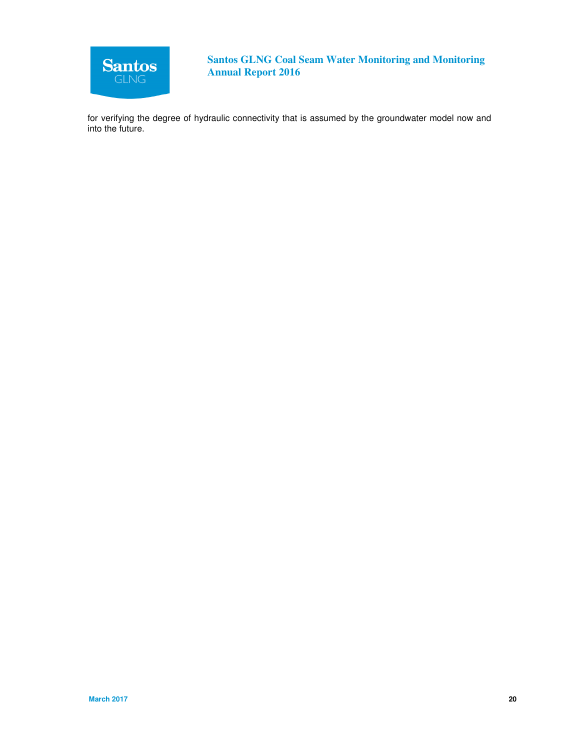for verifying the degree of hydraulic connectivity that is assumed by the groundwater model now and into the future.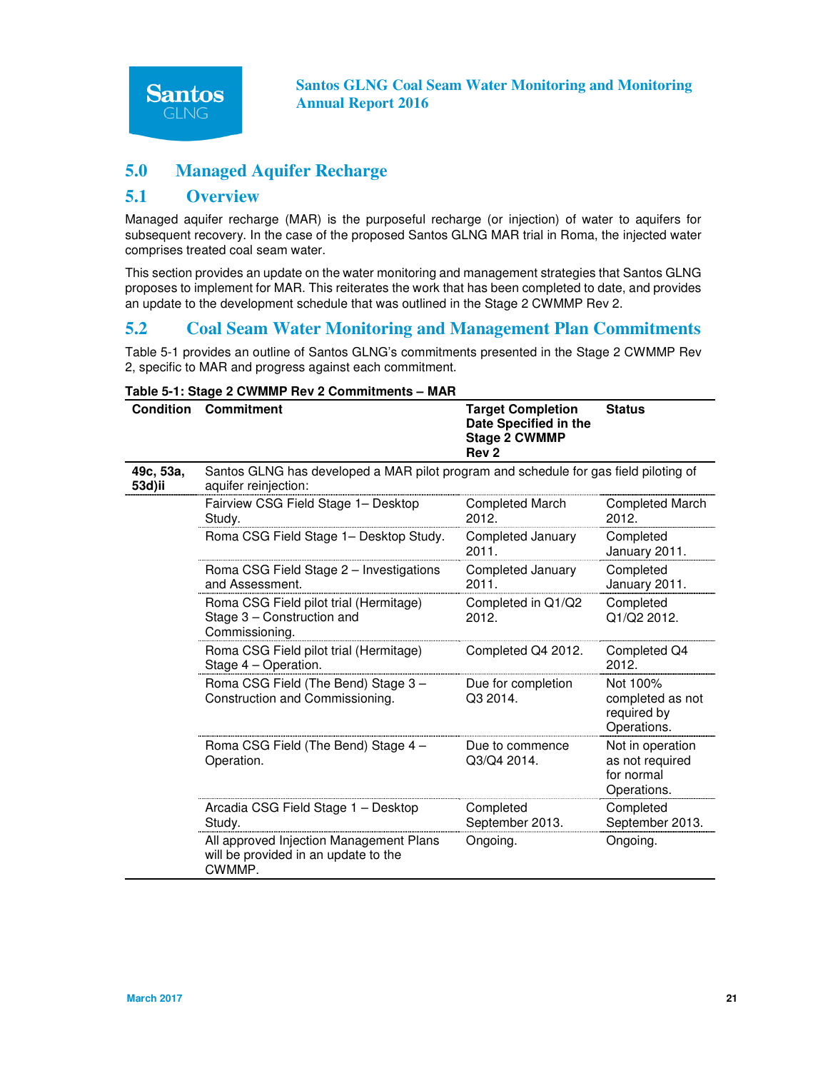# 5.0 Managed Aquifer Recharge

## 5.1 Overview

Managed aquifer recharge (MAR) is the purposeful recharge (or injection) of water to aquifers for subsequent recovery. In the case of the proposed Santos GLNG MAR trial in Roma, the injected water comprises treated coal seam water.

This section provides an update on the water monitoring and management strategies that Santos GLNG proposes to implement for MAR. This reiterates the work that has been completed to date, and provides an update to the development schedule that was outlined in the Stage 2 CWMMP Rev 2.

## 5.2 Coal Seam Water Monitoring and Management Plan Commitments

Table 5-1 provides an outline of Santos GLNG's commitments presented in the Stage 2 CWMMP Rev 2, specific to MAR and progress against each commitment.

**Table 5-1: Stage 2 CWMMP Rev 2 Commitments – MAR**

| Condition | Commitment | Target Completion Date Specified in the Stage 2 CWMMP Rev 2 | Status |
|---|---|---|---|
| 49c, 53a, 53d)ii | Santos GLNG has developed a MAR pilot program and schedule for gas field piloting of aquifer reinjection: | | |
| | Fairview CSG Field Stage 1– Desktop Study. | Completed March 2012. | Completed March 2012. |
| | Roma CSG Field Stage 1– Desktop Study. | Completed January 2011. | Completed January 2011. |
| | Roma CSG Field Stage 2 – Investigations and Assessment. | Completed January 2011. | Completed January 2011. |
| | Roma CSG Field pilot trial (Hermitage) Stage 3 – Construction and Commissioning. | Completed in Q1/Q2 2012. | Completed Q1/Q2 2012. |
| | Roma CSG Field pilot trial (Hermitage) Stage 4 – Operation. | Completed Q4 2012. | Completed Q4 2012. |
| | Roma CSG Field (The Bend) Stage 3 – Construction and Commissioning. | Due for completion Q3 2014. | Not 100% completed as not required by Operations. |
| | Roma CSG Field (The Bend) Stage 4 – Operation. | Due to commence Q3/Q4 2014. | Not in operation as not required for normal Operations. |
| | Arcadia CSG Field Stage 1 – Desktop Study. | Completed September 2013. | Completed September 2013. |
| | All approved Injection Management Plans will be provided in an update to the CWMMP. | Ongoing. | Ongoing. |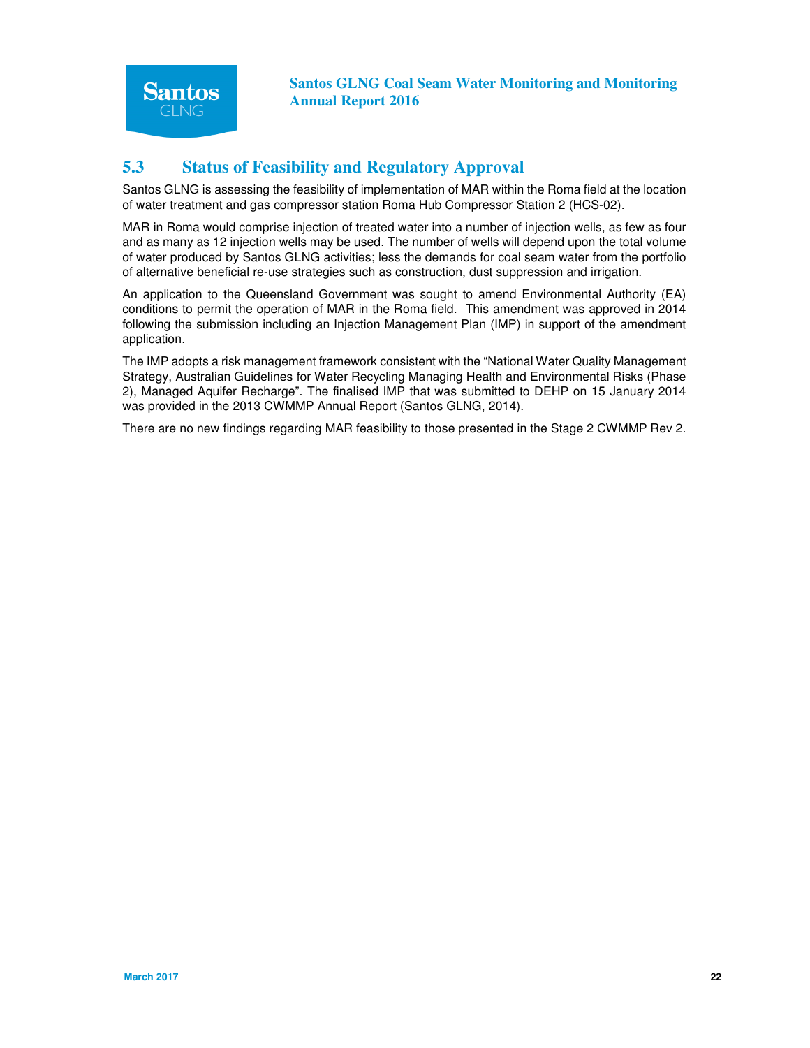## 5.3 Status of Feasibility and Regulatory Approval

Santos GLNG is assessing the feasibility of implementation of MAR within the Roma field at the location of water treatment and gas compressor station Roma Hub Compressor Station 2 (HCS-02).

MAR in Roma would comprise injection of treated water into a number of injection wells, as few as four and as many as 12 injection wells may be used. The number of wells will depend upon the total volume of water produced by Santos GLNG activities; less the demands for coal seam water from the portfolio of alternative beneficial re-use strategies such as construction, dust suppression and irrigation.

An application to the Queensland Government was sought to amend Environmental Authority (EA) conditions to permit the operation of MAR in the Roma field. This amendment was approved in 2014 following the submission including an Injection Management Plan (IMP) in support of the amendment application.

The IMP adopts a risk management framework consistent with the "National Water Quality Management Strategy, Australian Guidelines for Water Recycling Managing Health and Environmental Risks (Phase 2), Managed Aquifer Recharge". The finalised IMP that was submitted to DEHP on 15 January 2014 was provided in the 2013 CWMMP Annual Report (Santos GLNG, 2014).

There are no new findings regarding MAR feasibility to those presented in the Stage 2 CWMMP Rev 2.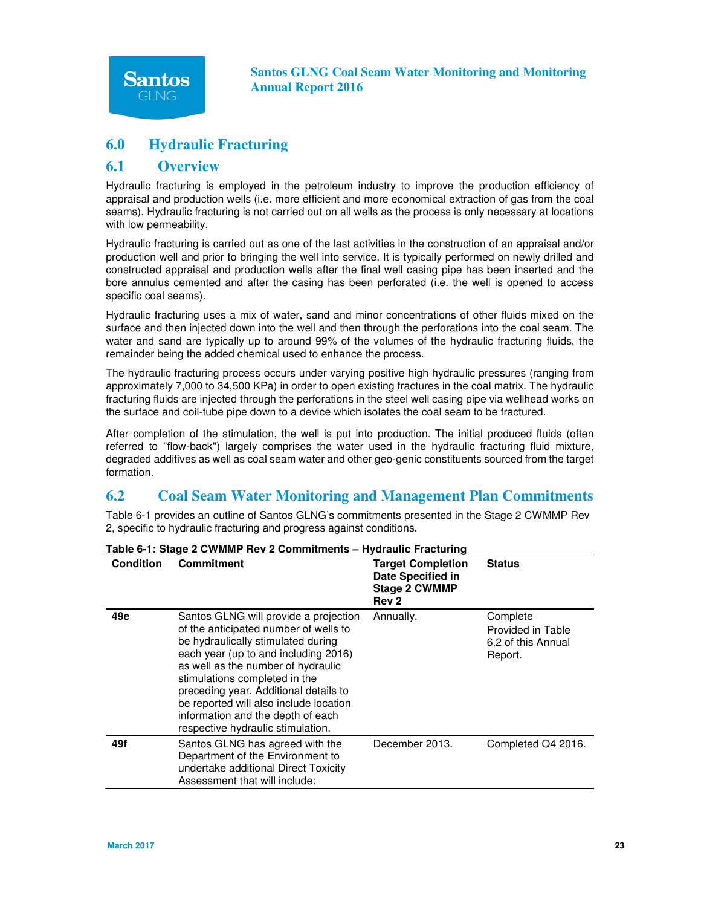## 6.0 Hydraulic Fracturing

### 6.1 Overview

Hydraulic fracturing is employed in the petroleum industry to improve the production efficiency of appraisal and production wells (i.e. more efficient and more economical extraction of gas from the coal seams). Hydraulic fracturing is not carried out on all wells as the process is only necessary at locations with low permeability.

Hydraulic fracturing is carried out as one of the last activities in the construction of an appraisal and/or production well and prior to bringing the well into service. It is typically performed on newly drilled and constructed appraisal and production wells after the final well casing pipe has been inserted and the bore annulus cemented and after the casing has been perforated (i.e. the well is opened to access specific coal seams).

Hydraulic fracturing uses a mix of water, sand and minor concentrations of other fluids mixed on the surface and then injected down into the well and then through the perforations into the coal seam. The water and sand are typically up to around 99% of the volumes of the hydraulic fracturing fluids, the remainder being the added chemical used to enhance the process.

The hydraulic fracturing process occurs under varying positive high hydraulic pressures (ranging from approximately 7,000 to 34,500 KPa) in order to open existing fractures in the coal matrix. The hydraulic fracturing fluids are injected through the perforations in the steel well casing pipe via wellhead works on the surface and coil-tube pipe down to a device which isolates the coal seam to be fractured.

After completion of the stimulation, the well is put into production. The initial produced fluids (often referred to "flow-back") largely comprises the water used in the hydraulic fracturing fluid mixture, degraded additives as well as coal seam water and other geo-genic constituents sourced from the target formation.

### 6.2 Coal Seam Water Monitoring and Management Plan Commitments

Table 6-1 provides an outline of Santos GLNG's commitments presented in the Stage 2 CWMMP Rev 2, specific to hydraulic fracturing and progress against conditions.

**Table 6-1: Stage 2 CWMMP Rev 2 Commitments – Hydraulic Fracturing**

| Condition | Commitment | Target Completion Date Specified in Stage 2 CWMMP Rev 2 | Status |
|---|---|---|---|
| **49e** | Santos GLNG will provide a projection of the anticipated number of wells to be hydraulically stimulated during each year (up to and including 2016) as well as the number of hydraulic stimulations completed in the preceding year. Additional details to be reported will also include location information and the depth of each respective hydraulic stimulation. | Annually. | Complete<br>Provided in Table 6.2 of this Annual Report. |
| **49f** | Santos GLNG has agreed with the Department of the Environment to undertake additional Direct Toxicity Assessment that will include: | December 2013. | Completed Q4 2016. |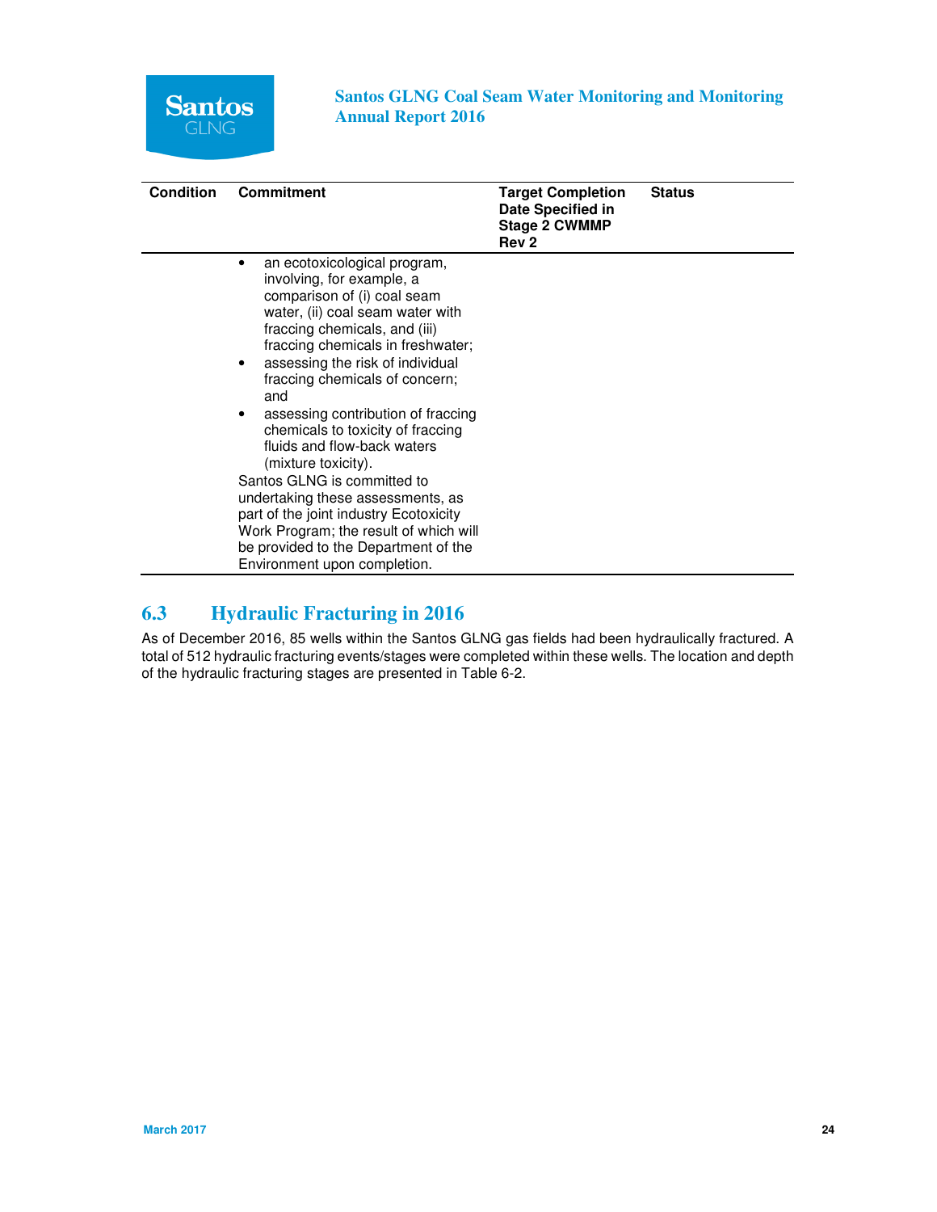| Condition | Commitment | Target Completion Date Specified in Stage 2 CWMMP Rev 2 | Status |
|---|---|---|---|
| | • an ecotoxicological program, involving, for example, a comparison of (i) coal seam water, (ii) coal seam water with fraccing chemicals, and (iii) fraccing chemicals in freshwater;<br>• assessing the risk of individual fraccing chemicals of concern; and<br>• assessing contribution of fraccing chemicals to toxicity of fraccing fluids and flow-back waters (mixture toxicity).<br>Santos GLNG is committed to undertaking these assessments, as part of the joint industry Ecotoxicity Work Program; the result of which will be provided to the Department of the Environment upon completion. | | |

## 6.3 Hydraulic Fracturing in 2016

As of December 2016, 85 wells within the Santos GLNG gas fields had been hydraulically fractured. A total of 512 hydraulic fracturing events/stages were completed within these wells. The location and depth of the hydraulic fracturing stages are presented in Table 6-2.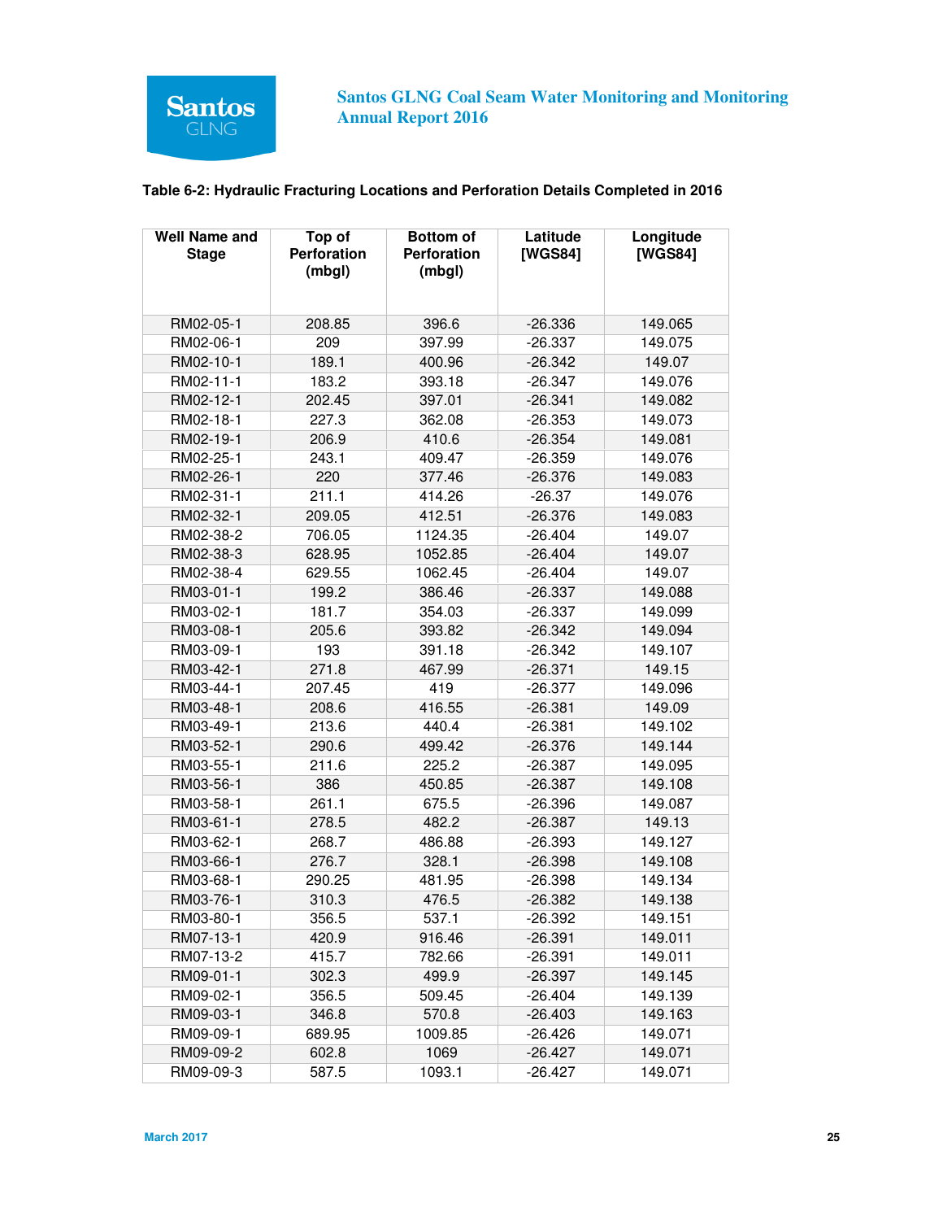**Table 6-2: Hydraulic Fracturing Locations and Perforation Details Completed in 2016**

| Well Name and Stage | Top of Perforation (mbgl) | Bottom of Perforation (mbgl) | Latitude [WGS84] | Longitude [WGS84] |
|---|---|---|---|---|
| RM02-05-1 | 208.85 | 396.6 | -26.336 | 149.065 |
| RM02-06-1 | 209 | 397.99 | -26.337 | 149.075 |
| RM02-10-1 | 189.1 | 400.96 | -26.342 | 149.07 |
| RM02-11-1 | 183.2 | 393.18 | -26.347 | 149.076 |
| RM02-12-1 | 202.45 | 397.01 | -26.341 | 149.082 |
| RM02-18-1 | 227.3 | 362.08 | -26.353 | 149.073 |
| RM02-19-1 | 206.9 | 410.6 | -26.354 | 149.081 |
| RM02-25-1 | 243.1 | 409.47 | -26.359 | 149.076 |
| RM02-26-1 | 220 | 377.46 | -26.376 | 149.083 |
| RM02-31-1 | 211.1 | 414.26 | -26.37 | 149.076 |
| RM02-32-1 | 209.05 | 412.51 | -26.376 | 149.083 |
| RM02-38-2 | 706.05 | 1124.35 | -26.404 | 149.07 |
| RM02-38-3 | 628.95 | 1052.85 | -26.404 | 149.07 |
| RM02-38-4 | 629.55 | 1062.45 | -26.404 | 149.07 |
| RM03-01-1 | 199.2 | 386.46 | -26.337 | 149.088 |
| RM03-02-1 | 181.7 | 354.03 | -26.337 | 149.099 |
| RM03-08-1 | 205.6 | 393.82 | -26.342 | 149.094 |
| RM03-09-1 | 193 | 391.18 | -26.342 | 149.107 |
| RM03-42-1 | 271.8 | 467.99 | -26.371 | 149.15 |
| RM03-44-1 | 207.45 | 419 | -26.377 | 149.096 |
| RM03-48-1 | 208.6 | 416.55 | -26.381 | 149.09 |
| RM03-49-1 | 213.6 | 440.4 | -26.381 | 149.102 |
| RM03-52-1 | 290.6 | 499.42 | -26.376 | 149.144 |
| RM03-55-1 | 211.6 | 225.2 | -26.387 | 149.095 |
| RM03-56-1 | 386 | 450.85 | -26.387 | 149.108 |
| RM03-58-1 | 261.1 | 675.5 | -26.396 | 149.087 |
| RM03-61-1 | 278.5 | 482.2 | -26.387 | 149.13 |
| RM03-62-1 | 268.7 | 486.88 | -26.393 | 149.127 |
| RM03-66-1 | 276.7 | 328.1 | -26.398 | 149.108 |
| RM03-68-1 | 290.25 | 481.95 | -26.398 | 149.134 |
| RM03-76-1 | 310.3 | 476.5 | -26.382 | 149.138 |
| RM03-80-1 | 356.5 | 537.1 | -26.392 | 149.151 |
| RM07-13-1 | 420.9 | 916.46 | -26.391 | 149.011 |
| RM07-13-2 | 415.7 | 782.66 | -26.391 | 149.011 |
| RM09-01-1 | 302.3 | 499.9 | -26.397 | 149.145 |
| RM09-02-1 | 356.5 | 509.45 | -26.404 | 149.139 |
| RM09-03-1 | 346.8 | 570.8 | -26.403 | 149.163 |
| RM09-09-1 | 689.95 | 1009.85 | -26.426 | 149.071 |
| RM09-09-2 | 602.8 | 1069 | -26.427 | 149.071 |
| RM09-09-3 | 587.5 | 1093.1 | -26.427 | 149.071 |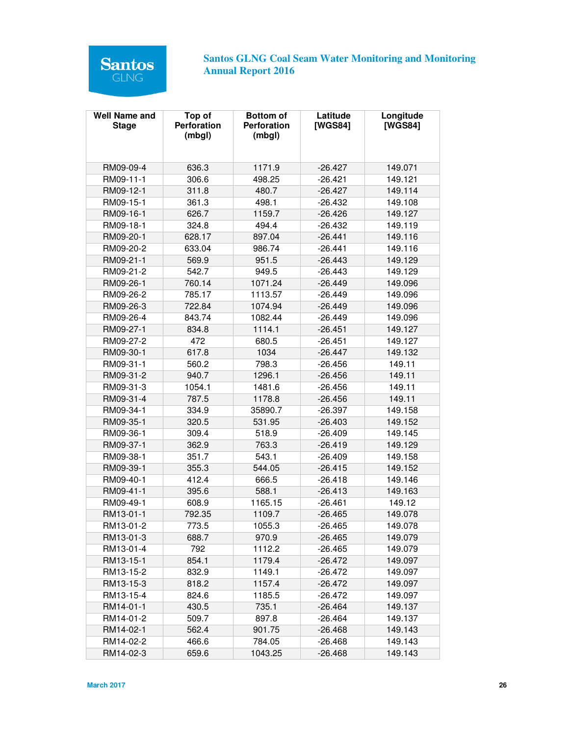| Well Name and Stage | Top of Perforation (mbgl) | Bottom of Perforation (mbgl) | Latitude [WGS84] | Longitude [WGS84] |
|---|---|---|---|---|
| RM09-09-4 | 636.3 | 1171.9 | -26.427 | 149.071 |
| RM09-11-1 | 306.6 | 498.25 | -26.421 | 149.121 |
| RM09-12-1 | 311.8 | 480.7 | -26.427 | 149.114 |
| RM09-15-1 | 361.3 | 498.1 | -26.432 | 149.108 |
| RM09-16-1 | 626.7 | 1159.7 | -26.426 | 149.127 |
| RM09-18-1 | 324.8 | 494.4 | -26.432 | 149.119 |
| RM09-20-1 | 628.17 | 897.04 | -26.441 | 149.116 |
| RM09-20-2 | 633.04 | 986.74 | -26.441 | 149.116 |
| RM09-21-1 | 569.9 | 951.5 | -26.443 | 149.129 |
| RM09-21-2 | 542.7 | 949.5 | -26.443 | 149.129 |
| RM09-26-1 | 760.14 | 1071.24 | -26.449 | 149.096 |
| RM09-26-2 | 785.17 | 1113.57 | -26.449 | 149.096 |
| RM09-26-3 | 722.84 | 1074.94 | -26.449 | 149.096 |
| RM09-26-4 | 843.74 | 1082.44 | -26.449 | 149.096 |
| RM09-27-1 | 834.8 | 1114.1 | -26.451 | 149.127 |
| RM09-27-2 | 472 | 680.5 | -26.451 | 149.127 |
| RM09-30-1 | 617.8 | 1034 | -26.447 | 149.132 |
| RM09-31-1 | 560.2 | 798.3 | -26.456 | 149.11 |
| RM09-31-2 | 940.7 | 1296.1 | -26.456 | 149.11 |
| RM09-31-3 | 1054.1 | 1481.6 | -26.456 | 149.11 |
| RM09-31-4 | 787.5 | 1178.8 | -26.456 | 149.11 |
| RM09-34-1 | 334.9 | 35890.7 | -26.397 | 149.158 |
| RM09-35-1 | 320.5 | 531.95 | -26.403 | 149.152 |
| RM09-36-1 | 309.4 | 518.9 | -26.409 | 149.145 |
| RM09-37-1 | 362.9 | 763.3 | -26.419 | 149.129 |
| RM09-38-1 | 351.7 | 543.1 | -26.409 | 149.158 |
| RM09-39-1 | 355.3 | 544.05 | -26.415 | 149.152 |
| RM09-40-1 | 412.4 | 666.5 | -26.418 | 149.146 |
| RM09-41-1 | 395.6 | 588.1 | -26.413 | 149.163 |
| RM09-49-1 | 608.9 | 1165.15 | -26.461 | 149.12 |
| RM13-01-1 | 792.35 | 1109.7 | -26.465 | 149.078 |
| RM13-01-2 | 773.5 | 1055.3 | -26.465 | 149.078 |
| RM13-01-3 | 688.7 | 970.9 | -26.465 | 149.079 |
| RM13-01-4 | 792 | 1112.2 | -26.465 | 149.079 |
| RM13-15-1 | 854.1 | 1179.4 | -26.472 | 149.097 |
| RM13-15-2 | 832.9 | 1149.1 | -26.472 | 149.097 |
| RM13-15-3 | 818.2 | 1157.4 | -26.472 | 149.097 |
| RM13-15-4 | 824.6 | 1185.5 | -26.472 | 149.097 |
| RM14-01-1 | 430.5 | 735.1 | -26.464 | 149.137 |
| RM14-01-2 | 509.7 | 897.8 | -26.464 | 149.137 |
| RM14-02-1 | 562.4 | 901.75 | -26.468 | 149.143 |
| RM14-02-2 | 466.6 | 784.05 | -26.468 | 149.143 |
| RM14-02-3 | 659.6 | 1043.25 | -26.468 | 149.143 |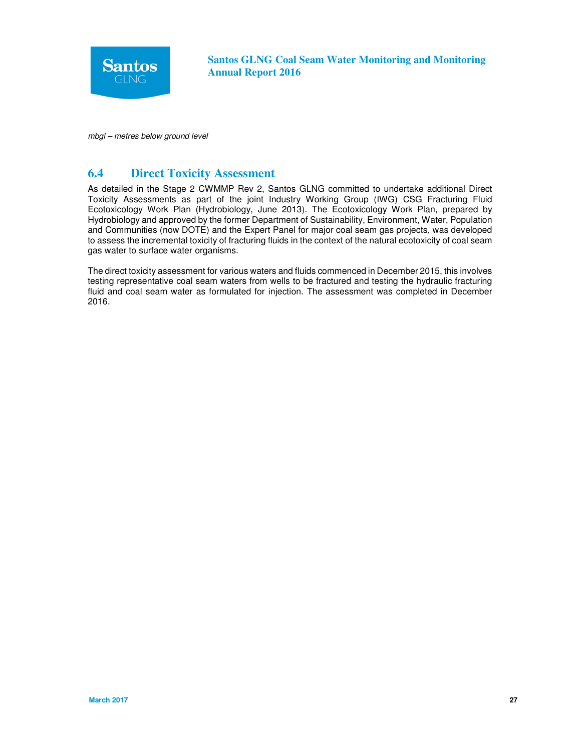*mbgl – metres below ground level*

## 6.4 Direct Toxicity Assessment

As detailed in the Stage 2 CWMMP Rev 2, Santos GLNG committed to undertake additional Direct Toxicity Assessments as part of the joint Industry Working Group (IWG) CSG Fracturing Fluid Ecotoxicology Work Plan (Hydrobiology, June 2013). The Ecotoxicology Work Plan, prepared by Hydrobiology and approved by the former Department of Sustainability, Environment, Water, Population and Communities (now DOTE) and the Expert Panel for major coal seam gas projects, was developed to assess the incremental toxicity of fracturing fluids in the context of the natural ecotoxicity of coal seam gas water to surface water organisms.

The direct toxicity assessment for various waters and fluids commenced in December 2015, this involves testing representative coal seam waters from wells to be fractured and testing the hydraulic fracturing fluid and coal seam water as formulated for injection. The assessment was completed in December 2016.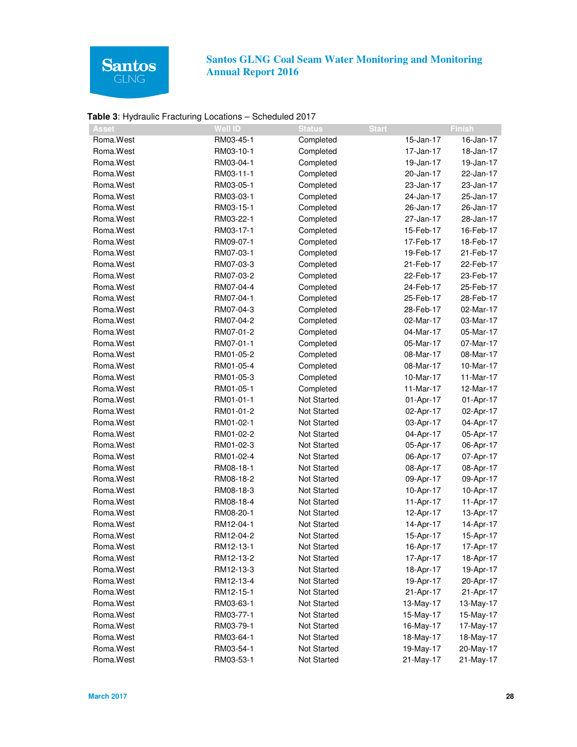**Table 3**: Hydraulic Fracturing Locations – Scheduled 2017

| Asset | Well ID | Status | Start | Finish |
| --- | --- | --- | --- | --- |
| Roma.West | RM03-45-1 | Completed | 15-Jan-17 | 16-Jan-17 |
| Roma.West | RM03-10-1 | Completed | 17-Jan-17 | 18-Jan-17 |
| Roma.West | RM03-04-1 | Completed | 19-Jan-17 | 19-Jan-17 |
| Roma.West | RM03-11-1 | Completed | 20-Jan-17 | 22-Jan-17 |
| Roma.West | RM03-05-1 | Completed | 23-Jan-17 | 23-Jan-17 |
| Roma.West | RM03-03-1 | Completed | 24-Jan-17 | 25-Jan-17 |
| Roma.West | RM03-15-1 | Completed | 26-Jan-17 | 26-Jan-17 |
| Roma.West | RM03-22-1 | Completed | 27-Jan-17 | 28-Jan-17 |
| Roma.West | RM03-17-1 | Completed | 15-Feb-17 | 16-Feb-17 |
| Roma.West | RM09-07-1 | Completed | 17-Feb-17 | 18-Feb-17 |
| Roma.West | RM07-03-1 | Completed | 19-Feb-17 | 21-Feb-17 |
| Roma.West | RM07-03-3 | Completed | 21-Feb-17 | 22-Feb-17 |
| Roma.West | RM07-03-2 | Completed | 22-Feb-17 | 23-Feb-17 |
| Roma.West | RM07-04-4 | Completed | 24-Feb-17 | 25-Feb-17 |
| Roma.West | RM07-04-1 | Completed | 25-Feb-17 | 28-Feb-17 |
| Roma.West | RM07-04-3 | Completed | 28-Feb-17 | 02-Mar-17 |
| Roma.West | RM07-04-2 | Completed | 02-Mar-17 | 03-Mar-17 |
| Roma.West | RM07-01-2 | Completed | 04-Mar-17 | 05-Mar-17 |
| Roma.West | RM07-01-1 | Completed | 05-Mar-17 | 07-Mar-17 |
| Roma.West | RM01-05-2 | Completed | 08-Mar-17 | 08-Mar-17 |
| Roma.West | RM01-05-4 | Completed | 08-Mar-17 | 10-Mar-17 |
| Roma.West | RM01-05-3 | Completed | 10-Mar-17 | 11-Mar-17 |
| Roma.West | RM01-05-1 | Completed | 11-Mar-17 | 12-Mar-17 |
| Roma.West | RM01-01-1 | Not Started | 01-Apr-17 | 01-Apr-17 |
| Roma.West | RM01-01-2 | Not Started | 02-Apr-17 | 02-Apr-17 |
| Roma.West | RM01-02-1 | Not Started | 03-Apr-17 | 04-Apr-17 |
| Roma.West | RM01-02-2 | Not Started | 04-Apr-17 | 05-Apr-17 |
| Roma.West | RM01-02-3 | Not Started | 05-Apr-17 | 06-Apr-17 |
| Roma.West | RM01-02-4 | Not Started | 06-Apr-17 | 07-Apr-17 |
| Roma.West | RM08-18-1 | Not Started | 08-Apr-17 | 08-Apr-17 |
| Roma.West | RM08-18-2 | Not Started | 09-Apr-17 | 09-Apr-17 |
| Roma.West | RM08-18-3 | Not Started | 10-Apr-17 | 10-Apr-17 |
| Roma.West | RM08-18-4 | Not Started | 11-Apr-17 | 11-Apr-17 |
| Roma.West | RM08-20-1 | Not Started | 12-Apr-17 | 13-Apr-17 |
| Roma.West | RM12-04-1 | Not Started | 14-Apr-17 | 14-Apr-17 |
| Roma.West | RM12-04-2 | Not Started | 15-Apr-17 | 15-Apr-17 |
| Roma.West | RM12-13-1 | Not Started | 16-Apr-17 | 17-Apr-17 |
| Roma.West | RM12-13-2 | Not Started | 17-Apr-17 | 18-Apr-17 |
| Roma.West | RM12-13-3 | Not Started | 18-Apr-17 | 19-Apr-17 |
| Roma.West | RM12-13-4 | Not Started | 19-Apr-17 | 20-Apr-17 |
| Roma.West | RM12-15-1 | Not Started | 21-Apr-17 | 21-Apr-17 |
| Roma.West | RM03-63-1 | Not Started | 13-May-17 | 13-May-17 |
| Roma.West | RM03-77-1 | Not Started | 15-May-17 | 15-May-17 |
| Roma.West | RM03-79-1 | Not Started | 16-May-17 | 17-May-17 |
| Roma.West | RM03-64-1 | Not Started | 18-May-17 | 18-May-17 |
| Roma.West | RM03-54-1 | Not Started | 19-May-17 | 20-May-17 |
| Roma.West | RM03-53-1 | Not Started | 21-May-17 | 21-May-17 |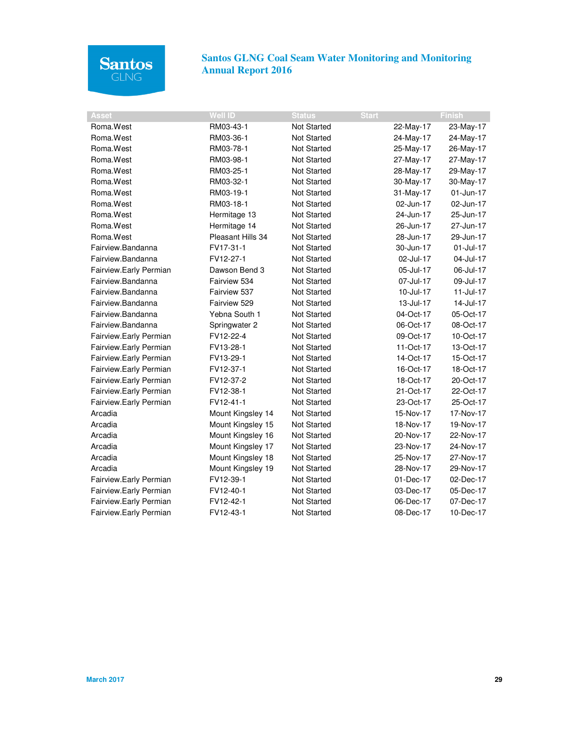| Asset | Well ID | Status | Start | Finish |
|---|---|---|---|---|
| Roma.West | RM03-43-1 | Not Started | 22-May-17 | 23-May-17 |
| Roma.West | RM03-36-1 | Not Started | 24-May-17 | 24-May-17 |
| Roma.West | RM03-78-1 | Not Started | 25-May-17 | 26-May-17 |
| Roma.West | RM03-98-1 | Not Started | 27-May-17 | 27-May-17 |
| Roma.West | RM03-25-1 | Not Started | 28-May-17 | 29-May-17 |
| Roma.West | RM03-32-1 | Not Started | 30-May-17 | 30-May-17 |
| Roma.West | RM03-19-1 | Not Started | 31-May-17 | 01-Jun-17 |
| Roma.West | RM03-18-1 | Not Started | 02-Jun-17 | 02-Jun-17 |
| Roma.West | Hermitage 13 | Not Started | 24-Jun-17 | 25-Jun-17 |
| Roma.West | Hermitage 14 | Not Started | 26-Jun-17 | 27-Jun-17 |
| Roma.West | Pleasant Hills 34 | Not Started | 28-Jun-17 | 29-Jun-17 |
| Fairview.Bandanna | FV17-31-1 | Not Started | 30-Jun-17 | 01-Jul-17 |
| Fairview.Bandanna | FV12-27-1 | Not Started | 02-Jul-17 | 04-Jul-17 |
| Fairview.Early Permian | Dawson Bend 3 | Not Started | 05-Jul-17 | 06-Jul-17 |
| Fairview.Bandanna | Fairview 534 | Not Started | 07-Jul-17 | 09-Jul-17 |
| Fairview.Bandanna | Fairview 537 | Not Started | 10-Jul-17 | 11-Jul-17 |
| Fairview.Bandanna | Fairview 529 | Not Started | 13-Jul-17 | 14-Jul-17 |
| Fairview.Bandanna | Yebna South 1 | Not Started | 04-Oct-17 | 05-Oct-17 |
| Fairview.Bandanna | Springwater 2 | Not Started | 06-Oct-17 | 08-Oct-17 |
| Fairview.Early Permian | FV12-22-4 | Not Started | 09-Oct-17 | 10-Oct-17 |
| Fairview.Early Permian | FV13-28-1 | Not Started | 11-Oct-17 | 13-Oct-17 |
| Fairview.Early Permian | FV13-29-1 | Not Started | 14-Oct-17 | 15-Oct-17 |
| Fairview.Early Permian | FV12-37-1 | Not Started | 16-Oct-17 | 18-Oct-17 |
| Fairview.Early Permian | FV12-37-2 | Not Started | 18-Oct-17 | 20-Oct-17 |
| Fairview.Early Permian | FV12-38-1 | Not Started | 21-Oct-17 | 22-Oct-17 |
| Fairview.Early Permian | FV12-41-1 | Not Started | 23-Oct-17 | 25-Oct-17 |
| Arcadia | Mount Kingsley 14 | Not Started | 15-Nov-17 | 17-Nov-17 |
| Arcadia | Mount Kingsley 15 | Not Started | 18-Nov-17 | 19-Nov-17 |
| Arcadia | Mount Kingsley 16 | Not Started | 20-Nov-17 | 22-Nov-17 |
| Arcadia | Mount Kingsley 17 | Not Started | 23-Nov-17 | 24-Nov-17 |
| Arcadia | Mount Kingsley 18 | Not Started | 25-Nov-17 | 27-Nov-17 |
| Arcadia | Mount Kingsley 19 | Not Started | 28-Nov-17 | 29-Nov-17 |
| Fairview.Early Permian | FV12-39-1 | Not Started | 01-Dec-17 | 02-Dec-17 |
| Fairview.Early Permian | FV12-40-1 | Not Started | 03-Dec-17 | 05-Dec-17 |
| Fairview.Early Permian | FV12-42-1 | Not Started | 06-Dec-17 | 07-Dec-17 |
| Fairview.Early Permian | FV12-43-1 | Not Started | 08-Dec-17 | 10-Dec-17 |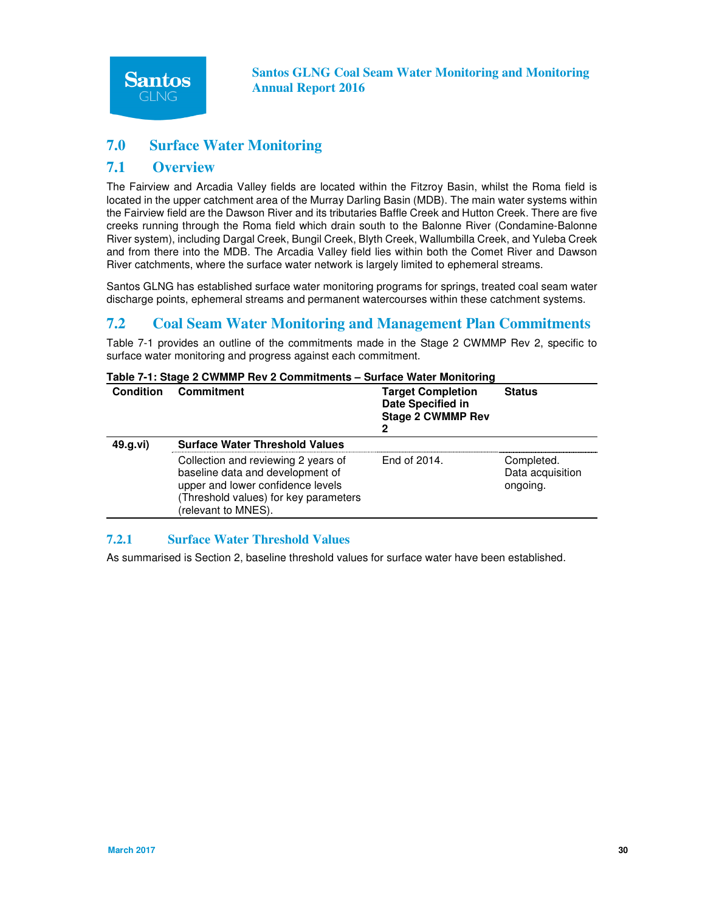# 7.0 Surface Water Monitoring

## 7.1 Overview

The Fairview and Arcadia Valley fields are located within the Fitzroy Basin, whilst the Roma field is located in the upper catchment area of the Murray Darling Basin (MDB). The main water systems within the Fairview field are the Dawson River and its tributaries Baffle Creek and Hutton Creek. There are five creeks running through the Roma field which drain south to the Balonne River (Condamine-Balonne River system), including Dargal Creek, Bungil Creek, Blyth Creek, Wallumbilla Creek, and Yuleba Creek and from there into the MDB. The Arcadia Valley field lies within both the Comet River and Dawson River catchments, where the surface water network is largely limited to ephemeral streams.

Santos GLNG has established surface water monitoring programs for springs, treated coal seam water discharge points, ephemeral streams and permanent watercourses within these catchment systems.

## 7.2 Coal Seam Water Monitoring and Management Plan Commitments

Table 7-1 provides an outline of the commitments made in the Stage 2 CWMMP Rev 2, specific to surface water monitoring and progress against each commitment.

**Table 7-1: Stage 2 CWMMP Rev 2 Commitments – Surface Water Monitoring**

| Condition | Commitment | Target Completion Date Specified in Stage 2 CWMMP Rev 2 | Status |
|---|---|---|---|
| **49.g.vi)** | **Surface Water Threshold Values** | | |
| | Collection and reviewing 2 years of baseline data and development of upper and lower confidence levels (Threshold values) for key parameters (relevant to MNES). | End of 2014. | Completed. Data acquisition ongoing. |

### 7.2.1 Surface Water Threshold Values

As summarised is Section 2, baseline threshold values for surface water have been established.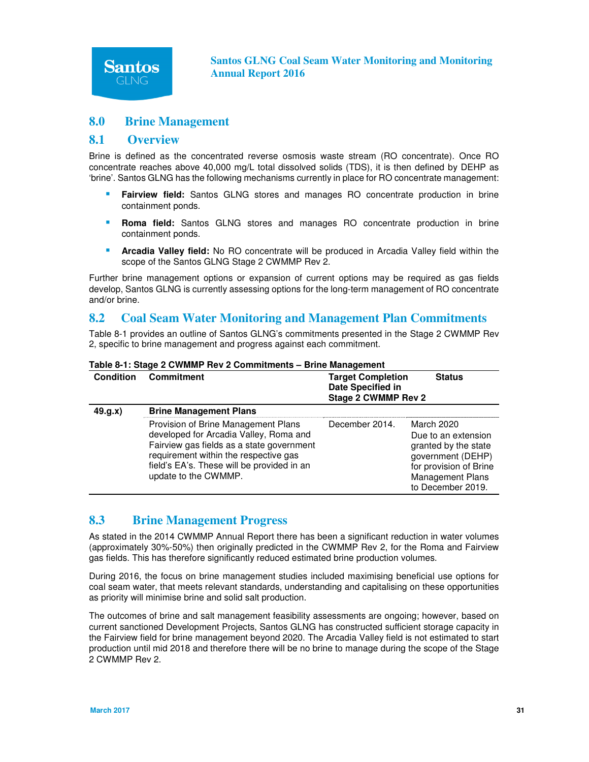# 8.0 Brine Management

## 8.1 Overview

Brine is defined as the concentrated reverse osmosis waste stream (RO concentrate). Once RO concentrate reaches above 40,000 mg/L total dissolved solids (TDS), it is then defined by DEHP as 'brine'. Santos GLNG has the following mechanisms currently in place for RO concentrate management:

- **Fairview field:** Santos GLNG stores and manages RO concentrate production in brine containment ponds.
- **Roma field:** Santos GLNG stores and manages RO concentrate production in brine containment ponds.
- **Arcadia Valley field:** No RO concentrate will be produced in Arcadia Valley field within the scope of the Santos GLNG Stage 2 CWMMP Rev 2.

Further brine management options or expansion of current options may be required as gas fields develop, Santos GLNG is currently assessing options for the long-term management of RO concentrate and/or brine.

## 8.2 Coal Seam Water Monitoring and Management Plan Commitments

Table 8-1 provides an outline of Santos GLNG's commitments presented in the Stage 2 CWMMP Rev 2, specific to brine management and progress against each commitment.

**Table 8-1: Stage 2 CWMMP Rev 2 Commitments – Brine Management**

| Condition | Commitment | Target Completion Date Specified in Stage 2 CWMMP Rev 2 | Status |
|---|---|---|---|
| 49.g.x) | **Brine Management Plans** | | |
| | Provision of Brine Management Plans developed for Arcadia Valley, Roma and Fairview gas fields as a state government requirement within the respective gas field's EA's. These will be provided in an update to the CWMMP. | December 2014. | March 2020 Due to an extension granted by the state government (DEHP) for provision of Brine Management Plans to December 2019. |

## 8.3 Brine Management Progress

As stated in the 2014 CWMMP Annual Report there has been a significant reduction in water volumes (approximately 30%-50%) then originally predicted in the CWMMP Rev 2, for the Roma and Fairview gas fields. This has therefore significantly reduced estimated brine production volumes.

During 2016, the focus on brine management studies included maximising beneficial use options for coal seam water, that meets relevant standards, understanding and capitalising on these opportunities as priority will minimise brine and solid salt production.

The outcomes of brine and salt management feasibility assessments are ongoing; however, based on current sanctioned Development Projects, Santos GLNG has constructed sufficient storage capacity in the Fairview field for brine management beyond 2020. The Arcadia Valley field is not estimated to start production until mid 2018 and therefore there will be no brine to manage during the scope of the Stage 2 CWMMP Rev 2.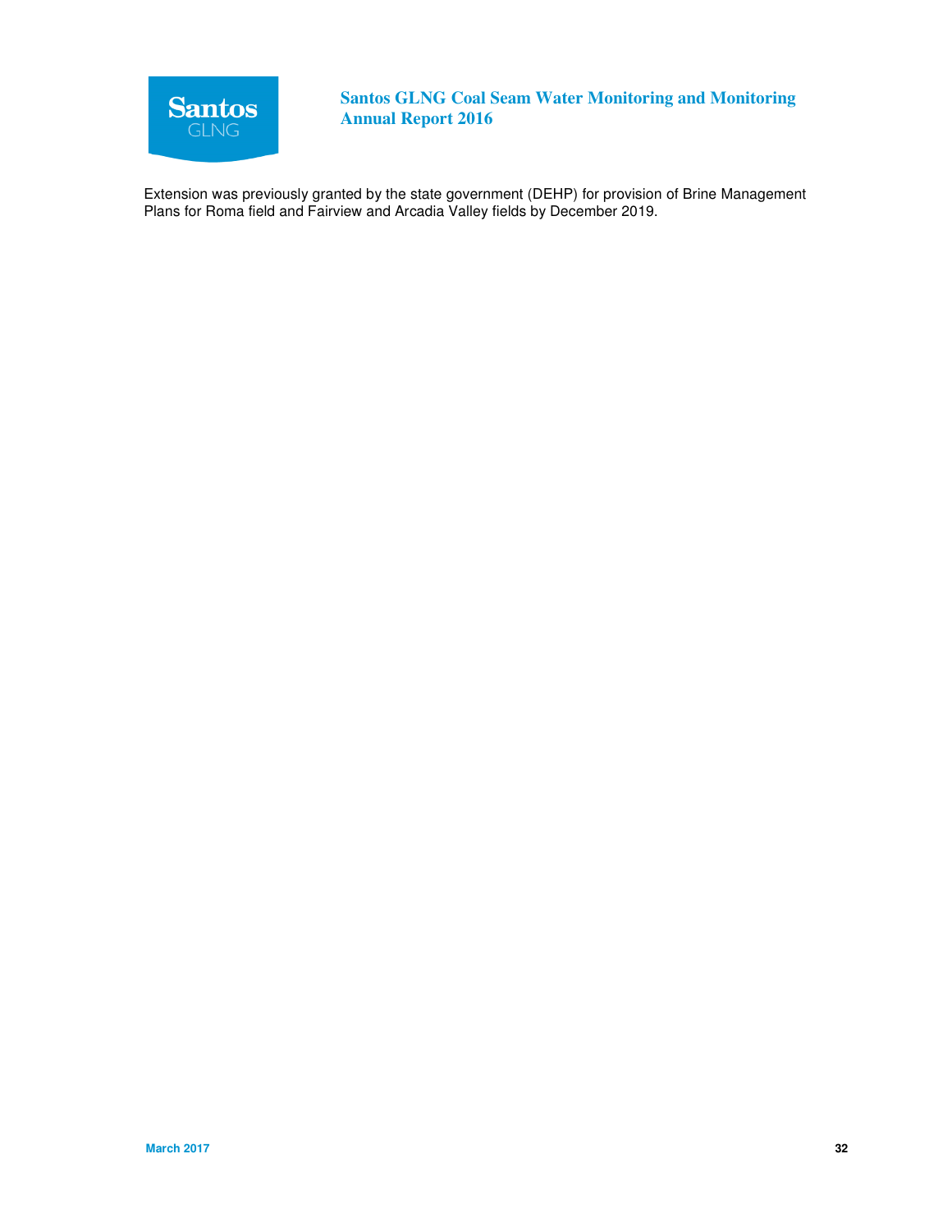Extension was previously granted by the state government (DEHP) for provision of Brine Management Plans for Roma field and Fairview and Arcadia Valley fields by December 2019.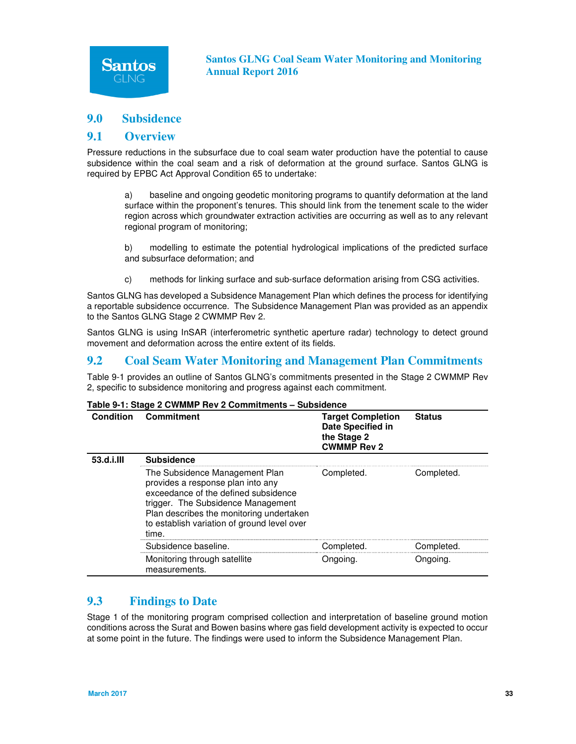# 9.0 Subsidence

## 9.1 Overview

Pressure reductions in the subsurface due to coal seam water production have the potential to cause subsidence within the coal seam and a risk of deformation at the ground surface. Santos GLNG is required by EPBC Act Approval Condition 65 to undertake:

a) baseline and ongoing geodetic monitoring programs to quantify deformation at the land surface within the proponent's tenures. This should link from the tenement scale to the wider region across which groundwater extraction activities are occurring as well as to any relevant regional program of monitoring;

b) modelling to estimate the potential hydrological implications of the predicted surface and subsurface deformation; and

c) methods for linking surface and sub-surface deformation arising from CSG activities.

Santos GLNG has developed a Subsidence Management Plan which defines the process for identifying a reportable subsidence occurrence. The Subsidence Management Plan was provided as an appendix to the Santos GLNG Stage 2 CWMMP Rev 2.

Santos GLNG is using InSAR (interferometric synthetic aperture radar) technology to detect ground movement and deformation across the entire extent of its fields.

## 9.2 Coal Seam Water Monitoring and Management Plan Commitments

Table 9-1 provides an outline of Santos GLNG's commitments presented in the Stage 2 CWMMP Rev 2, specific to subsidence monitoring and progress against each commitment.

**Table 9-1: Stage 2 CWMMP Rev 2 Commitments – Subsidence**

| Condition | Commitment | Target Completion Date Specified in the Stage 2 CWMMP Rev 2 | Status |
|---|---|---|---|
| 53.d.i.III | **Subsidence** | | |
| | The Subsidence Management Plan provides a response plan into any exceedance of the defined subsidence trigger. The Subsidence Management Plan describes the monitoring undertaken to establish variation of ground level over time. | Completed. | Completed. |
| | Subsidence baseline. | Completed. | Completed. |
| | Monitoring through satellite measurements. | Ongoing. | Ongoing. |

## 9.3 Findings to Date

Stage 1 of the monitoring program comprised collection and interpretation of baseline ground motion conditions across the Surat and Bowen basins where gas field development activity is expected to occur at some point in the future. The findings were used to inform the Subsidence Management Plan.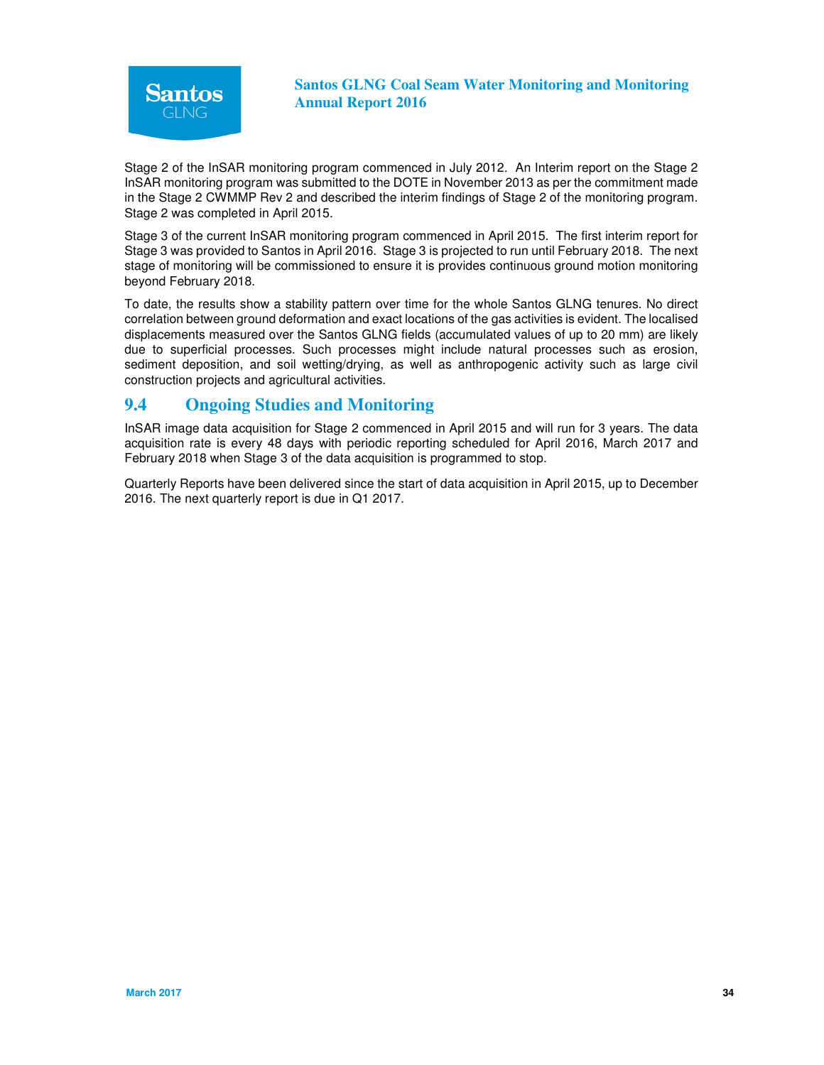Stage 2 of the InSAR monitoring program commenced in July 2012. An Interim report on the Stage 2 InSAR monitoring program was submitted to the DOTE in November 2013 as per the commitment made in the Stage 2 CWMMP Rev 2 and described the interim findings of Stage 2 of the monitoring program. Stage 2 was completed in April 2015.

Stage 3 of the current InSAR monitoring program commenced in April 2015. The first interim report for Stage 3 was provided to Santos in April 2016. Stage 3 is projected to run until February 2018. The next stage of monitoring will be commissioned to ensure it is provides continuous ground motion monitoring beyond February 2018.

To date, the results show a stability pattern over time for the whole Santos GLNG tenures. No direct correlation between ground deformation and exact locations of the gas activities is evident. The localised displacements measured over the Santos GLNG fields (accumulated values of up to 20 mm) are likely due to superficial processes. Such processes might include natural processes such as erosion, sediment deposition, and soil wetting/drying, as well as anthropogenic activity such as large civil construction projects and agricultural activities.

## 9.4 Ongoing Studies and Monitoring

InSAR image data acquisition for Stage 2 commenced in April 2015 and will run for 3 years. The data acquisition rate is every 48 days with periodic reporting scheduled for April 2016, March 2017 and February 2018 when Stage 3 of the data acquisition is programmed to stop.

Quarterly Reports have been delivered since the start of data acquisition in April 2015, up to December 2016. The next quarterly report is due in Q1 2017.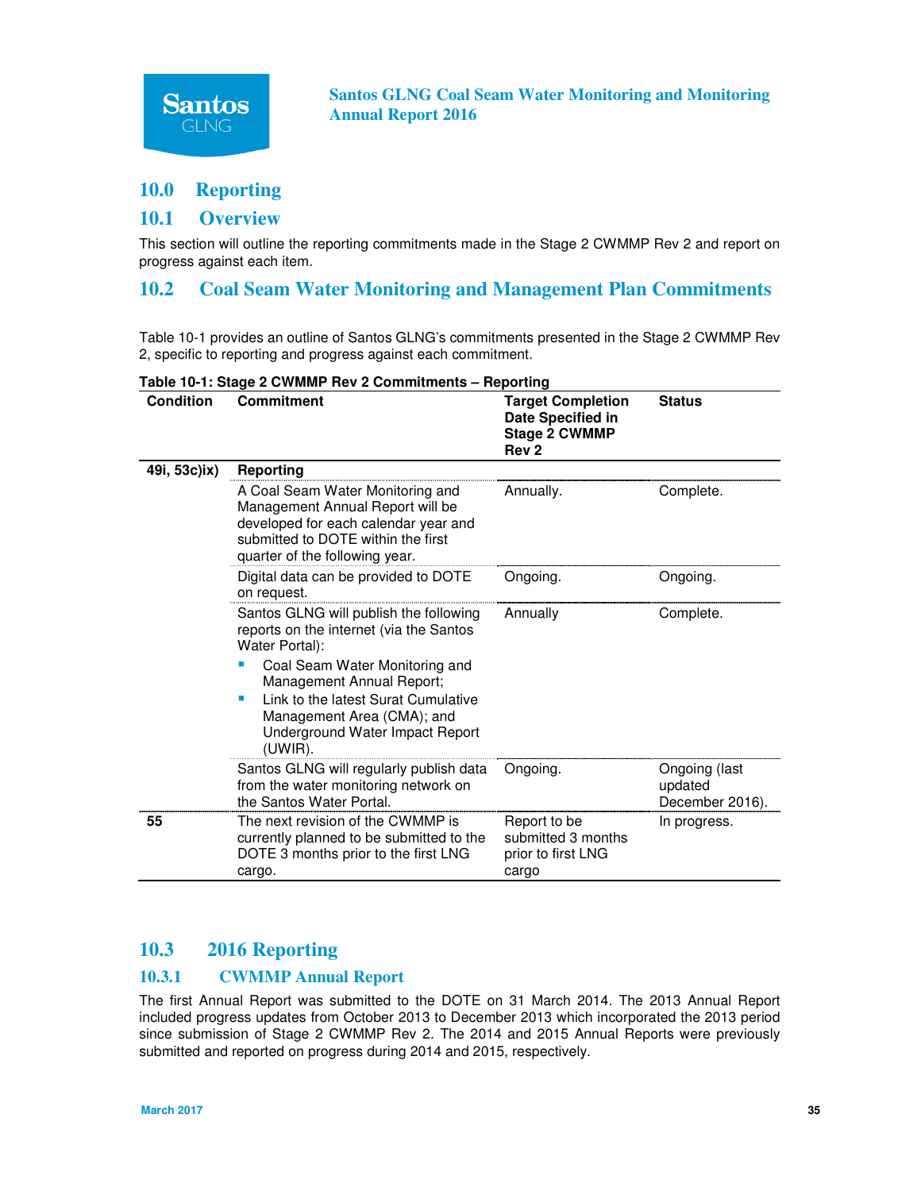# 10.0 Reporting

## 10.1 Overview

This section will outline the reporting commitments made in the Stage 2 CWMMP Rev 2 and report on progress against each item.

## 10.2 Coal Seam Water Monitoring and Management Plan Commitments

Table 10-1 provides an outline of Santos GLNG's commitments presented in the Stage 2 CWMMP Rev 2, specific to reporting and progress against each commitment.

**Table 10-1: Stage 2 CWMMP Rev 2 Commitments – Reporting**

| Condition | Commitment | Target Completion Date Specified in Stage 2 CWMMP Rev 2 | Status |
|---|---|---|---|
| 49i, 53c)ix) | **Reporting** | | |
| | A Coal Seam Water Monitoring and Management Annual Report will be developed for each calendar year and submitted to DOTE within the first quarter of the following year. | Annually. | Complete. |
| | Digital data can be provided to DOTE on request. | Ongoing. | Ongoing. |
| | Santos GLNG will publish the following reports on the internet (via the Santos Water Portal): <br>▪ Coal Seam Water Monitoring and Management Annual Report; <br>▪ Link to the latest Surat Cumulative Management Area (CMA); and Underground Water Impact Report (UWIR). | Annually | Complete. |
| | Santos GLNG will regularly publish data from the water monitoring network on the Santos Water Portal. | Ongoing. | Ongoing (last updated December 2016). |
| 55 | The next revision of the CWMMP is currently planned to be submitted to the DOTE 3 months prior to the first LNG cargo. | Report to be submitted 3 months prior to first LNG cargo | In progress. |

## 10.3 2016 Reporting

### 10.3.1 CWMMP Annual Report

The first Annual Report was submitted to the DOTE on 31 March 2014. The 2013 Annual Report included progress updates from October 2013 to December 2013 which incorporated the 2013 period since submission of Stage 2 CWMMP Rev 2. The 2014 and 2015 Annual Reports were previously submitted and reported on progress during 2014 and 2015, respectively.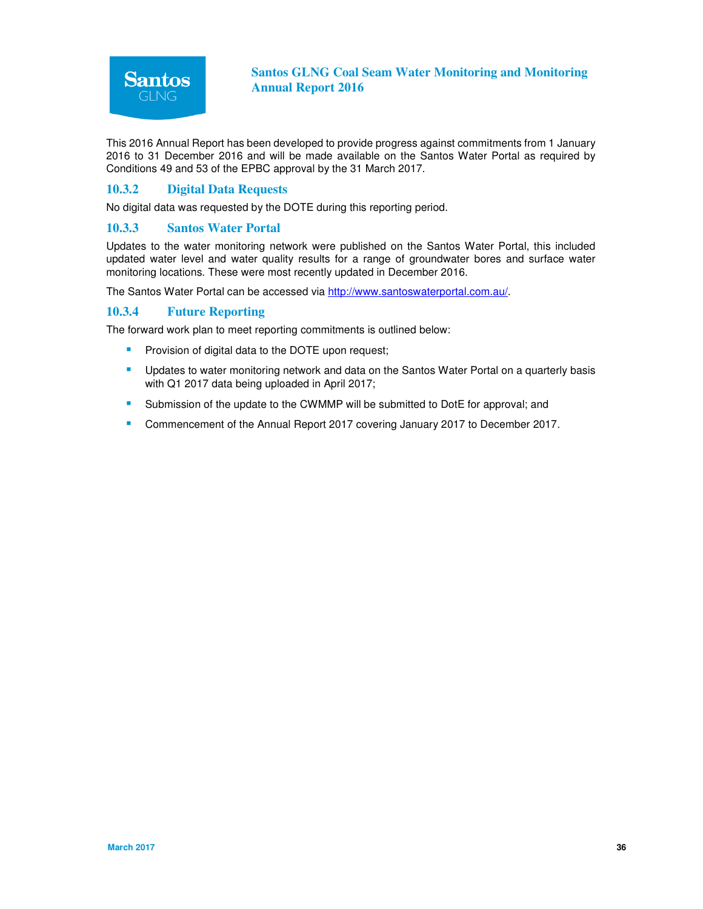This 2016 Annual Report has been developed to provide progress against commitments from 1 January 2016 to 31 December 2016 and will be made available on the Santos Water Portal as required by Conditions 49 and 53 of the EPBC approval by the 31 March 2017.

### 10.3.2 Digital Data Requests

No digital data was requested by the DOTE during this reporting period.

### 10.3.3 Santos Water Portal

Updates to the water monitoring network were published on the Santos Water Portal, this included updated water level and water quality results for a range of groundwater bores and surface water monitoring locations. These were most recently updated in December 2016.

The Santos Water Portal can be accessed via http://www.santoswaterportal.com.au/.

### 10.3.4 Future Reporting

The forward work plan to meet reporting commitments is outlined below:

- Provision of digital data to the DOTE upon request;
- Updates to water monitoring network and data on the Santos Water Portal on a quarterly basis with Q1 2017 data being uploaded in April 2017;
- Submission of the update to the CWMMP will be submitted to DotE for approval; and
- Commencement of the Annual Report 2017 covering January 2017 to December 2017.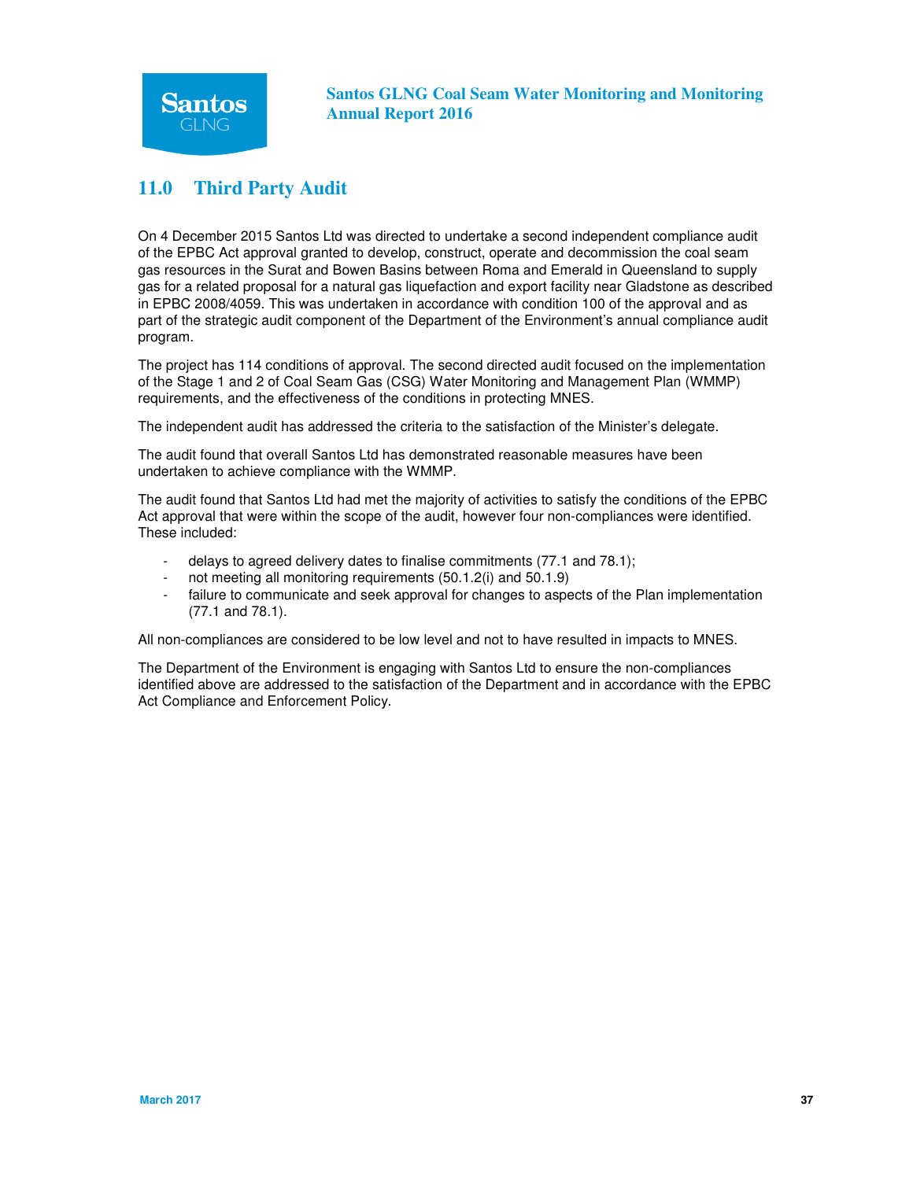## 11.0 Third Party Audit

On 4 December 2015 Santos Ltd was directed to undertake a second independent compliance audit of the EPBC Act approval granted to develop, construct, operate and decommission the coal seam gas resources in the Surat and Bowen Basins between Roma and Emerald in Queensland to supply gas for a related proposal for a natural gas liquefaction and export facility near Gladstone as described in EPBC 2008/4059. This was undertaken in accordance with condition 100 of the approval and as part of the strategic audit component of the Department of the Environment's annual compliance audit program.

The project has 114 conditions of approval. The second directed audit focused on the implementation of the Stage 1 and 2 of Coal Seam Gas (CSG) Water Monitoring and Management Plan (WMMP) requirements, and the effectiveness of the conditions in protecting MNES.

The independent audit has addressed the criteria to the satisfaction of the Minister's delegate.

The audit found that overall Santos Ltd has demonstrated reasonable measures have been undertaken to achieve compliance with the WMMP.

The audit found that Santos Ltd had met the majority of activities to satisfy the conditions of the EPBC Act approval that were within the scope of the audit, however four non-compliances were identified. These included:

- delays to agreed delivery dates to finalise commitments (77.1 and 78.1);
- not meeting all monitoring requirements (50.1.2(i) and 50.1.9)
- failure to communicate and seek approval for changes to aspects of the Plan implementation (77.1 and 78.1).

All non-compliances are considered to be low level and not to have resulted in impacts to MNES.

The Department of the Environment is engaging with Santos Ltd to ensure the non-compliances identified above are addressed to the satisfaction of the Department and in accordance with the EPBC Act Compliance and Enforcement Policy.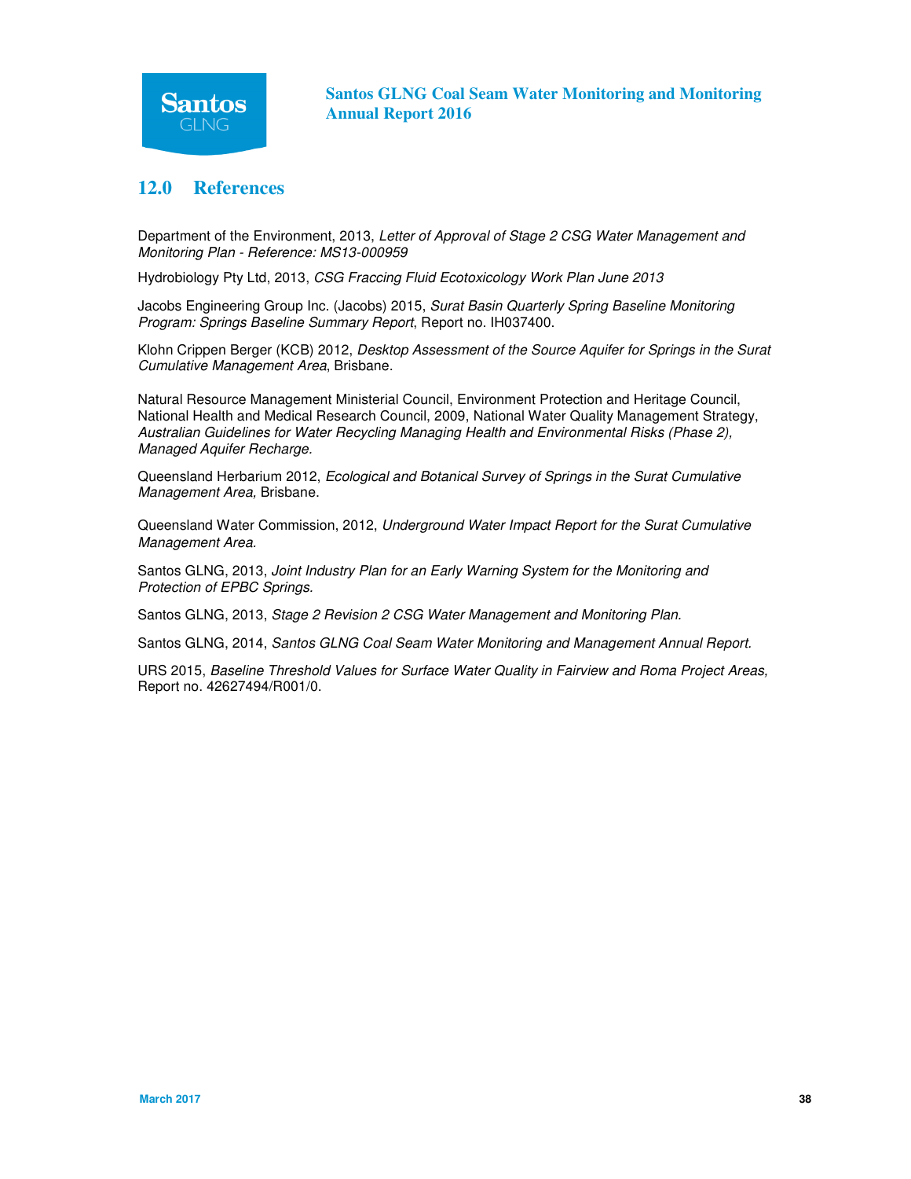## 12.0 References

Department of the Environment, 2013, *Letter of Approval of Stage 2 CSG Water Management and Monitoring Plan - Reference: MS13-000959*

Hydrobiology Pty Ltd, 2013, *CSG Fraccing Fluid Ecotoxicology Work Plan June 2013*

Jacobs Engineering Group Inc. (Jacobs) 2015, *Surat Basin Quarterly Spring Baseline Monitoring Program: Springs Baseline Summary Report*, Report no. IH037400.

Klohn Crippen Berger (KCB) 2012, *Desktop Assessment of the Source Aquifer for Springs in the Surat Cumulative Management Area*, Brisbane.

Natural Resource Management Ministerial Council, Environment Protection and Heritage Council, National Health and Medical Research Council, 2009, National Water Quality Management Strategy, *Australian Guidelines for Water Recycling Managing Health and Environmental Risks (Phase 2), Managed Aquifer Recharge.*

Queensland Herbarium 2012, *Ecological and Botanical Survey of Springs in the Surat Cumulative Management Area,* Brisbane.

Queensland Water Commission, 2012, *Underground Water Impact Report for the Surat Cumulative Management Area.*

Santos GLNG, 2013, *Joint Industry Plan for an Early Warning System for the Monitoring and Protection of EPBC Springs.*

Santos GLNG, 2013, *Stage 2 Revision 2 CSG Water Management and Monitoring Plan.*

Santos GLNG, 2014, *Santos GLNG Coal Seam Water Monitoring and Management Annual Report.*

URS 2015, *Baseline Threshold Values for Surface Water Quality in Fairview and Roma Project Areas,* Report no. 42627494/R001/0.